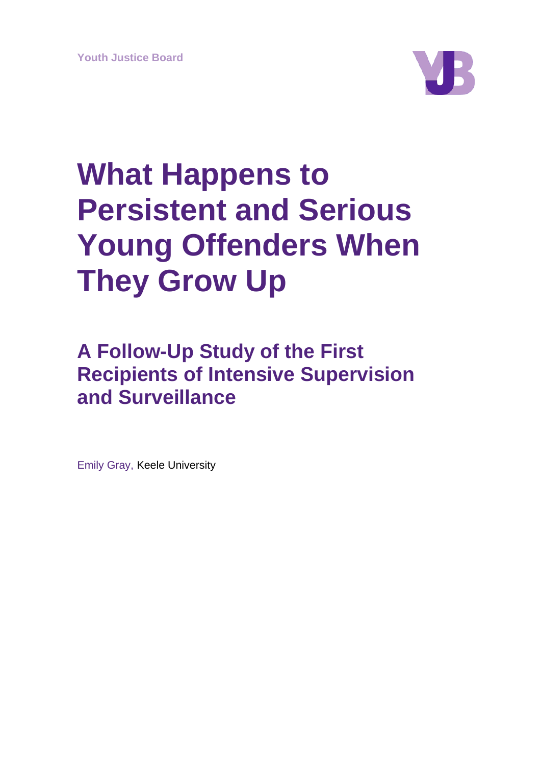Youth Justice Board

# What Happens to Persistent and Serious Young Offenders When They Grow Up

## A Follow-Up Study of the First Recipients of Intensive Supervision and Surveillance

Emily Gray, Keele University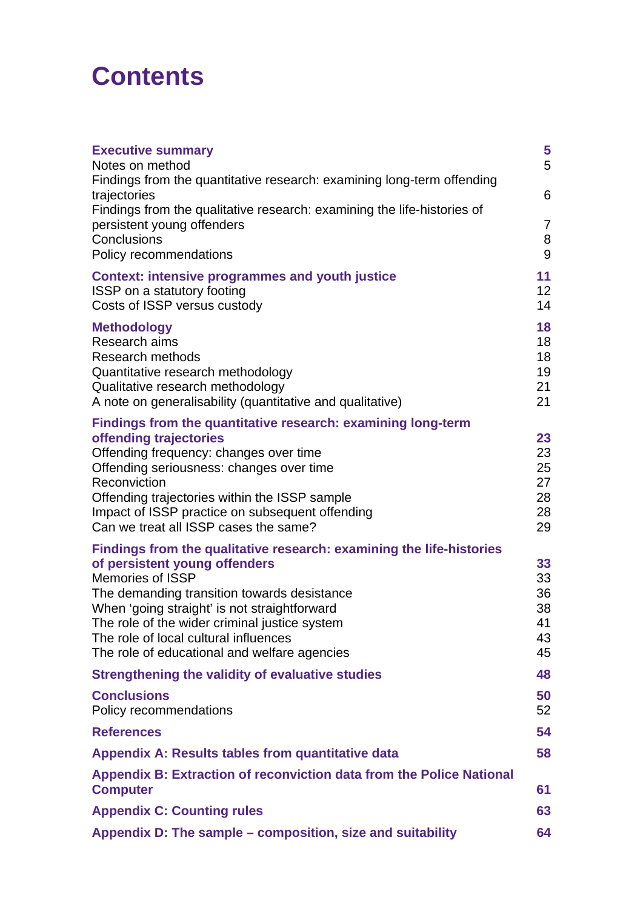# Contents

| | |
|---|---|
| **Executive summary** | **5** |
| Notes on method | 5 |
| Findings from the quantitative research: examining long-term offending trajectories | 6 |
| Findings from the qualitative research: examining the life-histories of persistent young offenders | 7 |
| Conclusions | 8 |
| Policy recommendations | 9 |
| **Context: intensive programmes and youth justice** | **11** |
| ISSP on a statutory footing | 12 |
| Costs of ISSP versus custody | 14 |
| **Methodology** | **18** |
| Research aims | 18 |
| Research methods | 18 |
| Quantitative research methodology | 19 |
| Qualitative research methodology | 21 |
| A note on generalisability (quantitative and qualitative) | 21 |
| **Findings from the quantitative research: examining long-term offending trajectories** | **23** |
| Offending frequency: changes over time | 23 |
| Offending seriousness: changes over time | 25 |
| Reconviction | 27 |
| Offending trajectories within the ISSP sample | 28 |
| Impact of ISSP practice on subsequent offending | 28 |
| Can we treat all ISSP cases the same? | 29 |
| **Findings from the qualitative research: examining the life-histories of persistent young offenders** | **33** |
| Memories of ISSP | 33 |
| The demanding transition towards desistance | 36 |
| When 'going straight' is not straightforward | 38 |
| The role of the wider criminal justice system | 41 |
| The role of local cultural influences | 43 |
| The role of educational and welfare agencies | 45 |
| **Strengthening the validity of evaluative studies** | **48** |
| **Conclusions** | **50** |
| Policy recommendations | 52 |
| **References** | **54** |
| **Appendix A: Results tables from quantitative data** | **58** |
| **Appendix B: Extraction of reconviction data from the Police National Computer** | **61** |
| **Appendix C: Counting rules** | **63** |
| **Appendix D: The sample – composition, size and suitability** | **64** |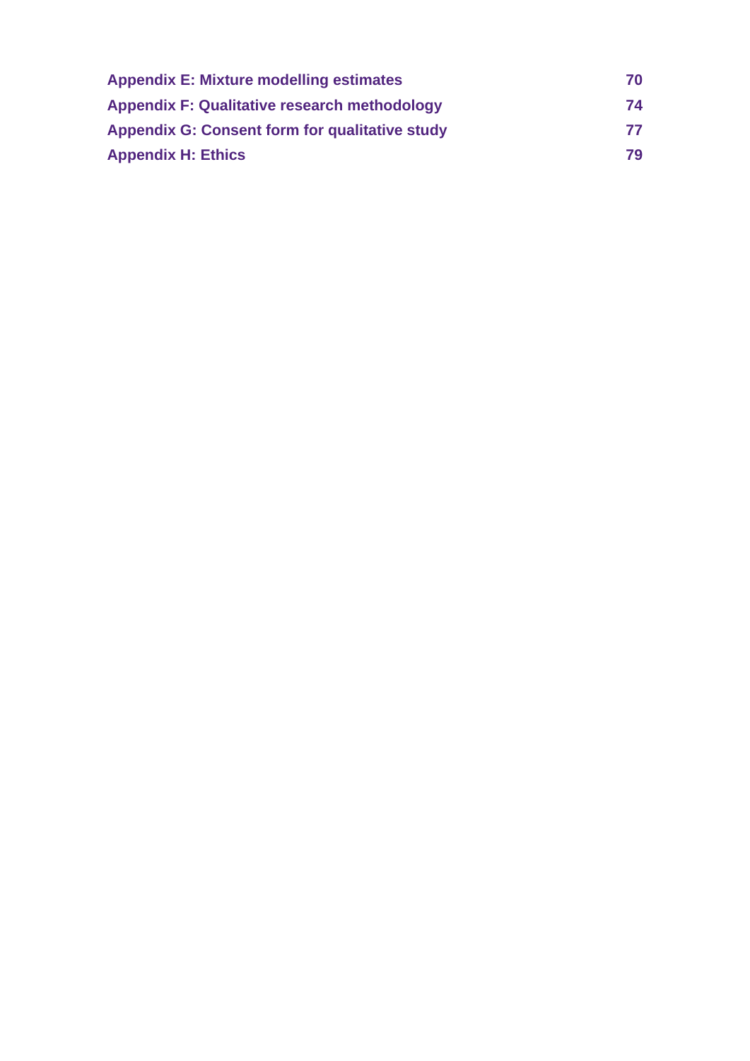| | |
|---|---|
| **Appendix E: Mixture modelling estimates** | **70** |
| **Appendix F: Qualitative research methodology** | **74** |
| **Appendix G: Consent form for qualitative study** | **77** |
| **Appendix H: Ethics** | **79** |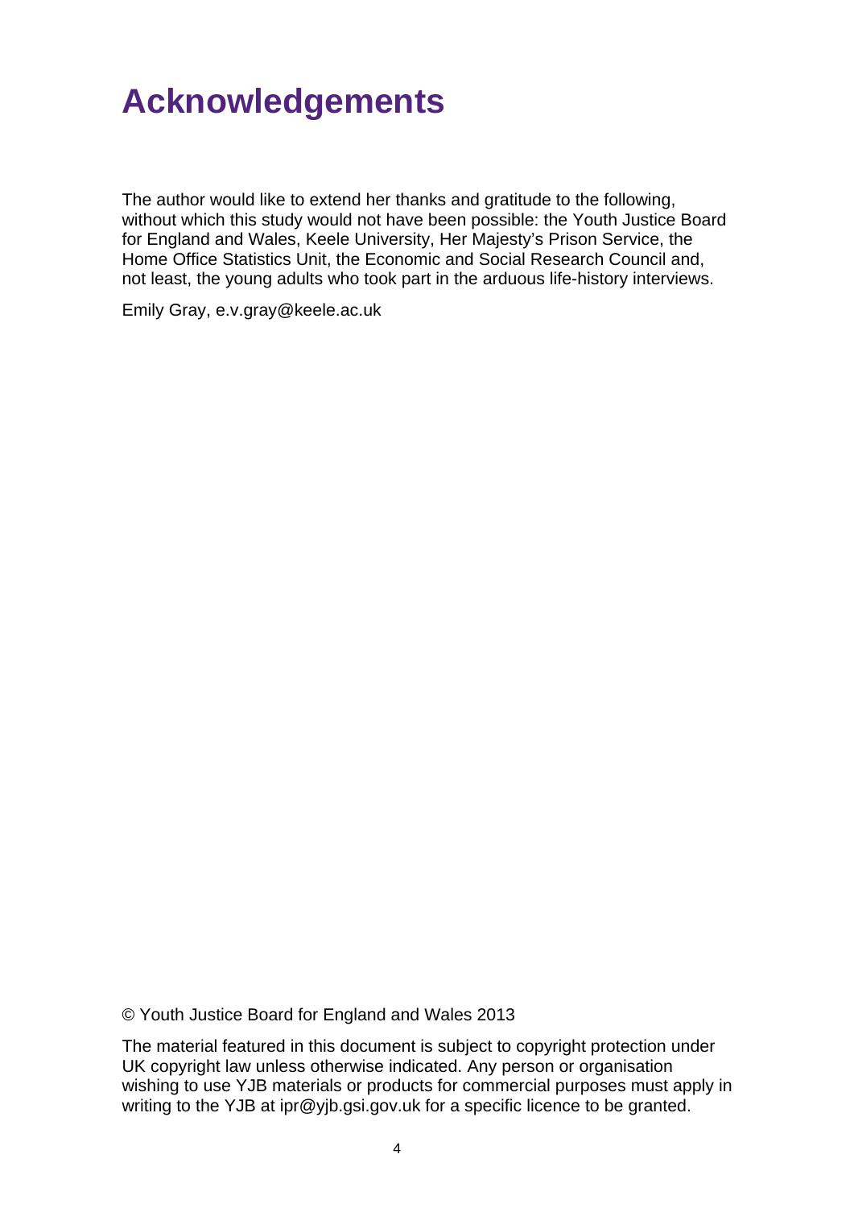# Acknowledgements

The author would like to extend her thanks and gratitude to the following, without which this study would not have been possible: the Youth Justice Board for England and Wales, Keele University, Her Majesty's Prison Service, the Home Office Statistics Unit, the Economic and Social Research Council and, not least, the young adults who took part in the arduous life-history interviews.

Emily Gray, e.v.gray@keele.ac.uk

© Youth Justice Board for England and Wales 2013

The material featured in this document is subject to copyright protection under UK copyright law unless otherwise indicated. Any person or organisation wishing to use YJB materials or products for commercial purposes must apply in writing to the YJB at ipr@yjb.gsi.gov.uk for a specific licence to be granted.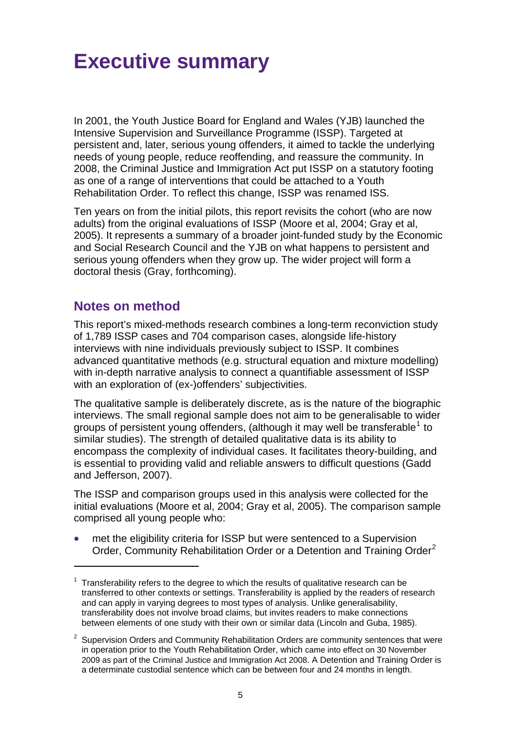# Executive summary

In 2001, the Youth Justice Board for England and Wales (YJB) launched the Intensive Supervision and Surveillance Programme (ISSP). Targeted at persistent and, later, serious young offenders, it aimed to tackle the underlying needs of young people, reduce reoffending, and reassure the community. In 2008, the Criminal Justice and Immigration Act put ISSP on a statutory footing as one of a range of interventions that could be attached to a Youth Rehabilitation Order. To reflect this change, ISSP was renamed ISS.

Ten years on from the initial pilots, this report revisits the cohort (who are now adults) from the original evaluations of ISSP (Moore et al, 2004; Gray et al, 2005). It represents a summary of a broader joint-funded study by the Economic and Social Research Council and the YJB on what happens to persistent and serious young offenders when they grow up. The wider project will form a doctoral thesis (Gray, forthcoming).

## Notes on method

This report's mixed-methods research combines a long-term reconviction study of 1,789 ISSP cases and 704 comparison cases, alongside life-history interviews with nine individuals previously subject to ISSP. It combines advanced quantitative methods (e.g. structural equation and mixture modelling) with in-depth narrative analysis to connect a quantifiable assessment of ISSP with an exploration of (ex-)offenders' subjectivities.

The qualitative sample is deliberately discrete, as is the nature of the biographic interviews. The small regional sample does not aim to be generalisable to wider groups of persistent young offenders, (although it may well be transferable[1] to similar studies). The strength of detailed qualitative data is its ability to encompass the complexity of individual cases. It facilitates theory-building, and is essential to providing valid and reliable answers to difficult questions (Gadd and Jefferson, 2007).

The ISSP and comparison groups used in this analysis were collected for the initial evaluations (Moore et al, 2004; Gray et al, 2005). The comparison sample comprised all young people who:

- met the eligibility criteria for ISSP but were sentenced to a Supervision Order, Community Rehabilitation Order or a Detention and Training Order[2]

---

[1] Transferability refers to the degree to which the results of qualitative research can be transferred to other contexts or settings. Transferability is applied by the readers of research and can apply in varying degrees to most types of analysis. Unlike generalisability, transferability does not involve broad claims, but invites readers to make connections between elements of one study with their own or similar data (Lincoln and Guba, 1985).

[2] Supervision Orders and Community Rehabilitation Orders are community sentences that were in operation prior to the Youth Rehabilitation Order, which came into effect on 30 November 2009 as part of the Criminal Justice and Immigration Act 2008. A Detention and Training Order is a determinate custodial sentence which can be between four and 24 months in length.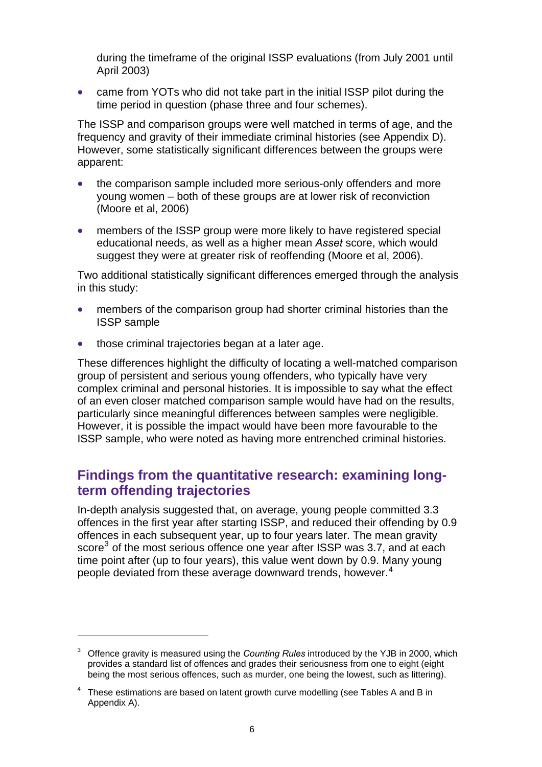during the timeframe of the original ISSP evaluations (from July 2001 until April 2003)

- came from YOTs who did not take part in the initial ISSP pilot during the time period in question (phase three and four schemes).

The ISSP and comparison groups were well matched in terms of age, and the frequency and gravity of their immediate criminal histories (see Appendix D). However, some statistically significant differences between the groups were apparent:

- the comparison sample included more serious-only offenders and more young women – both of these groups are at lower risk of reconviction (Moore et al, 2006)
- members of the ISSP group were more likely to have registered special educational needs, as well as a higher mean *Asset* score, which would suggest they were at greater risk of reoffending (Moore et al, 2006).

Two additional statistically significant differences emerged through the analysis in this study:

- members of the comparison group had shorter criminal histories than the ISSP sample
- those criminal trajectories began at a later age.

These differences highlight the difficulty of locating a well-matched comparison group of persistent and serious young offenders, who typically have very complex criminal and personal histories. It is impossible to say what the effect of an even closer matched comparison sample would have had on the results, particularly since meaningful differences between samples were negligible. However, it is possible the impact would have been more favourable to the ISSP sample, who were noted as having more entrenched criminal histories.

## Findings from the quantitative research: examining long-term offending trajectories

In-depth analysis suggested that, on average, young people committed 3.3 offences in the first year after starting ISSP, and reduced their offending by 0.9 offences in each subsequent year, up to four years later. The mean gravity score[3] of the most serious offence one year after ISSP was 3.7, and at each time point after (up to four years), this value went down by 0.9. Many young people deviated from these average downward trends, however.[4]

---

[3] Offence gravity is measured using the *Counting Rules* introduced by the YJB in 2000, which provides a standard list of offences and grades their seriousness from one to eight (eight being the most serious offences, such as murder, one being the lowest, such as littering).

[4] These estimations are based on latent growth curve modelling (see Tables A and B in Appendix A).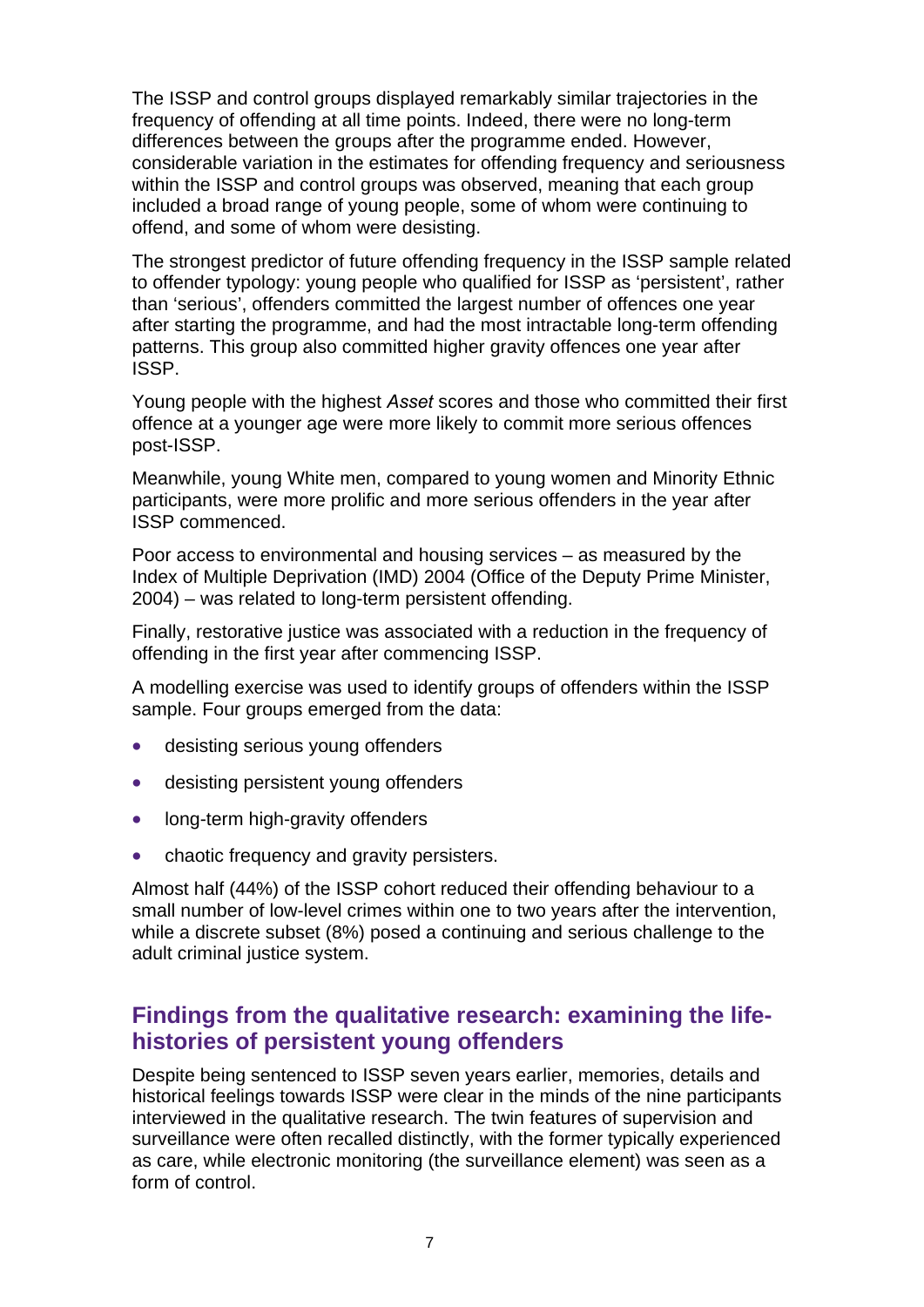The ISSP and control groups displayed remarkably similar trajectories in the frequency of offending at all time points. Indeed, there were no long-term differences between the groups after the programme ended. However, considerable variation in the estimates for offending frequency and seriousness within the ISSP and control groups was observed, meaning that each group included a broad range of young people, some of whom were continuing to offend, and some of whom were desisting.

The strongest predictor of future offending frequency in the ISSP sample related to offender typology: young people who qualified for ISSP as 'persistent', rather than 'serious', offenders committed the largest number of offences one year after starting the programme, and had the most intractable long-term offending patterns. This group also committed higher gravity offences one year after ISSP.

Young people with the highest *Asset* scores and those who committed their first offence at a younger age were more likely to commit more serious offences post-ISSP.

Meanwhile, young White men, compared to young women and Minority Ethnic participants, were more prolific and more serious offenders in the year after ISSP commenced.

Poor access to environmental and housing services – as measured by the Index of Multiple Deprivation (IMD) 2004 (Office of the Deputy Prime Minister, 2004) – was related to long-term persistent offending.

Finally, restorative justice was associated with a reduction in the frequency of offending in the first year after commencing ISSP.

A modelling exercise was used to identify groups of offenders within the ISSP sample. Four groups emerged from the data:

- desisting serious young offenders
- desisting persistent young offenders
- long-term high-gravity offenders
- chaotic frequency and gravity persisters.

Almost half (44%) of the ISSP cohort reduced their offending behaviour to a small number of low-level crimes within one to two years after the intervention, while a discrete subset (8%) posed a continuing and serious challenge to the adult criminal justice system.

## Findings from the qualitative research: examining the life-histories of persistent young offenders

Despite being sentenced to ISSP seven years earlier, memories, details and historical feelings towards ISSP were clear in the minds of the nine participants interviewed in the qualitative research. The twin features of supervision and surveillance were often recalled distinctly, with the former typically experienced as care, while electronic monitoring (the surveillance element) was seen as a form of control.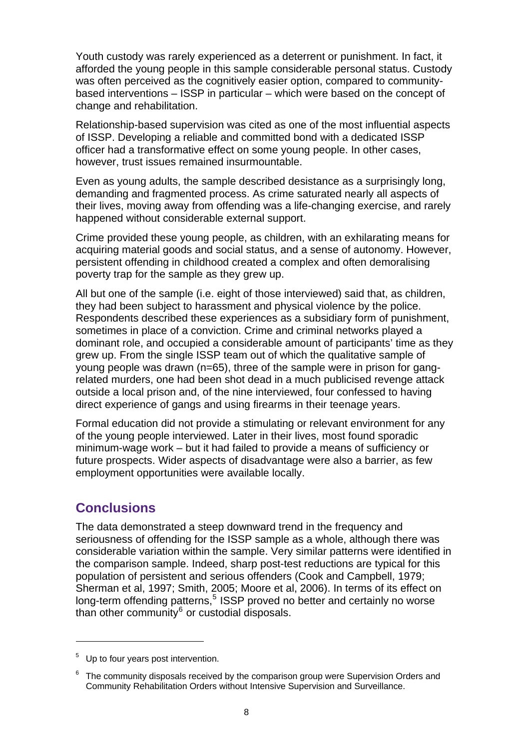Youth custody was rarely experienced as a deterrent or punishment. In fact, it afforded the young people in this sample considerable personal status. Custody was often perceived as the cognitively easier option, compared to community-based interventions – ISSP in particular – which were based on the concept of change and rehabilitation.

Relationship-based supervision was cited as one of the most influential aspects of ISSP. Developing a reliable and committed bond with a dedicated ISSP officer had a transformative effect on some young people. In other cases, however, trust issues remained insurmountable.

Even as young adults, the sample described desistance as a surprisingly long, demanding and fragmented process. As crime saturated nearly all aspects of their lives, moving away from offending was a life-changing exercise, and rarely happened without considerable external support.

Crime provided these young people, as children, with an exhilarating means for acquiring material goods and social status, and a sense of autonomy. However, persistent offending in childhood created a complex and often demoralising poverty trap for the sample as they grew up.

All but one of the sample (i.e. eight of those interviewed) said that, as children, they had been subject to harassment and physical violence by the police. Respondents described these experiences as a subsidiary form of punishment, sometimes in place of a conviction. Crime and criminal networks played a dominant role, and occupied a considerable amount of participants' time as they grew up. From the single ISSP team out of which the qualitative sample of young people was drawn (n=65), three of the sample were in prison for gang-related murders, one had been shot dead in a much publicised revenge attack outside a local prison and, of the nine interviewed, four confessed to having direct experience of gangs and using firearms in their teenage years.

Formal education did not provide a stimulating or relevant environment for any of the young people interviewed. Later in their lives, most found sporadic minimum-wage work – but it had failed to provide a means of sufficiency or future prospects. Wider aspects of disadvantage were also a barrier, as few employment opportunities were available locally.

## Conclusions

The data demonstrated a steep downward trend in the frequency and seriousness of offending for the ISSP sample as a whole, although there was considerable variation within the sample. Very similar patterns were identified in the comparison sample. Indeed, sharp post-test reductions are typical for this population of persistent and serious offenders (Cook and Campbell, 1979; Sherman et al, 1997; Smith, 2005; Moore et al, 2006). In terms of its effect on long-term offending patterns,[5] ISSP proved no better and certainly no worse than other community[6] or custodial disposals.

---

[5] Up to four years post intervention.

[6] The community disposals received by the comparison group were Supervision Orders and Community Rehabilitation Orders without Intensive Supervision and Surveillance.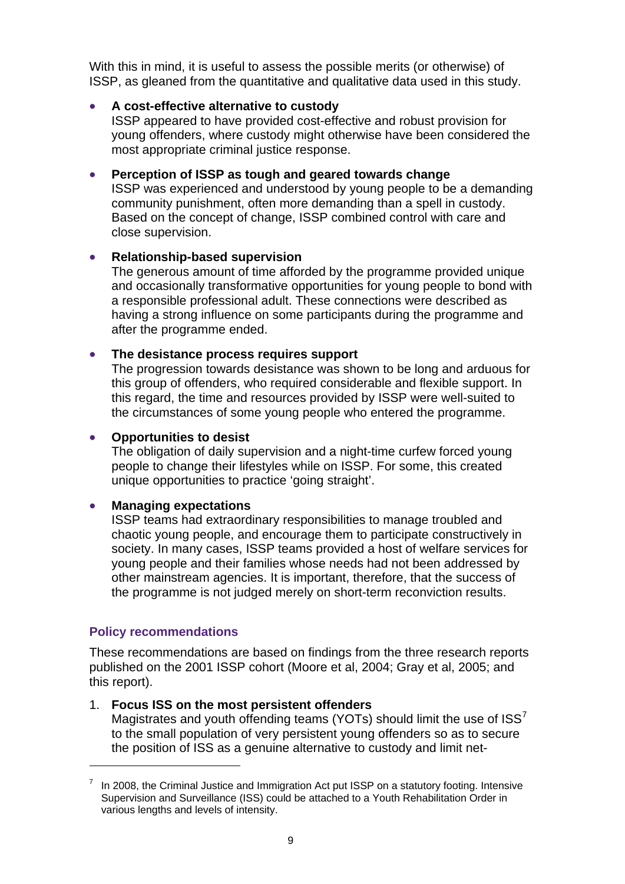With this in mind, it is useful to assess the possible merits (or otherwise) of ISSP, as gleaned from the quantitative and qualitative data used in this study.

- **A cost-effective alternative to custody**
  ISSP appeared to have provided cost-effective and robust provision for young offenders, where custody might otherwise have been considered the most appropriate criminal justice response.

- **Perception of ISSP as tough and geared towards change**
  ISSP was experienced and understood by young people to be a demanding community punishment, often more demanding than a spell in custody. Based on the concept of change, ISSP combined control with care and close supervision.

- **Relationship-based supervision**
  The generous amount of time afforded by the programme provided unique and occasionally transformative opportunities for young people to bond with a responsible professional adult. These connections were described as having a strong influence on some participants during the programme and after the programme ended.

- **The desistance process requires support**
  The progression towards desistance was shown to be long and arduous for this group of offenders, who required considerable and flexible support. In this regard, the time and resources provided by ISSP were well-suited to the circumstances of some young people who entered the programme.

- **Opportunities to desist**
  The obligation of daily supervision and a night-time curfew forced young people to change their lifestyles while on ISSP. For some, this created unique opportunities to practice 'going straight'.

- **Managing expectations**
  ISSP teams had extraordinary responsibilities to manage troubled and chaotic young people, and encourage them to participate constructively in society. In many cases, ISSP teams provided a host of welfare services for young people and their families whose needs had not been addressed by other mainstream agencies. It is important, therefore, that the success of the programme is not judged merely on short-term reconviction results.

### Policy recommendations

These recommendations are based on findings from the three research reports published on the 2001 ISSP cohort (Moore et al, 2004; Gray et al, 2005; and this report).

1. **Focus ISS on the most persistent offenders**
   Magistrates and youth offending teams (YOTs) should limit the use of ISS[7] to the small population of very persistent young offenders so as to secure the position of ISS as a genuine alternative to custody and limit net-

[7] In 2008, the Criminal Justice and Immigration Act put ISSP on a statutory footing. Intensive Supervision and Surveillance (ISS) could be attached to a Youth Rehabilitation Order in various lengths and levels of intensity.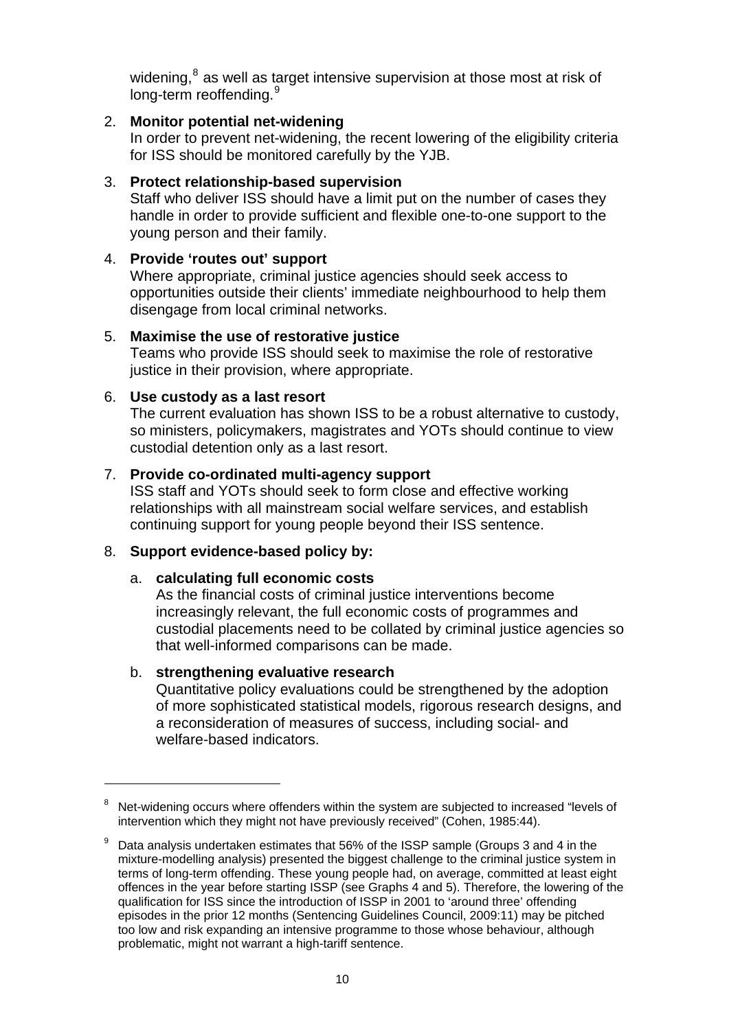widening,[8] as well as target intensive supervision at those most at risk of long-term reoffending.[9]

2. **Monitor potential net-widening**
   In order to prevent net-widening, the recent lowering of the eligibility criteria for ISS should be monitored carefully by the YJB.

3. **Protect relationship-based supervision**
   Staff who deliver ISS should have a limit put on the number of cases they handle in order to provide sufficient and flexible one-to-one support to the young person and their family.

4. **Provide 'routes out' support**
   Where appropriate, criminal justice agencies should seek access to opportunities outside their clients' immediate neighbourhood to help them disengage from local criminal networks.

5. **Maximise the use of restorative justice**
   Teams who provide ISS should seek to maximise the role of restorative justice in their provision, where appropriate.

6. **Use custody as a last resort**
   The current evaluation has shown ISS to be a robust alternative to custody, so ministers, policymakers, magistrates and YOTs should continue to view custodial detention only as a last resort.

7. **Provide co-ordinated multi-agency support**
   ISS staff and YOTs should seek to form close and effective working relationships with all mainstream social welfare services, and establish continuing support for young people beyond their ISS sentence.

8. **Support evidence-based policy by:**

   a. **calculating full economic costs**
      As the financial costs of criminal justice interventions become increasingly relevant, the full economic costs of programmes and custodial placements need to be collated by criminal justice agencies so that well-informed comparisons can be made.

   b. **strengthening evaluative research**
      Quantitative policy evaluations could be strengthened by the adoption of more sophisticated statistical models, rigorous research designs, and a reconsideration of measures of success, including social- and welfare-based indicators.

---

[8] Net-widening occurs where offenders within the system are subjected to increased "levels of intervention which they might not have previously received" (Cohen, 1985:44).

[9] Data analysis undertaken estimates that 56% of the ISSP sample (Groups 3 and 4 in the mixture-modelling analysis) presented the biggest challenge to the criminal justice system in terms of long-term offending. These young people had, on average, committed at least eight offences in the year before starting ISSP (see Graphs 4 and 5). Therefore, the lowering of the qualification for ISS since the introduction of ISSP in 2001 to 'around three' offending episodes in the prior 12 months (Sentencing Guidelines Council, 2009:11) may be pitched too low and risk expanding an intensive programme to those whose behaviour, although problematic, might not warrant a high-tariff sentence.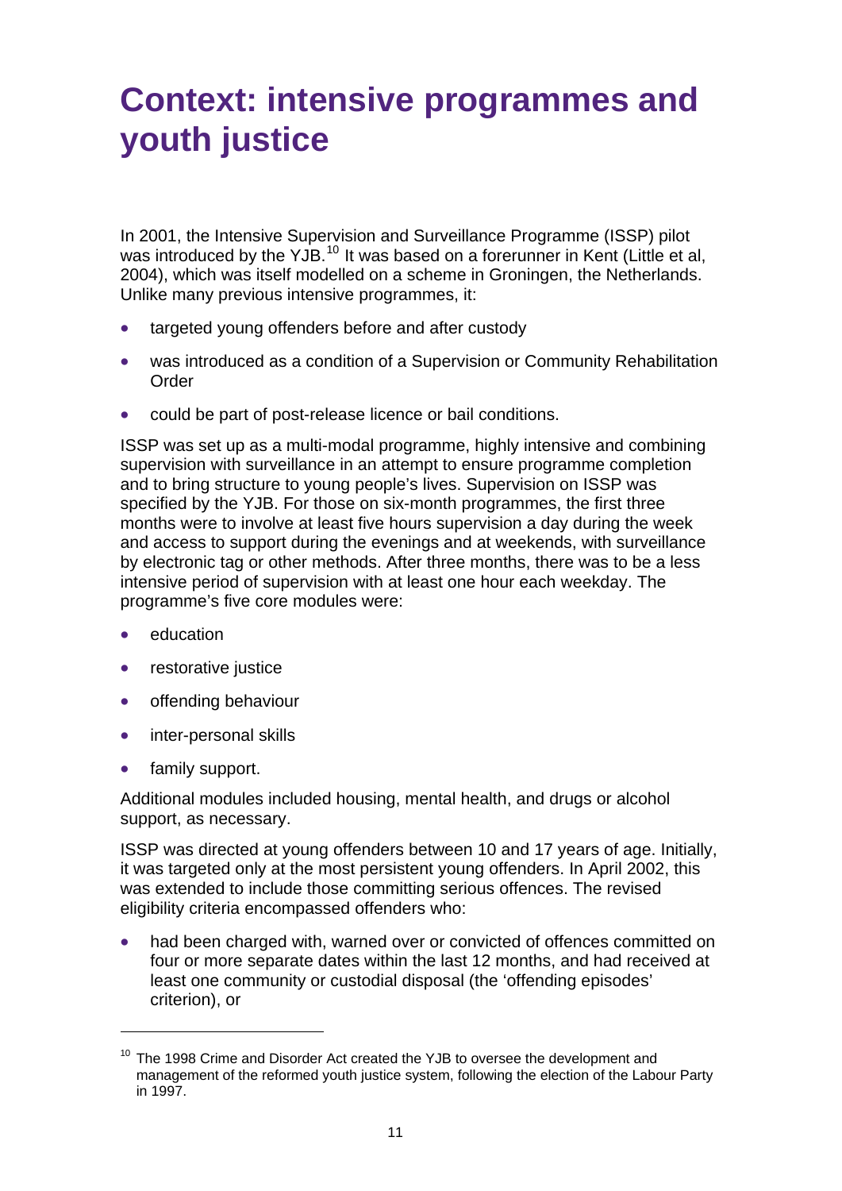# Context: intensive programmes and youth justice

In 2001, the Intensive Supervision and Surveillance Programme (ISSP) pilot was introduced by the YJB.[10] It was based on a forerunner in Kent (Little et al, 2004), which was itself modelled on a scheme in Groningen, the Netherlands. Unlike many previous intensive programmes, it:

- targeted young offenders before and after custody
- was introduced as a condition of a Supervision or Community Rehabilitation Order
- could be part of post-release licence or bail conditions.

ISSP was set up as a multi-modal programme, highly intensive and combining supervision with surveillance in an attempt to ensure programme completion and to bring structure to young people's lives. Supervision on ISSP was specified by the YJB. For those on six-month programmes, the first three months were to involve at least five hours supervision a day during the week and access to support during the evenings and at weekends, with surveillance by electronic tag or other methods. After three months, there was to be a less intensive period of supervision with at least one hour each weekday. The programme's five core modules were:

- education
- restorative justice
- offending behaviour
- inter-personal skills
- family support.

Additional modules included housing, mental health, and drugs or alcohol support, as necessary.

ISSP was directed at young offenders between 10 and 17 years of age. Initially, it was targeted only at the most persistent young offenders. In April 2002, this was extended to include those committing serious offences. The revised eligibility criteria encompassed offenders who:

- had been charged with, warned over or convicted of offences committed on four or more separate dates within the last 12 months, and had received at least one community or custodial disposal (the 'offending episodes' criterion), or

---

[10] The 1998 Crime and Disorder Act created the YJB to oversee the development and management of the reformed youth justice system, following the election of the Labour Party in 1997.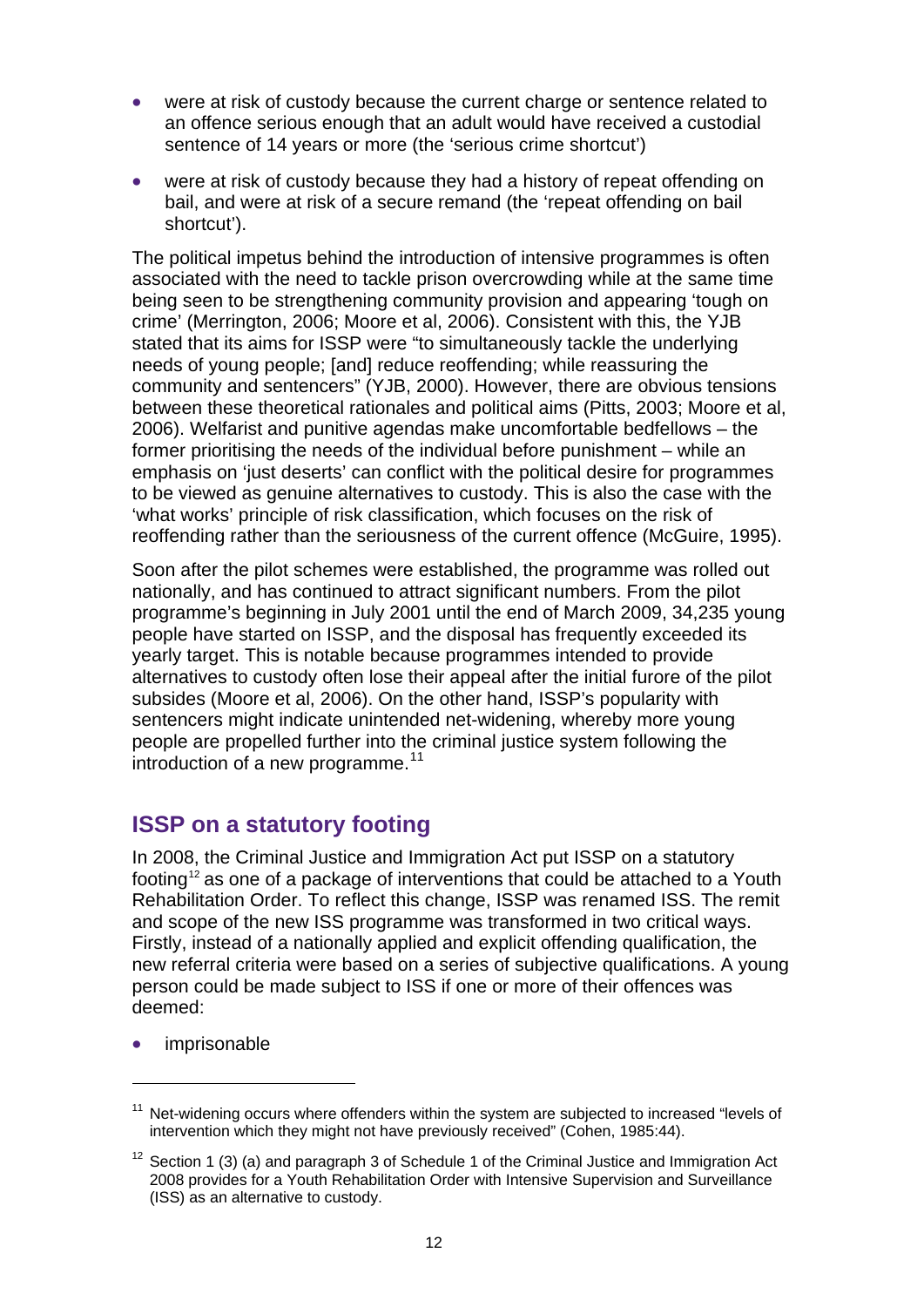- were at risk of custody because the current charge or sentence related to an offence serious enough that an adult would have received a custodial sentence of 14 years or more (the 'serious crime shortcut')
- were at risk of custody because they had a history of repeat offending on bail, and were at risk of a secure remand (the 'repeat offending on bail shortcut').

The political impetus behind the introduction of intensive programmes is often associated with the need to tackle prison overcrowding while at the same time being seen to be strengthening community provision and appearing 'tough on crime' (Merrington, 2006; Moore et al, 2006). Consistent with this, the YJB stated that its aims for ISSP were "to simultaneously tackle the underlying needs of young people; [and] reduce reoffending; while reassuring the community and sentencers" (YJB, 2000). However, there are obvious tensions between these theoretical rationales and political aims (Pitts, 2003; Moore et al, 2006). Welfarist and punitive agendas make uncomfortable bedfellows – the former prioritising the needs of the individual before punishment – while an emphasis on 'just deserts' can conflict with the political desire for programmes to be viewed as genuine alternatives to custody. This is also the case with the 'what works' principle of risk classification, which focuses on the risk of reoffending rather than the seriousness of the current offence (McGuire, 1995).

Soon after the pilot schemes were established, the programme was rolled out nationally, and has continued to attract significant numbers. From the pilot programme's beginning in July 2001 until the end of March 2009, 34,235 young people have started on ISSP, and the disposal has frequently exceeded its yearly target. This is notable because programmes intended to provide alternatives to custody often lose their appeal after the initial furore of the pilot subsides (Moore et al, 2006). On the other hand, ISSP's popularity with sentencers might indicate unintended net-widening, whereby more young people are propelled further into the criminal justice system following the introduction of a new programme.[11]

## ISSP on a statutory footing

In 2008, the Criminal Justice and Immigration Act put ISSP on a statutory footing[12] as one of a package of interventions that could be attached to a Youth Rehabilitation Order. To reflect this change, ISSP was renamed ISS. The remit and scope of the new ISS programme was transformed in two critical ways. Firstly, instead of a nationally applied and explicit offending qualification, the new referral criteria were based on a series of subjective qualifications. A young person could be made subject to ISS if one or more of their offences was deemed:

- imprisonable

---

[11] Net-widening occurs where offenders within the system are subjected to increased "levels of intervention which they might not have previously received" (Cohen, 1985:44).

[12] Section 1 (3) (a) and paragraph 3 of Schedule 1 of the Criminal Justice and Immigration Act 2008 provides for a Youth Rehabilitation Order with Intensive Supervision and Surveillance (ISS) as an alternative to custody.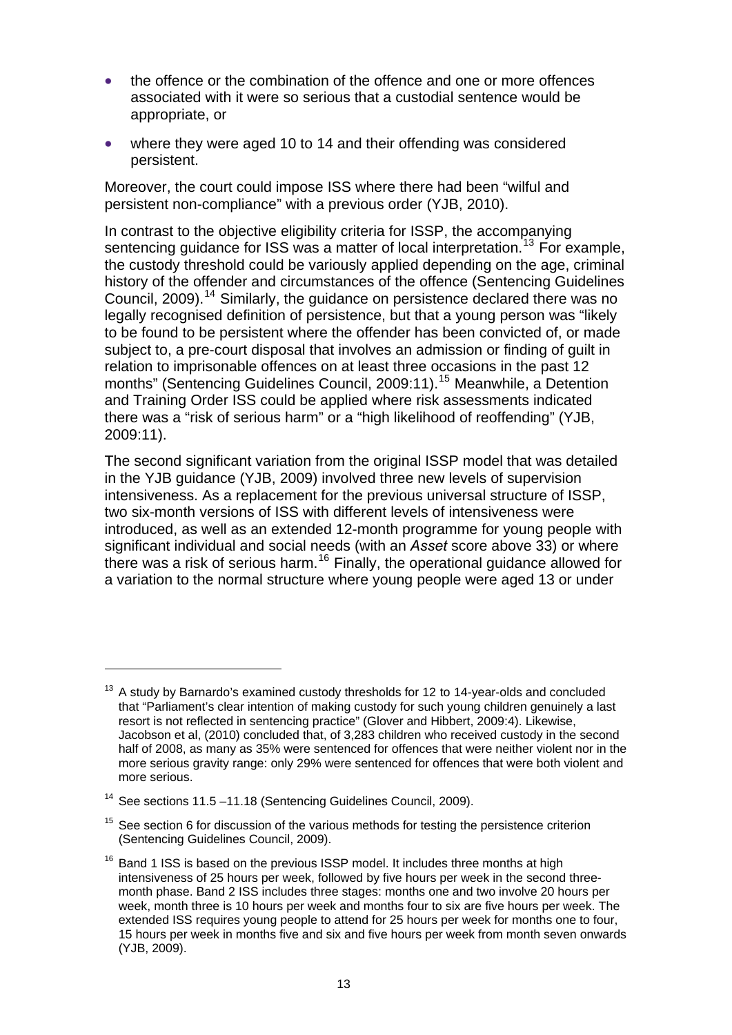- the offence or the combination of the offence and one or more offences associated with it were so serious that a custodial sentence would be appropriate, or
- where they were aged 10 to 14 and their offending was considered persistent.

Moreover, the court could impose ISS where there had been "wilful and persistent non-compliance" with a previous order (YJB, 2010).

In contrast to the objective eligibility criteria for ISSP, the accompanying sentencing guidance for ISS was a matter of local interpretation.[13] For example, the custody threshold could be variously applied depending on the age, criminal history of the offender and circumstances of the offence (Sentencing Guidelines Council, 2009).[14] Similarly, the guidance on persistence declared there was no legally recognised definition of persistence, but that a young person was "likely to be found to be persistent where the offender has been convicted of, or made subject to, a pre-court disposal that involves an admission or finding of guilt in relation to imprisonable offences on at least three occasions in the past 12 months" (Sentencing Guidelines Council, 2009:11).[15] Meanwhile, a Detention and Training Order ISS could be applied where risk assessments indicated there was a "risk of serious harm" or a "high likelihood of reoffending" (YJB, 2009:11).

The second significant variation from the original ISSP model that was detailed in the YJB guidance (YJB, 2009) involved three new levels of supervision intensiveness. As a replacement for the previous universal structure of ISSP, two six-month versions of ISS with different levels of intensiveness were introduced, as well as an extended 12-month programme for young people with significant individual and social needs (with an *Asset* score above 33) or where there was a risk of serious harm.[16] Finally, the operational guidance allowed for a variation to the normal structure where young people were aged 13 or under

---

[13] A study by Barnardo's examined custody thresholds for 12 to 14-year-olds and concluded that "Parliament's clear intention of making custody for such young children genuinely a last resort is not reflected in sentencing practice" (Glover and Hibbert, 2009:4). Likewise, Jacobson et al, (2010) concluded that, of 3,283 children who received custody in the second half of 2008, as many as 35% were sentenced for offences that were neither violent nor in the more serious gravity range: only 29% were sentenced for offences that were both violent and more serious.

[14] See sections 11.5 –11.18 (Sentencing Guidelines Council, 2009).

[15] See section 6 for discussion of the various methods for testing the persistence criterion (Sentencing Guidelines Council, 2009).

[16] Band 1 ISS is based on the previous ISSP model. It includes three months at high intensiveness of 25 hours per week, followed by five hours per week in the second three-month phase. Band 2 ISS includes three stages: months one and two involve 20 hours per week, month three is 10 hours per week and months four to six are five hours per week. The extended ISS requires young people to attend for 25 hours per week for months one to four, 15 hours per week in months five and six and five hours per week from month seven onwards (YJB, 2009).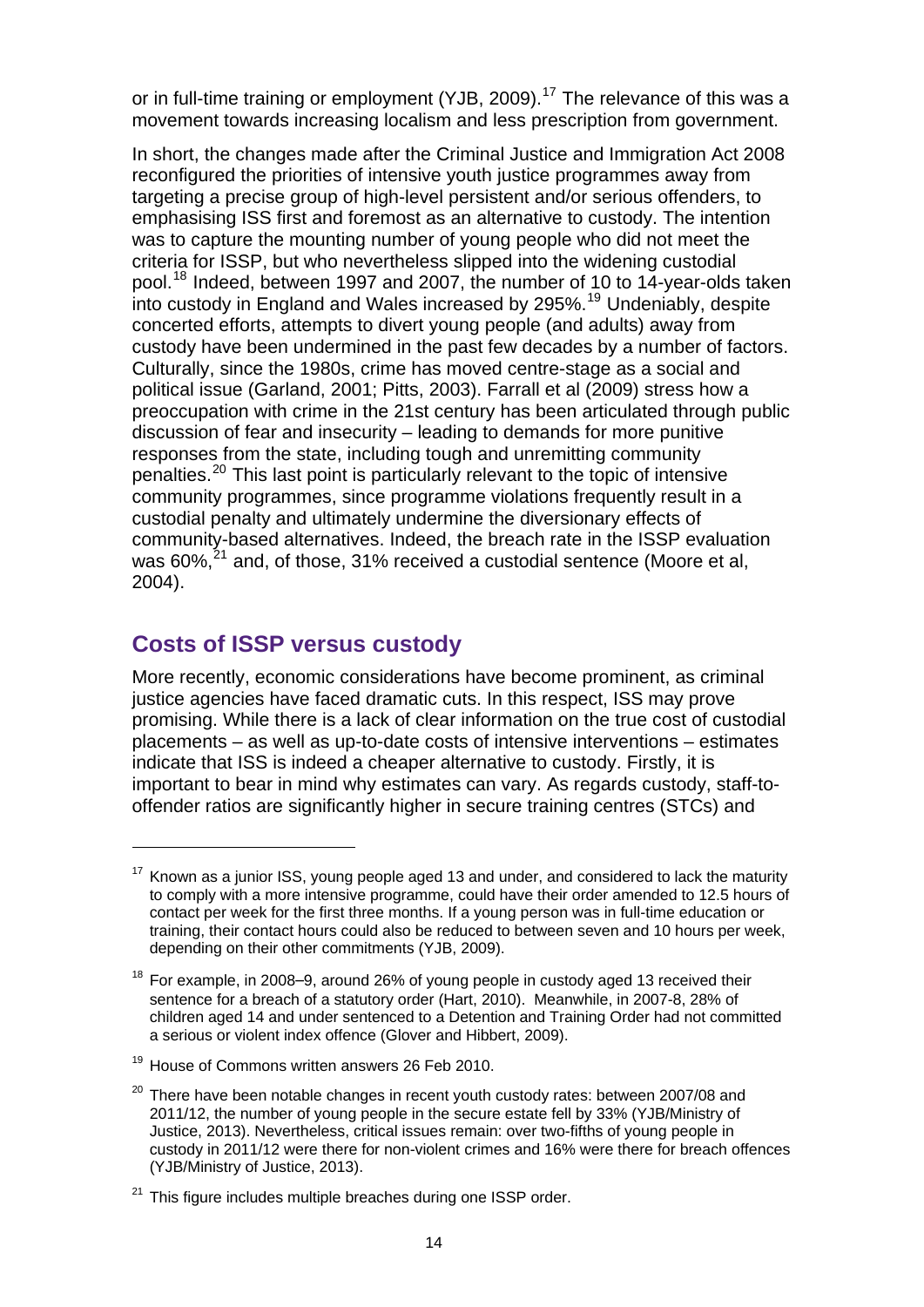or in full-time training or employment (YJB, 2009).[17] The relevance of this was a movement towards increasing localism and less prescription from government.

In short, the changes made after the Criminal Justice and Immigration Act 2008 reconfigured the priorities of intensive youth justice programmes away from targeting a precise group of high-level persistent and/or serious offenders, to emphasising ISS first and foremost as an alternative to custody. The intention was to capture the mounting number of young people who did not meet the criteria for ISSP, but who nevertheless slipped into the widening custodial pool.[18] Indeed, between 1997 and 2007, the number of 10 to 14-year-olds taken into custody in England and Wales increased by 295%.[19] Undeniably, despite concerted efforts, attempts to divert young people (and adults) away from custody have been undermined in the past few decades by a number of factors. Culturally, since the 1980s, crime has moved centre-stage as a social and political issue (Garland, 2001; Pitts, 2003). Farrall et al (2009) stress how a preoccupation with crime in the 21st century has been articulated through public discussion of fear and insecurity – leading to demands for more punitive responses from the state, including tough and unremitting community penalties.[20] This last point is particularly relevant to the topic of intensive community programmes, since programme violations frequently result in a custodial penalty and ultimately undermine the diversionary effects of community-based alternatives. Indeed, the breach rate in the ISSP evaluation was 60%,[21] and, of those, 31% received a custodial sentence (Moore et al, 2004).

## Costs of ISSP versus custody

More recently, economic considerations have become prominent, as criminal justice agencies have faced dramatic cuts. In this respect, ISS may prove promising. While there is a lack of clear information on the true cost of custodial placements – as well as up-to-date costs of intensive interventions – estimates indicate that ISS is indeed a cheaper alternative to custody. Firstly, it is important to bear in mind why estimates can vary. As regards custody, staff-to-offender ratios are significantly higher in secure training centres (STCs) and

---

[17] Known as a junior ISS, young people aged 13 and under, and considered to lack the maturity to comply with a more intensive programme, could have their order amended to 12.5 hours of contact per week for the first three months. If a young person was in full-time education or training, their contact hours could also be reduced to between seven and 10 hours per week, depending on their other commitments (YJB, 2009).

[18] For example, in 2008–9, around 26% of young people in custody aged 13 received their sentence for a breach of a statutory order (Hart, 2010). Meanwhile, in 2007-8, 28% of children aged 14 and under sentenced to a Detention and Training Order had not committed a serious or violent index offence (Glover and Hibbert, 2009).

[19] House of Commons written answers 26 Feb 2010.

[20] There have been notable changes in recent youth custody rates: between 2007/08 and 2011/12, the number of young people in the secure estate fell by 33% (YJB/Ministry of Justice, 2013). Nevertheless, critical issues remain: over two-fifths of young people in custody in 2011/12 were there for non-violent crimes and 16% were there for breach offences (YJB/Ministry of Justice, 2013).

[21] This figure includes multiple breaches during one ISSP order.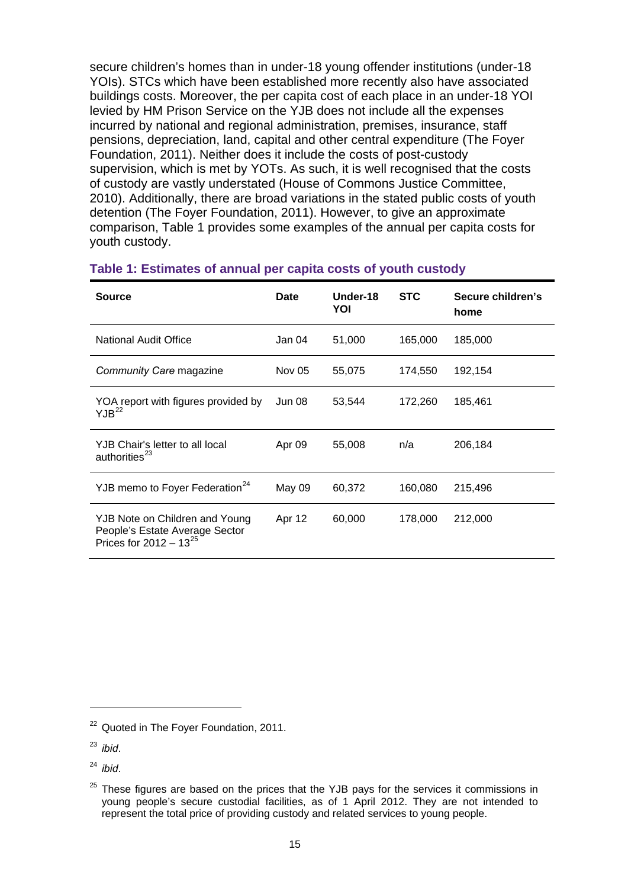secure children's homes than in under-18 young offender institutions (under-18 YOIs). STCs which have been established more recently also have associated buildings costs. Moreover, the per capita cost of each place in an under-18 YOI levied by HM Prison Service on the YJB does not include all the expenses incurred by national and regional administration, premises, insurance, staff pensions, depreciation, land, capital and other central expenditure (The Foyer Foundation, 2011). Neither does it include the costs of post-custody supervision, which is met by YOTs. As such, it is well recognised that the costs of custody are vastly understated (House of Commons Justice Committee, 2010). Additionally, there are broad variations in the stated public costs of youth detention (The Foyer Foundation, 2011). However, to give an approximate comparison, Table 1 provides some examples of the annual per capita costs for youth custody.

### Table 1: Estimates of annual per capita costs of youth custody

| Source | Date | Under-18 YOI | STC | Secure children's home |
|---|---|---|---|---|
| National Audit Office | Jan 04 | 51,000 | 165,000 | 185,000 |
| *Community Care* magazine | Nov 05 | 55,075 | 174,550 | 192,154 |
| YOA report with figures provided by YJB[22] | Jun 08 | 53,544 | 172,260 | 185,461 |
| YJB Chair's letter to all local authorities[23] | Apr 09 | 55,008 | n/a | 206,184 |
| YJB memo to Foyer Federation[24] | May 09 | 60,372 | 160,080 | 215,496 |
| YJB Note on Children and Young People's Estate Average Sector Prices for 2012 – 13[25] | Apr 12 | 60,000 | 178,000 | 212,000 |

[22] Quoted in The Foyer Foundation, 2011.

[23] *ibid*.

[24] *ibid*.

[25] These figures are based on the prices that the YJB pays for the services it commissions in young people's secure custodial facilities, as of 1 April 2012. They are not intended to represent the total price of providing custody and related services to young people.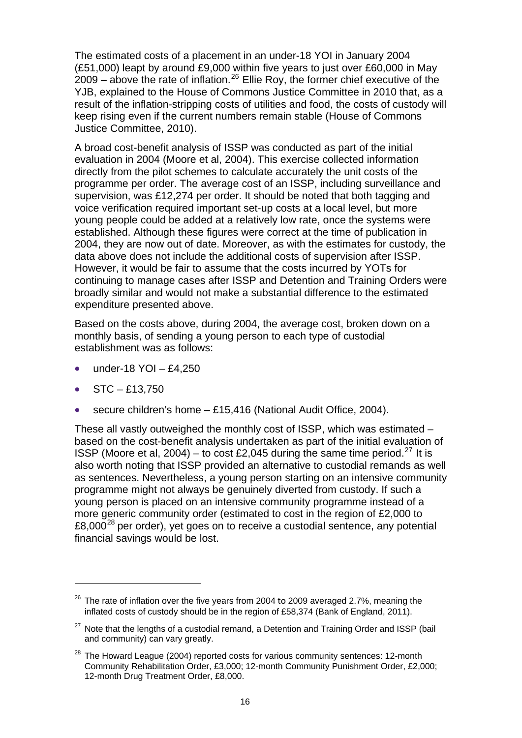The estimated costs of a placement in an under-18 YOI in January 2004 (£51,000) leapt by around £9,000 within five years to just over £60,000 in May 2009 – above the rate of inflation.[26] Ellie Roy, the former chief executive of the YJB, explained to the House of Commons Justice Committee in 2010 that, as a result of the inflation-stripping costs of utilities and food, the costs of custody will keep rising even if the current numbers remain stable (House of Commons Justice Committee, 2010).

A broad cost-benefit analysis of ISSP was conducted as part of the initial evaluation in 2004 (Moore et al, 2004). This exercise collected information directly from the pilot schemes to calculate accurately the unit costs of the programme per order. The average cost of an ISSP, including surveillance and supervision, was £12,274 per order. It should be noted that both tagging and voice verification required important set-up costs at a local level, but more young people could be added at a relatively low rate, once the systems were established. Although these figures were correct at the time of publication in 2004, they are now out of date. Moreover, as with the estimates for custody, the data above does not include the additional costs of supervision after ISSP. However, it would be fair to assume that the costs incurred by YOTs for continuing to manage cases after ISSP and Detention and Training Orders were broadly similar and would not make a substantial difference to the estimated expenditure presented above.

Based on the costs above, during 2004, the average cost, broken down on a monthly basis, of sending a young person to each type of custodial establishment was as follows:

- under-18 YOI – £4,250
- STC – £13,750
- secure children's home – £15,416 (National Audit Office, 2004).

These all vastly outweighed the monthly cost of ISSP, which was estimated – based on the cost-benefit analysis undertaken as part of the initial evaluation of ISSP (Moore et al, 2004) – to cost £2,045 during the same time period.[27] It is also worth noting that ISSP provided an alternative to custodial remands as well as sentences. Nevertheless, a young person starting on an intensive community programme might not always be genuinely diverted from custody. If such a young person is placed on an intensive community programme instead of a more generic community order (estimated to cost in the region of £2,000 to £8,000[28] per order), yet goes on to receive a custodial sentence, any potential financial savings would be lost.

---

[26] The rate of inflation over the five years from 2004 to 2009 averaged 2.7%, meaning the inflated costs of custody should be in the region of £58,374 (Bank of England, 2011).

[27] Note that the lengths of a custodial remand, a Detention and Training Order and ISSP (bail and community) can vary greatly.

[28] The Howard League (2004) reported costs for various community sentences: 12-month Community Rehabilitation Order, £3,000; 12-month Community Punishment Order, £2,000; 12-month Drug Treatment Order, £8,000.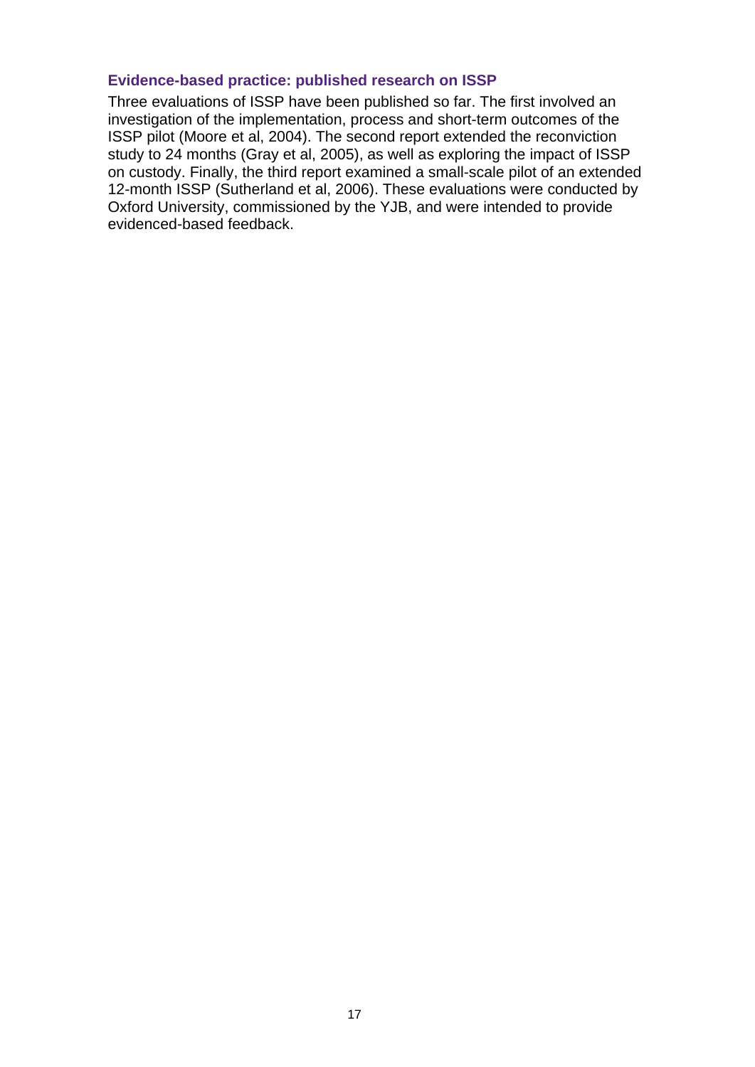### Evidence-based practice: published research on ISSP

Three evaluations of ISSP have been published so far. The first involved an investigation of the implementation, process and short-term outcomes of the ISSP pilot (Moore et al, 2004). The second report extended the reconviction study to 24 months (Gray et al, 2005), as well as exploring the impact of ISSP on custody. Finally, the third report examined a small-scale pilot of an extended 12-month ISSP (Sutherland et al, 2006). These evaluations were conducted by Oxford University, commissioned by the YJB, and were intended to provide evidenced-based feedback.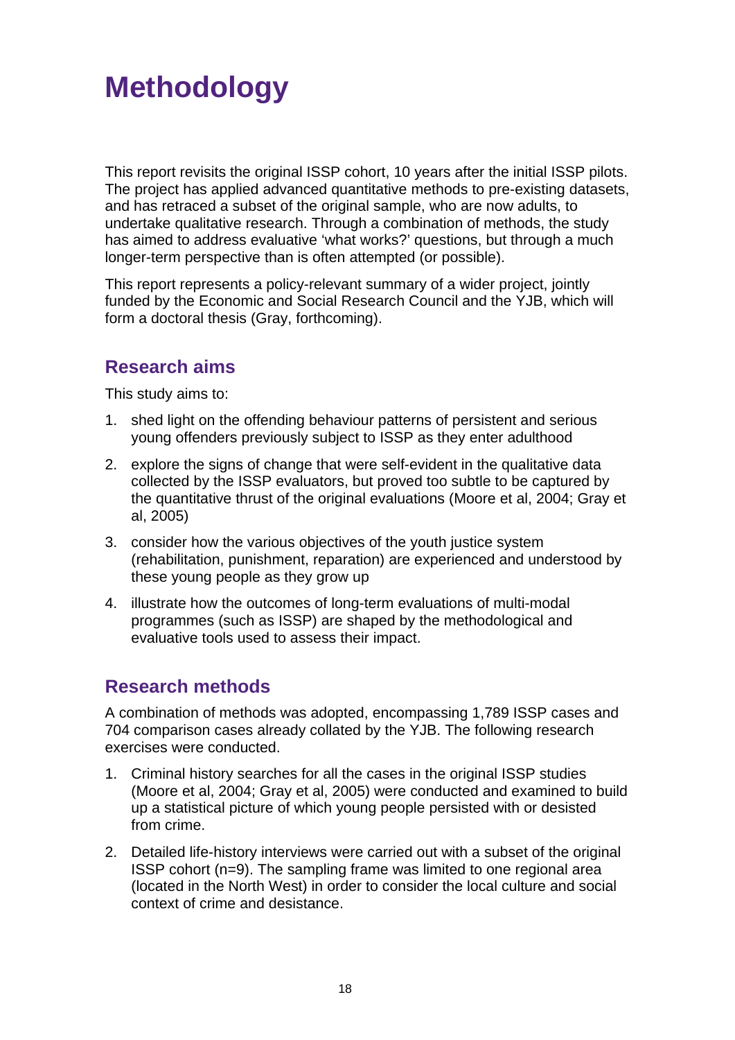# Methodology

This report revisits the original ISSP cohort, 10 years after the initial ISSP pilots. The project has applied advanced quantitative methods to pre-existing datasets, and has retraced a subset of the original sample, who are now adults, to undertake qualitative research. Through a combination of methods, the study has aimed to address evaluative 'what works?' questions, but through a much longer-term perspective than is often attempted (or possible).

This report represents a policy-relevant summary of a wider project, jointly funded by the Economic and Social Research Council and the YJB, which will form a doctoral thesis (Gray, forthcoming).

## Research aims

This study aims to:

1. shed light on the offending behaviour patterns of persistent and serious young offenders previously subject to ISSP as they enter adulthood
2. explore the signs of change that were self-evident in the qualitative data collected by the ISSP evaluators, but proved too subtle to be captured by the quantitative thrust of the original evaluations (Moore et al, 2004; Gray et al, 2005)
3. consider how the various objectives of the youth justice system (rehabilitation, punishment, reparation) are experienced and understood by these young people as they grow up
4. illustrate how the outcomes of long-term evaluations of multi-modal programmes (such as ISSP) are shaped by the methodological and evaluative tools used to assess their impact.

## Research methods

A combination of methods was adopted, encompassing 1,789 ISSP cases and 704 comparison cases already collated by the YJB. The following research exercises were conducted.

1. Criminal history searches for all the cases in the original ISSP studies (Moore et al, 2004; Gray et al, 2005) were conducted and examined to build up a statistical picture of which young people persisted with or desisted from crime.
2. Detailed life-history interviews were carried out with a subset of the original ISSP cohort (n=9). The sampling frame was limited to one regional area (located in the North West) in order to consider the local culture and social context of crime and desistance.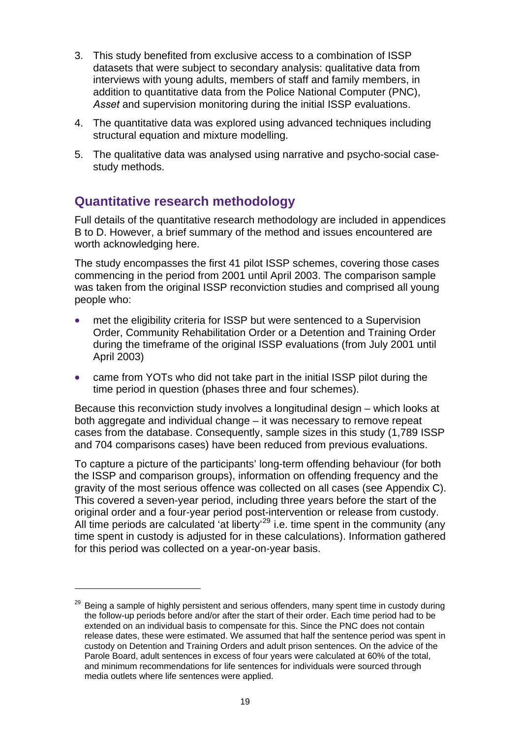3. This study benefited from exclusive access to a combination of ISSP datasets that were subject to secondary analysis: qualitative data from interviews with young adults, members of staff and family members, in addition to quantitative data from the Police National Computer (PNC), *Asset* and supervision monitoring during the initial ISSP evaluations.
4. The quantitative data was explored using advanced techniques including structural equation and mixture modelling.
5. The qualitative data was analysed using narrative and psycho-social case-study methods.

## Quantitative research methodology

Full details of the quantitative research methodology are included in appendices B to D. However, a brief summary of the method and issues encountered are worth acknowledging here.

The study encompasses the first 41 pilot ISSP schemes, covering those cases commencing in the period from 2001 until April 2003. The comparison sample was taken from the original ISSP reconviction studies and comprised all young people who:

- met the eligibility criteria for ISSP but were sentenced to a Supervision Order, Community Rehabilitation Order or a Detention and Training Order during the timeframe of the original ISSP evaluations (from July 2001 until April 2003)
- came from YOTs who did not take part in the initial ISSP pilot during the time period in question (phases three and four schemes).

Because this reconviction study involves a longitudinal design – which looks at both aggregate and individual change – it was necessary to remove repeat cases from the database. Consequently, sample sizes in this study (1,789 ISSP and 704 comparisons cases) have been reduced from previous evaluations.

To capture a picture of the participants' long-term offending behaviour (for both the ISSP and comparison groups), information on offending frequency and the gravity of the most serious offence was collected on all cases (see Appendix C). This covered a seven-year period, including three years before the start of the original order and a four-year period post-intervention or release from custody. All time periods are calculated 'at liberty'[29] i.e. time spent in the community (any time spent in custody is adjusted for in these calculations). Information gathered for this period was collected on a year-on-year basis.

[29] Being a sample of highly persistent and serious offenders, many spent time in custody during the follow-up periods before and/or after the start of their order. Each time period had to be extended on an individual basis to compensate for this. Since the PNC does not contain release dates, these were estimated. We assumed that half the sentence period was spent in custody on Detention and Training Orders and adult prison sentences. On the advice of the Parole Board, adult sentences in excess of four years were calculated at 60% of the total, and minimum recommendations for life sentences for individuals were sourced through media outlets where life sentences were applied.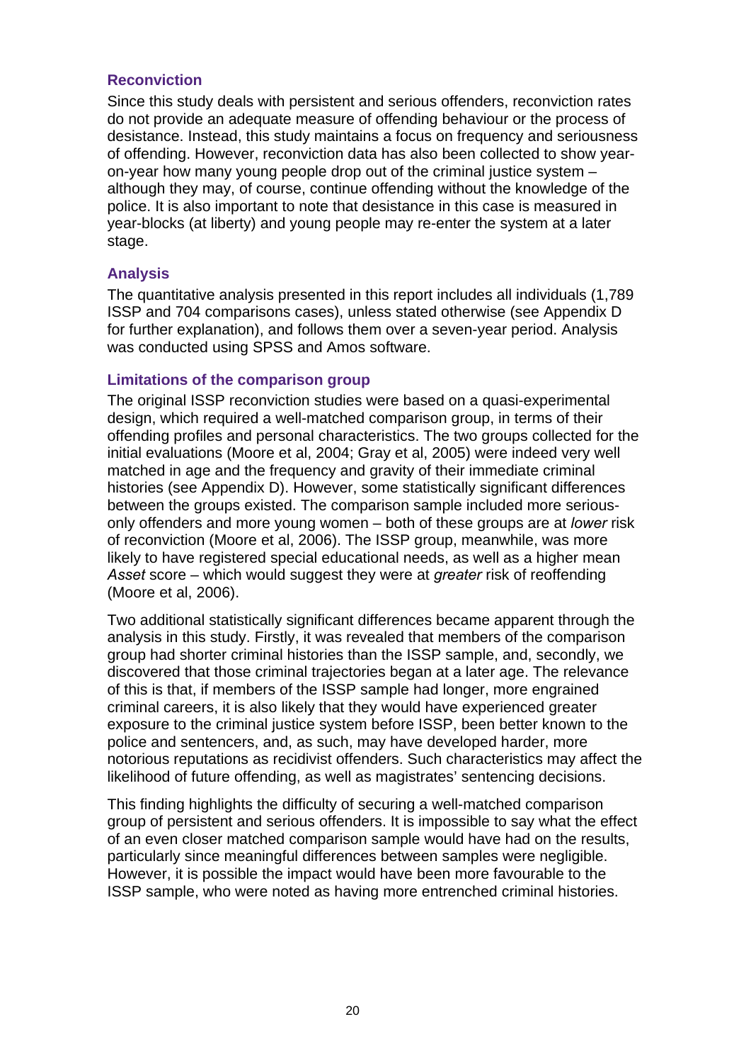### Reconviction

Since this study deals with persistent and serious offenders, reconviction rates do not provide an adequate measure of offending behaviour or the process of desistance. Instead, this study maintains a focus on frequency and seriousness of offending. However, reconviction data has also been collected to show year-on-year how many young people drop out of the criminal justice system – although they may, of course, continue offending without the knowledge of the police. It is also important to note that desistance in this case is measured in year-blocks (at liberty) and young people may re-enter the system at a later stage.

### Analysis

The quantitative analysis presented in this report includes all individuals (1,789 ISSP and 704 comparisons cases), unless stated otherwise (see Appendix D for further explanation), and follows them over a seven-year period. Analysis was conducted using SPSS and Amos software.

### Limitations of the comparison group

The original ISSP reconviction studies were based on a quasi-experimental design, which required a well-matched comparison group, in terms of their offending profiles and personal characteristics. The two groups collected for the initial evaluations (Moore et al, 2004; Gray et al, 2005) were indeed very well matched in age and the frequency and gravity of their immediate criminal histories (see Appendix D). However, some statistically significant differences between the groups existed. The comparison sample included more serious-only offenders and more young women – both of these groups are at *lower* risk of reconviction (Moore et al, 2006). The ISSP group, meanwhile, was more likely to have registered special educational needs, as well as a higher mean *Asset* score – which would suggest they were at *greater* risk of reoffending (Moore et al, 2006).

Two additional statistically significant differences became apparent through the analysis in this study. Firstly, it was revealed that members of the comparison group had shorter criminal histories than the ISSP sample, and, secondly, we discovered that those criminal trajectories began at a later age. The relevance of this is that, if members of the ISSP sample had longer, more engrained criminal careers, it is also likely that they would have experienced greater exposure to the criminal justice system before ISSP, been better known to the police and sentencers, and, as such, may have developed harder, more notorious reputations as recidivist offenders. Such characteristics may affect the likelihood of future offending, as well as magistrates' sentencing decisions.

This finding highlights the difficulty of securing a well-matched comparison group of persistent and serious offenders. It is impossible to say what the effect of an even closer matched comparison sample would have had on the results, particularly since meaningful differences between samples were negligible. However, it is possible the impact would have been more favourable to the ISSP sample, who were noted as having more entrenched criminal histories.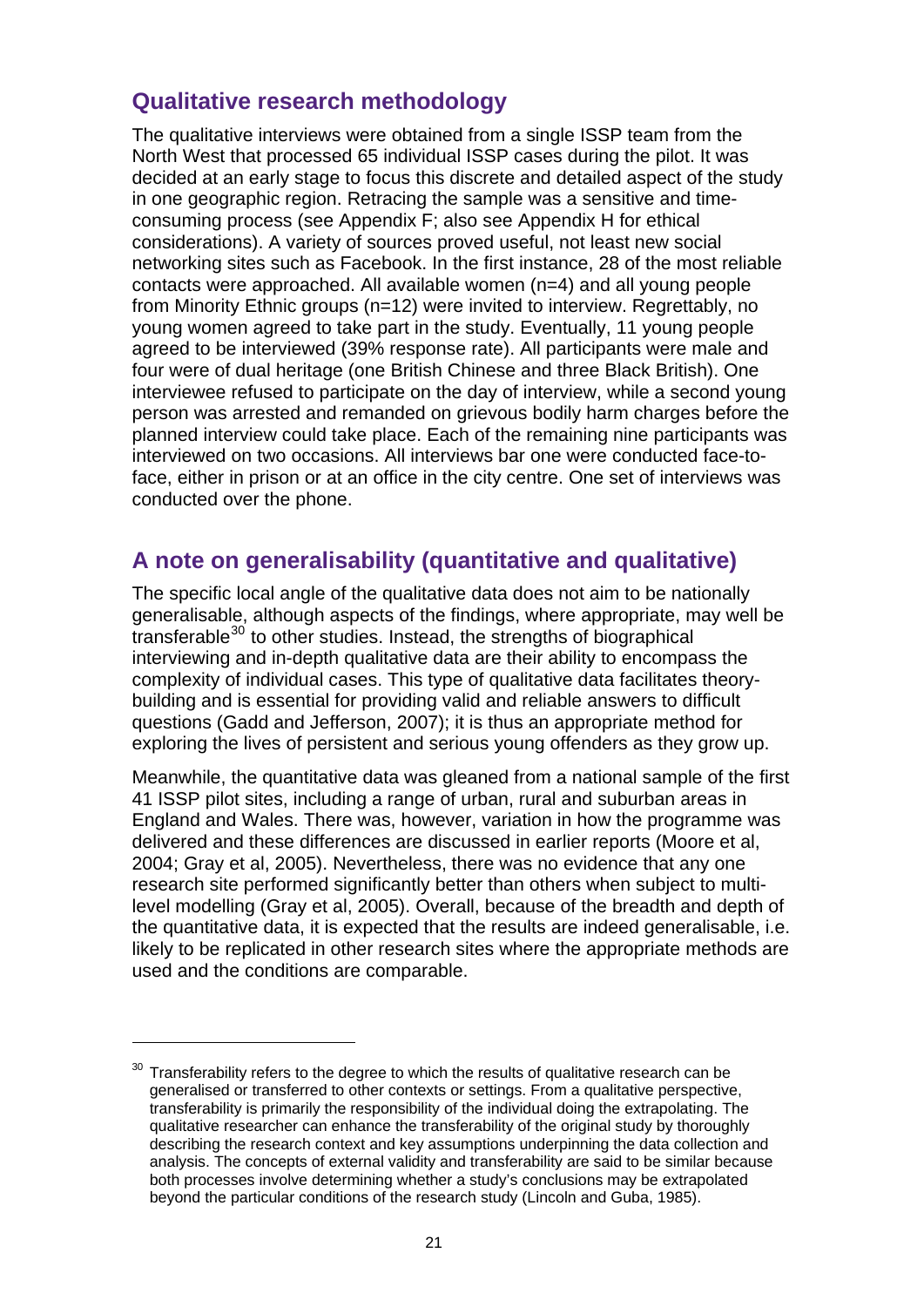## Qualitative research methodology

The qualitative interviews were obtained from a single ISSP team from the North West that processed 65 individual ISSP cases during the pilot. It was decided at an early stage to focus this discrete and detailed aspect of the study in one geographic region. Retracing the sample was a sensitive and time-consuming process (see Appendix F; also see Appendix H for ethical considerations). A variety of sources proved useful, not least new social networking sites such as Facebook. In the first instance, 28 of the most reliable contacts were approached. All available women (n=4) and all young people from Minority Ethnic groups (n=12) were invited to interview. Regrettably, no young women agreed to take part in the study. Eventually, 11 young people agreed to be interviewed (39% response rate). All participants were male and four were of dual heritage (one British Chinese and three Black British). One interviewee refused to participate on the day of interview, while a second young person was arrested and remanded on grievous bodily harm charges before the planned interview could take place. Each of the remaining nine participants was interviewed on two occasions. All interviews bar one were conducted face-to-face, either in prison or at an office in the city centre. One set of interviews was conducted over the phone.

## A note on generalisability (quantitative and qualitative)

The specific local angle of the qualitative data does not aim to be nationally generalisable, although aspects of the findings, where appropriate, may well be transferable[30] to other studies. Instead, the strengths of biographical interviewing and in-depth qualitative data are their ability to encompass the complexity of individual cases. This type of qualitative data facilitates theory-building and is essential for providing valid and reliable answers to difficult questions (Gadd and Jefferson, 2007); it is thus an appropriate method for exploring the lives of persistent and serious young offenders as they grow up.

Meanwhile, the quantitative data was gleaned from a national sample of the first 41 ISSP pilot sites, including a range of urban, rural and suburban areas in England and Wales. There was, however, variation in how the programme was delivered and these differences are discussed in earlier reports (Moore et al, 2004; Gray et al, 2005). Nevertheless, there was no evidence that any one research site performed significantly better than others when subject to multi-level modelling (Gray et al, 2005). Overall, because of the breadth and depth of the quantitative data, it is expected that the results are indeed generalisable, i.e. likely to be replicated in other research sites where the appropriate methods are used and the conditions are comparable.

---

[30] Transferability refers to the degree to which the results of qualitative research can be generalised or transferred to other contexts or settings. From a qualitative perspective, transferability is primarily the responsibility of the individual doing the extrapolating. The qualitative researcher can enhance the transferability of the original study by thoroughly describing the research context and key assumptions underpinning the data collection and analysis. The concepts of external validity and transferability are said to be similar because both processes involve determining whether a study's conclusions may be extrapolated beyond the particular conditions of the research study (Lincoln and Guba, 1985).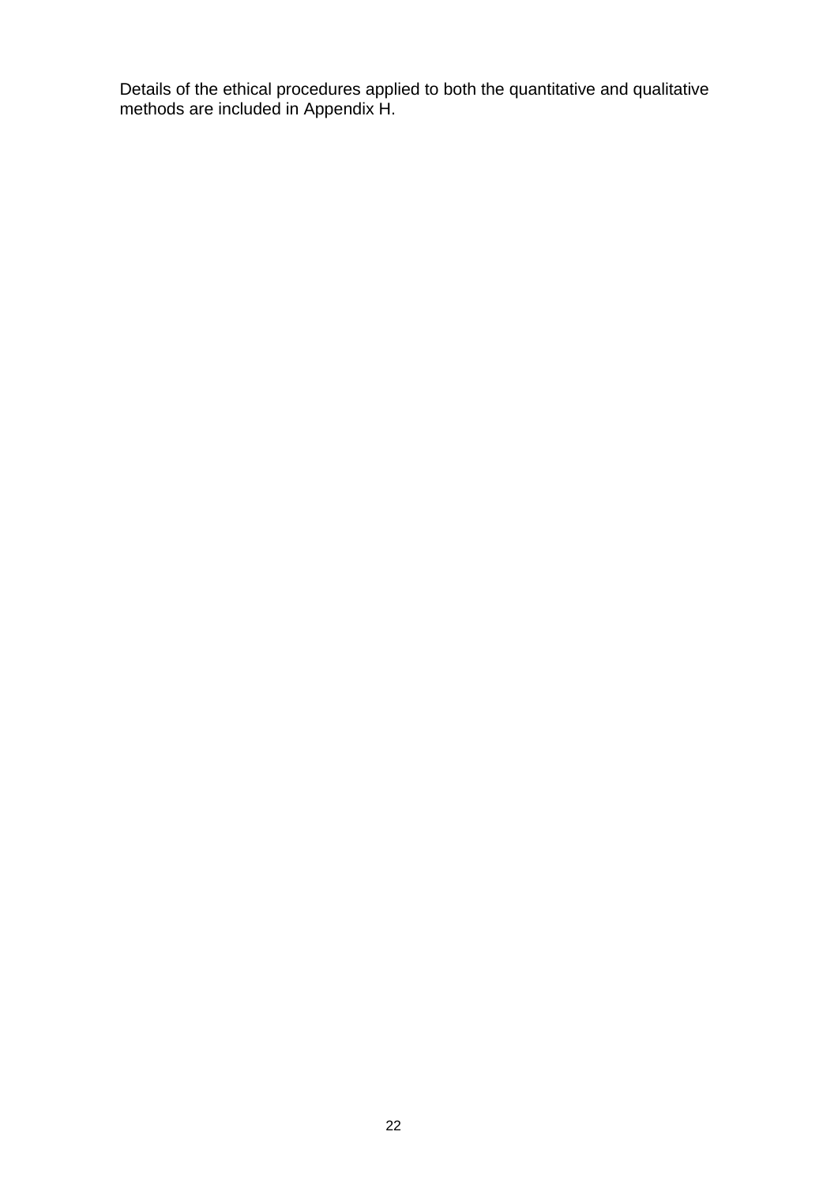Details of the ethical procedures applied to both the quantitative and qualitative methods are included in Appendix H.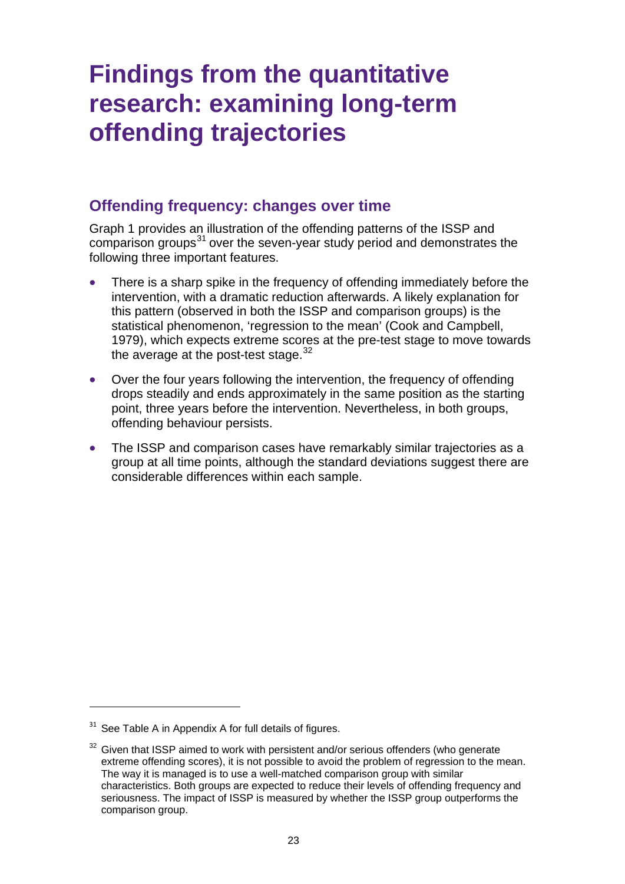# Findings from the quantitative research: examining long-term offending trajectories

## Offending frequency: changes over time

Graph 1 provides an illustration of the offending patterns of the ISSP and comparison groups[31] over the seven-year study period and demonstrates the following three important features.

- There is a sharp spike in the frequency of offending immediately before the intervention, with a dramatic reduction afterwards. A likely explanation for this pattern (observed in both the ISSP and comparison groups) is the statistical phenomenon, 'regression to the mean' (Cook and Campbell, 1979), which expects extreme scores at the pre-test stage to move towards the average at the post-test stage.[32]
- Over the four years following the intervention, the frequency of offending drops steadily and ends approximately in the same position as the starting point, three years before the intervention. Nevertheless, in both groups, offending behaviour persists.
- The ISSP and comparison cases have remarkably similar trajectories as a group at all time points, although the standard deviations suggest there are considerable differences within each sample.

---

[31] See Table A in Appendix A for full details of figures.

[32] Given that ISSP aimed to work with persistent and/or serious offenders (who generate extreme offending scores), it is not possible to avoid the problem of regression to the mean. The way it is managed is to use a well-matched comparison group with similar characteristics. Both groups are expected to reduce their levels of offending frequency and seriousness. The impact of ISSP is measured by whether the ISSP group outperforms the comparison group.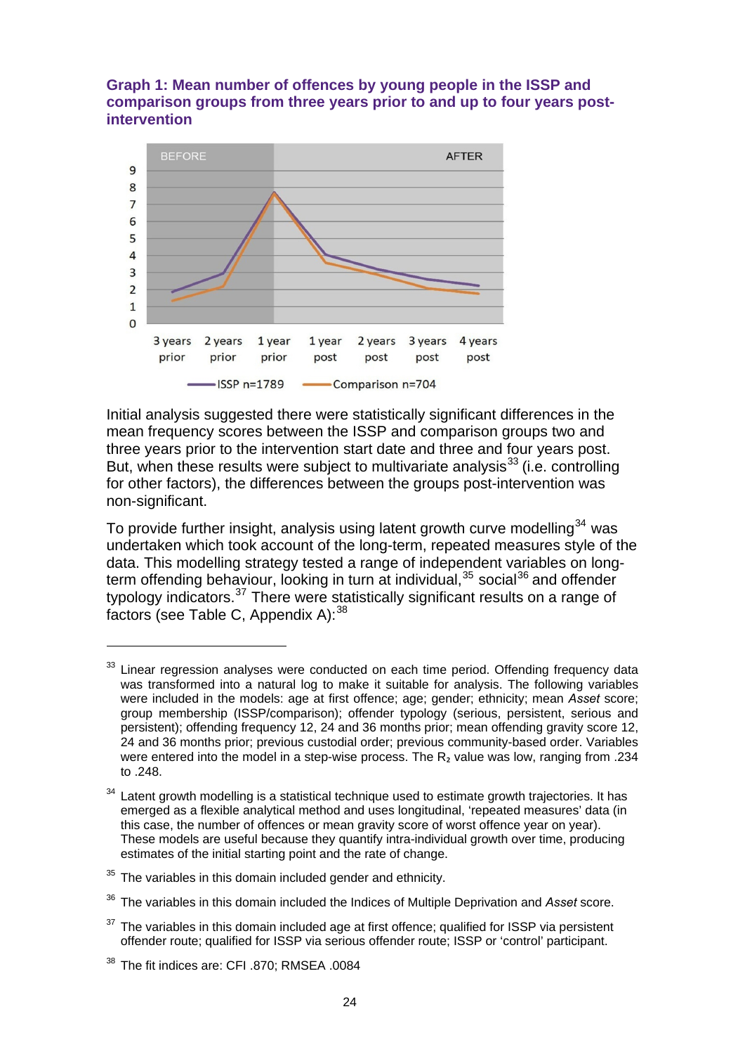**Graph 1: Mean number of offences by young people in the ISSP and comparison groups from three years prior to and up to four years post-intervention**

Initial analysis suggested there were statistically significant differences in the mean frequency scores between the ISSP and comparison groups two and three years prior to the intervention start date and three and four years post. But, when these results were subject to multivariate analysis[33] (i.e. controlling for other factors), the differences between the groups post-intervention was non-significant.

To provide further insight, analysis using latent growth curve modelling[34] was undertaken which took account of the long-term, repeated measures style of the data. This modelling strategy tested a range of independent variables on long-term offending behaviour, looking in turn at individual,[35] social[36] and offender typology indicators.[37] There were statistically significant results on a range of factors (see Table C, Appendix A):[38]

---

[33] Linear regression analyses were conducted on each time period. Offending frequency data was transformed into a natural log to make it suitable for analysis. The following variables were included in the models: age at first offence; age; gender; ethnicity; mean *Asset* score; group membership (ISSP/comparison); offender typology (serious, persistent, serious and persistent); offending frequency 12, 24 and 36 months prior; mean offending gravity score 12, 24 and 36 months prior; previous custodial order; previous community-based order. Variables were entered into the model in a step-wise process. The $R_2$ value was low, ranging from .234 to .248.

[34] Latent growth modelling is a statistical technique used to estimate growth trajectories. It has emerged as a flexible analytical method and uses longitudinal, 'repeated measures' data (in this case, the number of offences or mean gravity score of worst offence year on year). These models are useful because they quantify intra-individual growth over time, producing estimates of the initial starting point and the rate of change.

[35] The variables in this domain included gender and ethnicity.

[36] The variables in this domain included the Indices of Multiple Deprivation and *Asset* score.

[37] The variables in this domain included age at first offence; qualified for ISSP via persistent offender route; qualified for ISSP via serious offender route; ISSP or 'control' participant.

[38] The fit indices are: CFI .870; RMSEA .0084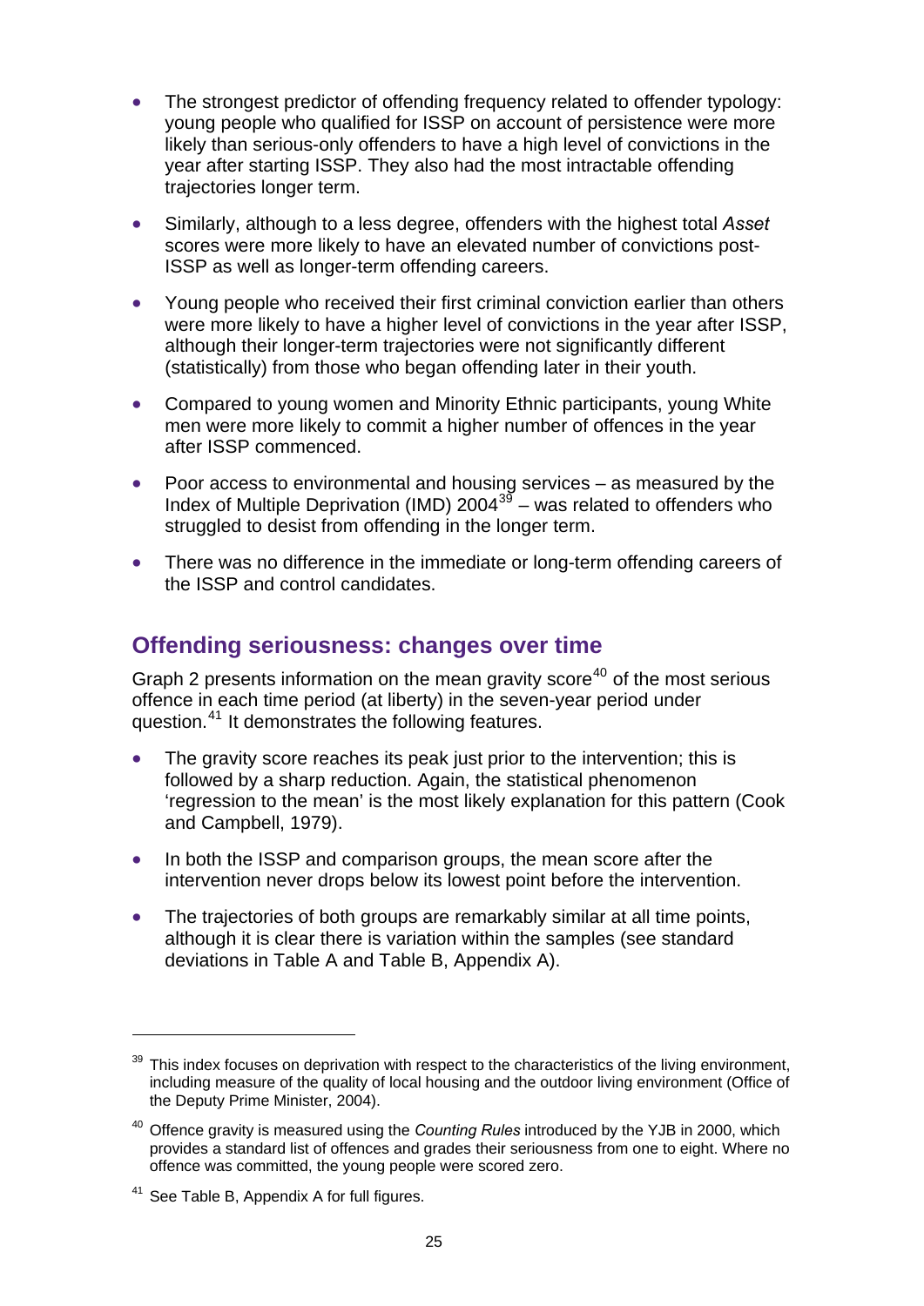- The strongest predictor of offending frequency related to offender typology: young people who qualified for ISSP on account of persistence were more likely than serious-only offenders to have a high level of convictions in the year after starting ISSP. They also had the most intractable offending trajectories longer term.
- Similarly, although to a less degree, offenders with the highest total *Asset* scores were more likely to have an elevated number of convictions post-ISSP as well as longer-term offending careers.
- Young people who received their first criminal conviction earlier than others were more likely to have a higher level of convictions in the year after ISSP, although their longer-term trajectories were not significantly different (statistically) from those who began offending later in their youth.
- Compared to young women and Minority Ethnic participants, young White men were more likely to commit a higher number of offences in the year after ISSP commenced.
- Poor access to environmental and housing services – as measured by the Index of Multiple Deprivation (IMD) 2004[39] – was related to offenders who struggled to desist from offending in the longer term.
- There was no difference in the immediate or long-term offending careers of the ISSP and control candidates.

## Offending seriousness: changes over time

Graph 2 presents information on the mean gravity score[40] of the most serious offence in each time period (at liberty) in the seven-year period under question.[41] It demonstrates the following features.

- The gravity score reaches its peak just prior to the intervention; this is followed by a sharp reduction. Again, the statistical phenomenon 'regression to the mean' is the most likely explanation for this pattern (Cook and Campbell, 1979).
- In both the ISSP and comparison groups, the mean score after the intervention never drops below its lowest point before the intervention.
- The trajectories of both groups are remarkably similar at all time points, although it is clear there is variation within the samples (see standard deviations in Table A and Table B, Appendix A).

---

[39] This index focuses on deprivation with respect to the characteristics of the living environment, including measure of the quality of local housing and the outdoor living environment (Office of the Deputy Prime Minister, 2004).

[40] Offence gravity is measured using the *Counting Rules* introduced by the YJB in 2000, which provides a standard list of offences and grades their seriousness from one to eight. Where no offence was committed, the young people were scored zero.

[41] See Table B, Appendix A for full figures.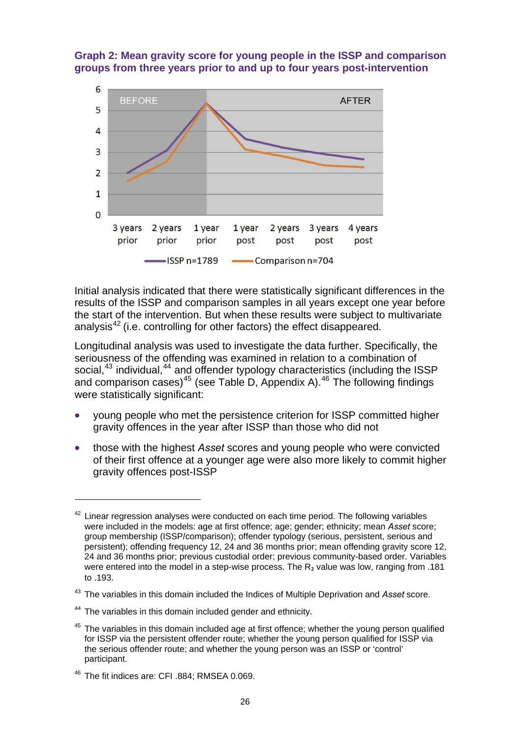**Graph 2: Mean gravity score for young people in the ISSP and comparison groups from three years prior to and up to four years post-intervention**

Initial analysis indicated that there were statistically significant differences in the results of the ISSP and comparison samples in all years except one year before the start of the intervention. But when these results were subject to multivariate analysis[42] (i.e. controlling for other factors) the effect disappeared.

Longitudinal analysis was used to investigate the data further. Specifically, the seriousness of the offending was examined in relation to a combination of social,[43] individual,[44] and offender typology characteristics (including the ISSP and comparison cases)[45] (see Table D, Appendix A).[46] The following findings were statistically significant:

- young people who met the persistence criterion for ISSP committed higher gravity offences in the year after ISSP than those who did not
- those with the highest *Asset* scores and young people who were convicted of their first offence at a younger age were also more likely to commit higher gravity offences post-ISSP

---

[42] Linear regression analyses were conducted on each time period. The following variables were included in the models: age at first offence; age; gender; ethnicity; mean *Asset* score; group membership (ISSP/comparison); offender typology (serious, persistent, serious and persistent); offending frequency 12, 24 and 36 months prior; mean offending gravity score 12, 24 and 36 months prior; previous custodial order; previous community-based order. Variables were entered into the model in a step-wise process. The $R_2$ value was low, ranging from .181 to .193.

[43] The variables in this domain included the Indices of Multiple Deprivation and *Asset* score.

[44] The variables in this domain included gender and ethnicity.

[45] The variables in this domain included age at first offence; whether the young person qualified for ISSP via the persistent offender route; whether the young person qualified for ISSP via the serious offender route; and whether the young person was an ISSP or 'control' participant.

[46] The fit indices are: CFI .884; RMSEA 0.069.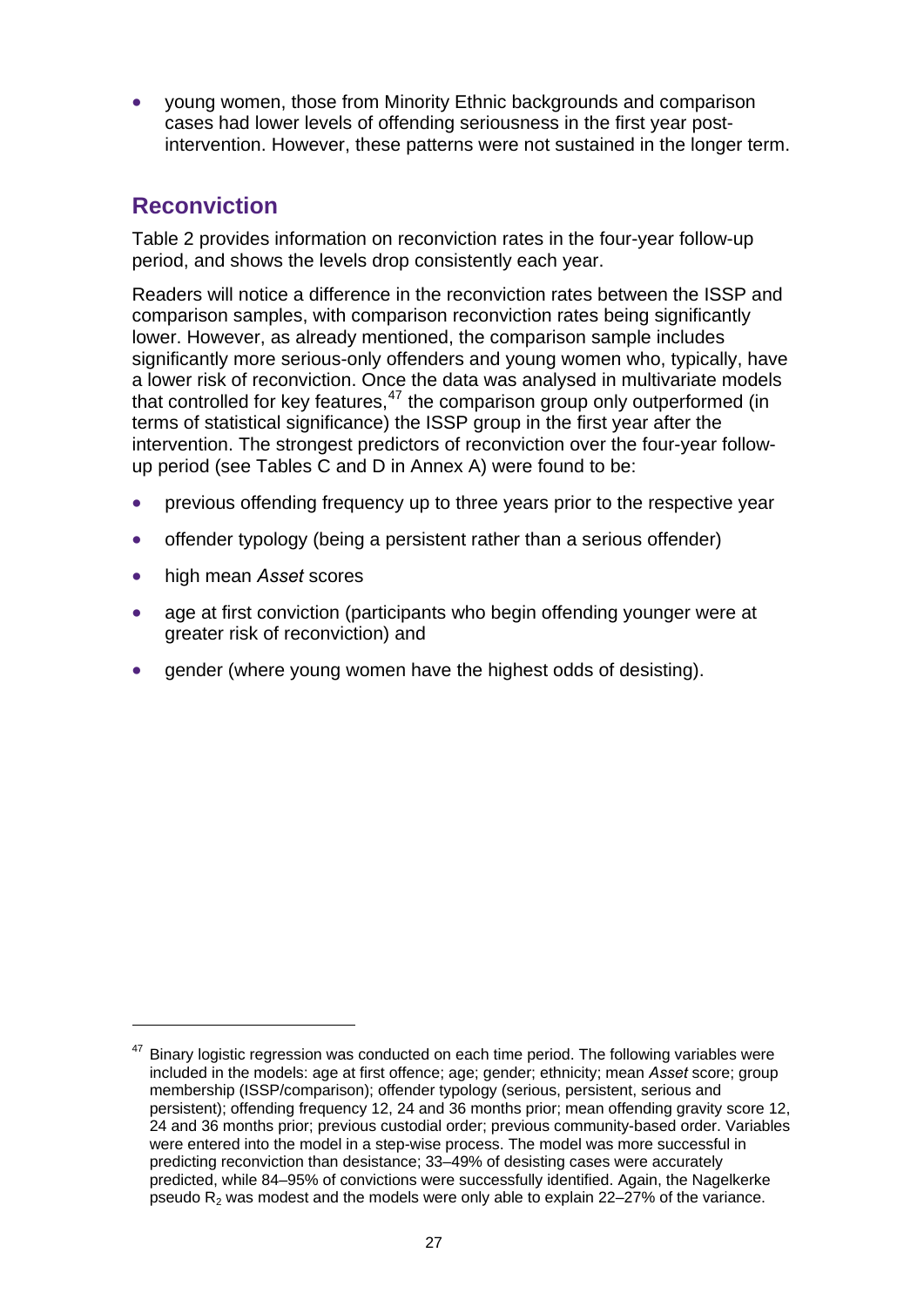- young women, those from Minority Ethnic backgrounds and comparison cases had lower levels of offending seriousness in the first year post-intervention. However, these patterns were not sustained in the longer term.

## Reconviction

Table 2 provides information on reconviction rates in the four-year follow-up period, and shows the levels drop consistently each year.

Readers will notice a difference in the reconviction rates between the ISSP and comparison samples, with comparison reconviction rates being significantly lower. However, as already mentioned, the comparison sample includes significantly more serious-only offenders and young women who, typically, have a lower risk of reconviction. Once the data was analysed in multivariate models that controlled for key features,[47] the comparison group only outperformed (in terms of statistical significance) the ISSP group in the first year after the intervention. The strongest predictors of reconviction over the four-year follow-up period (see Tables C and D in Annex A) were found to be:

- previous offending frequency up to three years prior to the respective year
- offender typology (being a persistent rather than a serious offender)
- high mean *Asset* scores
- age at first conviction (participants who begin offending younger were at greater risk of reconviction) and
- gender (where young women have the highest odds of desisting).

[47] Binary logistic regression was conducted on each time period. The following variables were included in the models: age at first offence; age; gender; ethnicity; mean *Asset* score; group membership (ISSP/comparison); offender typology (serious, persistent, serious and persistent); offending frequency 12, 24 and 36 months prior; mean offending gravity score 12, 24 and 36 months prior; previous custodial order; previous community-based order. Variables were entered into the model in a step-wise process. The model was more successful in predicting reconviction than desistance; 33–49% of desisting cases were accurately predicted, while 84–95% of convictions were successfully identified. Again, the Nagelkerke pseudo $R_2$ was modest and the models were only able to explain 22–27% of the variance.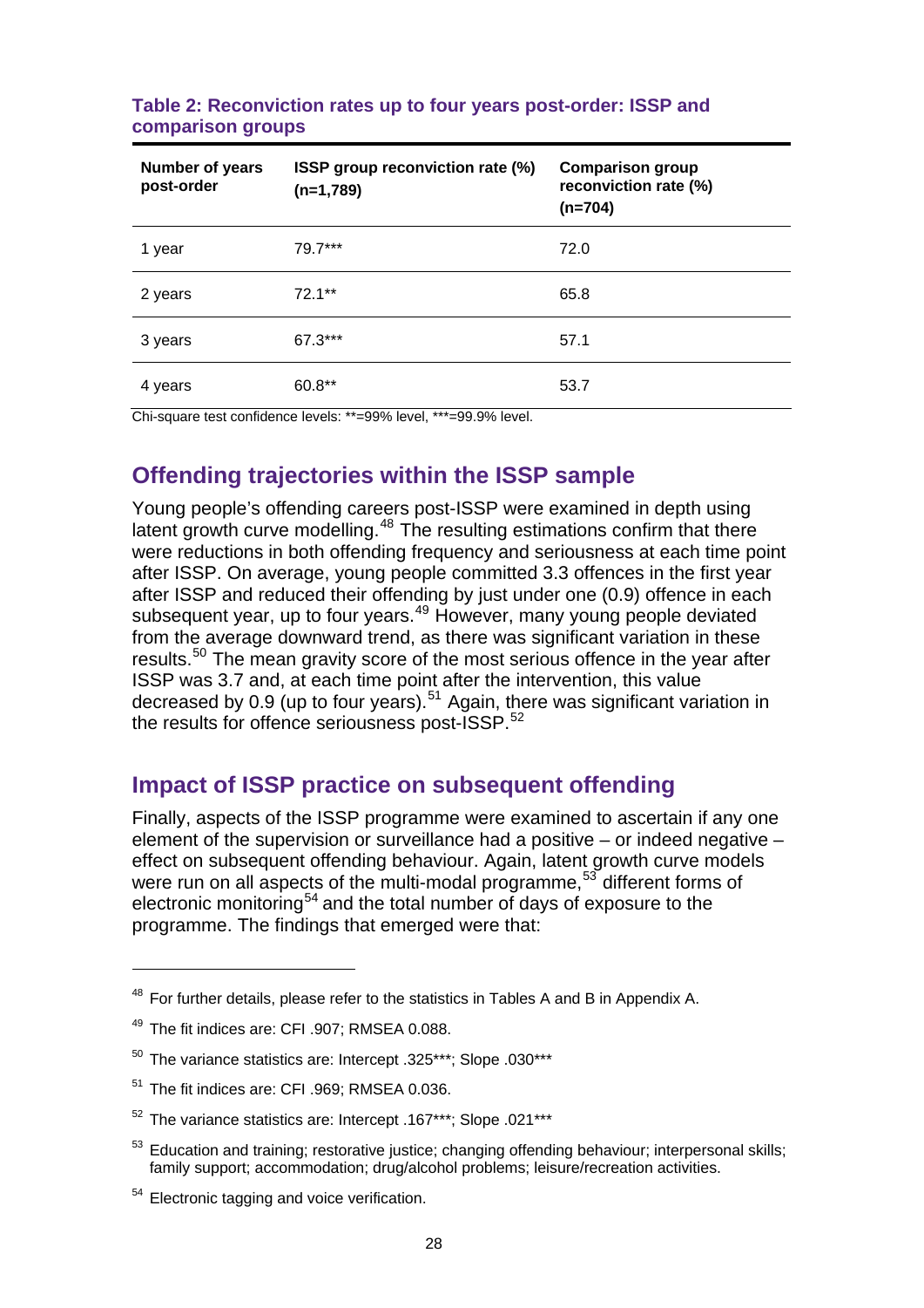**Table 2: Reconviction rates up to four years post-order: ISSP and comparison groups**

| Number of years post-order | ISSP group reconviction rate (%) (n=1,789) | Comparison group reconviction rate (%) (n=704) |
|---|---|---|
| 1 year | 79.7*** | 72.0 |
| 2 years | 72.1** | 65.8 |
| 3 years | 67.3*** | 57.1 |
| 4 years | 60.8** | 53.7 |

Chi-square test confidence levels: **=99% level, ***=99.9% level.

## Offending trajectories within the ISSP sample

Young people's offending careers post-ISSP were examined in depth using latent growth curve modelling.[48] The resulting estimations confirm that there were reductions in both offending frequency and seriousness at each time point after ISSP. On average, young people committed 3.3 offences in the first year after ISSP and reduced their offending by just under one (0.9) offence in each subsequent year, up to four years.[49] However, many young people deviated from the average downward trend, as there was significant variation in these results.[50] The mean gravity score of the most serious offence in the year after ISSP was 3.7 and, at each time point after the intervention, this value decreased by 0.9 (up to four years).[51] Again, there was significant variation in the results for offence seriousness post-ISSP.[52]

## Impact of ISSP practice on subsequent offending

Finally, aspects of the ISSP programme were examined to ascertain if any one element of the supervision or surveillance had a positive – or indeed negative – effect on subsequent offending behaviour. Again, latent growth curve models were run on all aspects of the multi-modal programme,[53] different forms of electronic monitoring[54] and the total number of days of exposure to the programme. The findings that emerged were that:

---

[48] For further details, please refer to the statistics in Tables A and B in Appendix A.

[49] The fit indices are: CFI .907; RMSEA 0.088.

[50] The variance statistics are: Intercept .325***; Slope .030***

[51] The fit indices are: CFI .969; RMSEA 0.036.

[52] The variance statistics are: Intercept .167***; Slope .021***

[53] Education and training; restorative justice; changing offending behaviour; interpersonal skills; family support; accommodation; drug/alcohol problems; leisure/recreation activities.

[54] Electronic tagging and voice verification.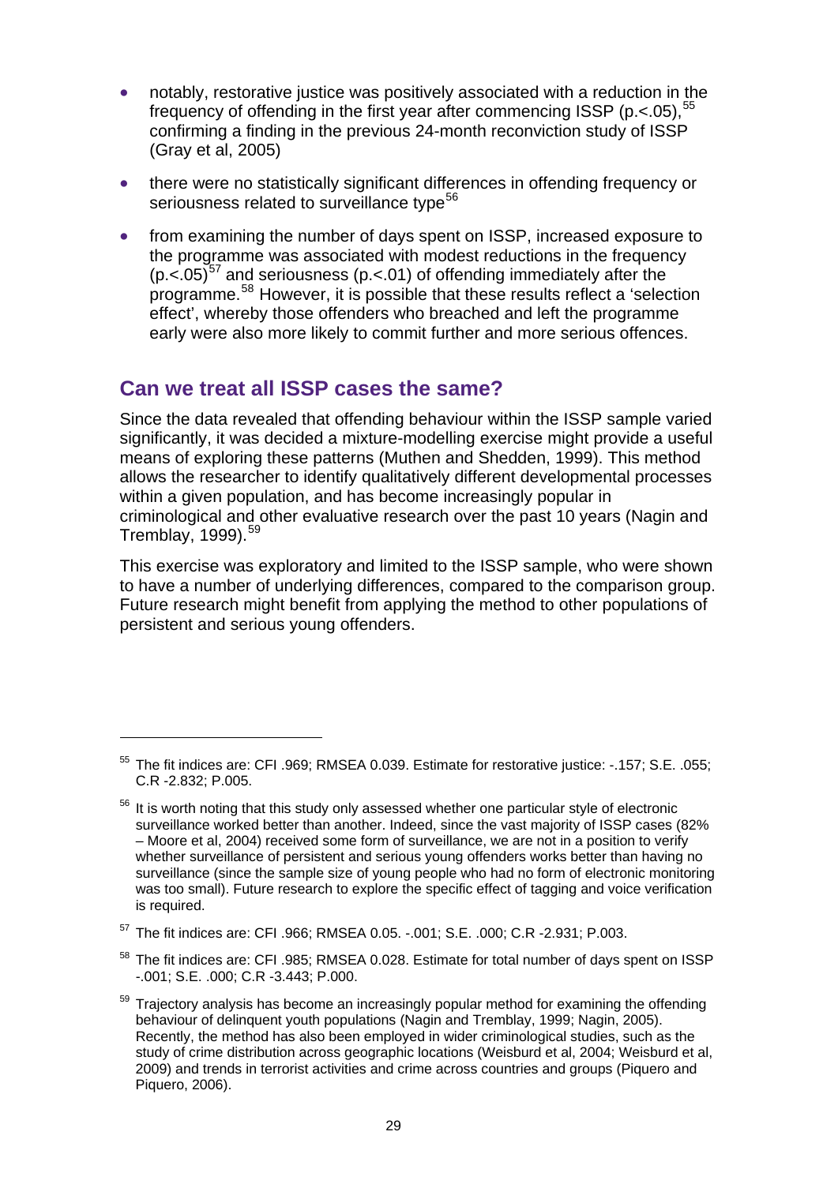- notably, restorative justice was positively associated with a reduction in the frequency of offending in the first year after commencing ISSP ($p < .05$),[55] confirming a finding in the previous 24-month reconviction study of ISSP (Gray et al, 2005)
- there were no statistically significant differences in offending frequency or seriousness related to surveillance type[56]
- from examining the number of days spent on ISSP, increased exposure to the programme was associated with modest reductions in the frequency ($p < .05$)[57] and seriousness ($p < .01$) of offending immediately after the programme.[58] However, it is possible that these results reflect a 'selection effect', whereby those offenders who breached and left the programme early were also more likely to commit further and more serious offences.

## Can we treat all ISSP cases the same?

Since the data revealed that offending behaviour within the ISSP sample varied significantly, it was decided a mixture-modelling exercise might provide a useful means of exploring these patterns (Muthen and Shedden, 1999). This method allows the researcher to identify qualitatively different developmental processes within a given population, and has become increasingly popular in criminological and other evaluative research over the past 10 years (Nagin and Tremblay, 1999).[59]

This exercise was exploratory and limited to the ISSP sample, who were shown to have a number of underlying differences, compared to the comparison group. Future research might benefit from applying the method to other populations of persistent and serious young offenders.

---

[55] The fit indices are: CFI .969; RMSEA 0.039. Estimate for restorative justice: -.157; S.E. .055; C.R -2.832; P.005.

[56] It is worth noting that this study only assessed whether one particular style of electronic surveillance worked better than another. Indeed, since the vast majority of ISSP cases (82% – Moore et al, 2004) received some form of surveillance, we are not in a position to verify whether surveillance of persistent and serious young offenders works better than having no surveillance (since the sample size of young people who had no form of electronic monitoring was too small). Future research to explore the specific effect of tagging and voice verification is required.

[57] The fit indices are: CFI .966; RMSEA 0.05. -.001; S.E. .000; C.R -2.931; P.003.

[58] The fit indices are: CFI .985; RMSEA 0.028. Estimate for total number of days spent on ISSP -.001; S.E. .000; C.R -3.443; P.000.

[59] Trajectory analysis has become an increasingly popular method for examining the offending behaviour of delinquent youth populations (Nagin and Tremblay, 1999; Nagin, 2005). Recently, the method has also been employed in wider criminological studies, such as the study of crime distribution across geographic locations (Weisburd et al, 2004; Weisburd et al, 2009) and trends in terrorist activities and crime across countries and groups (Piquero and Piquero, 2006).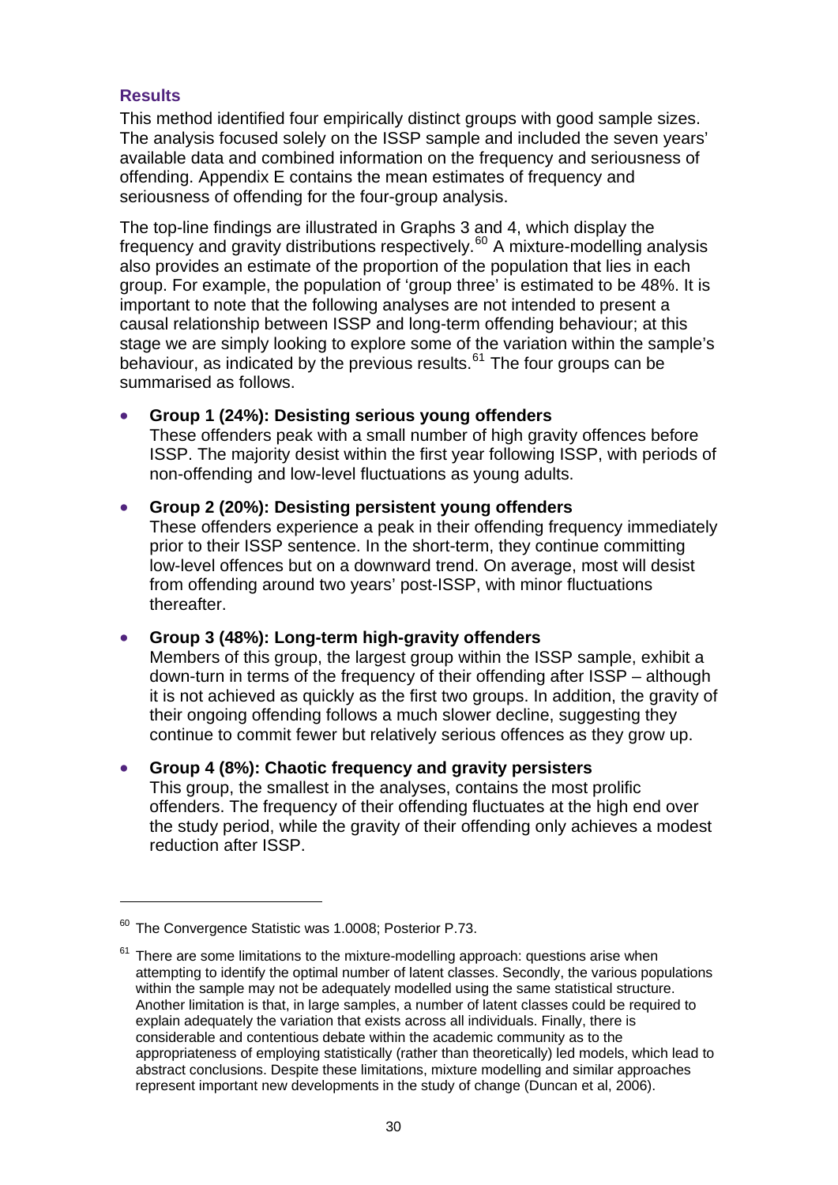## Results

This method identified four empirically distinct groups with good sample sizes. The analysis focused solely on the ISSP sample and included the seven years' available data and combined information on the frequency and seriousness of offending. Appendix E contains the mean estimates of frequency and seriousness of offending for the four-group analysis.

The top-line findings are illustrated in Graphs 3 and 4, which display the frequency and gravity distributions respectively.[60] A mixture-modelling analysis also provides an estimate of the proportion of the population that lies in each group. For example, the population of 'group three' is estimated to be 48%. It is important to note that the following analyses are not intended to present a causal relationship between ISSP and long-term offending behaviour; at this stage we are simply looking to explore some of the variation within the sample's behaviour, as indicated by the previous results.[61] The four groups can be summarised as follows.

- **Group 1 (24%): Desisting serious young offenders**
  These offenders peak with a small number of high gravity offences before ISSP. The majority desist within the first year following ISSP, with periods of non-offending and low-level fluctuations as young adults.

- **Group 2 (20%): Desisting persistent young offenders**
  These offenders experience a peak in their offending frequency immediately prior to their ISSP sentence. In the short-term, they continue committing low-level offences but on a downward trend. On average, most will desist from offending around two years' post-ISSP, with minor fluctuations thereafter.

- **Group 3 (48%): Long-term high-gravity offenders**
  Members of this group, the largest group within the ISSP sample, exhibit a down-turn in terms of the frequency of their offending after ISSP – although it is not achieved as quickly as the first two groups. In addition, the gravity of their ongoing offending follows a much slower decline, suggesting they continue to commit fewer but relatively serious offences as they grow up.

- **Group 4 (8%): Chaotic frequency and gravity persisters**
  This group, the smallest in the analyses, contains the most prolific offenders. The frequency of their offending fluctuates at the high end over the study period, while the gravity of their offending only achieves a modest reduction after ISSP.

---

[60] The Convergence Statistic was 1.0008; Posterior P.73.

[61] There are some limitations to the mixture-modelling approach: questions arise when attempting to identify the optimal number of latent classes. Secondly, the various populations within the sample may not be adequately modelled using the same statistical structure. Another limitation is that, in large samples, a number of latent classes could be required to explain adequately the variation that exists across all individuals. Finally, there is considerable and contentious debate within the academic community as to the appropriateness of employing statistically (rather than theoretically) led models, which lead to abstract conclusions. Despite these limitations, mixture modelling and similar approaches represent important new developments in the study of change (Duncan et al, 2006).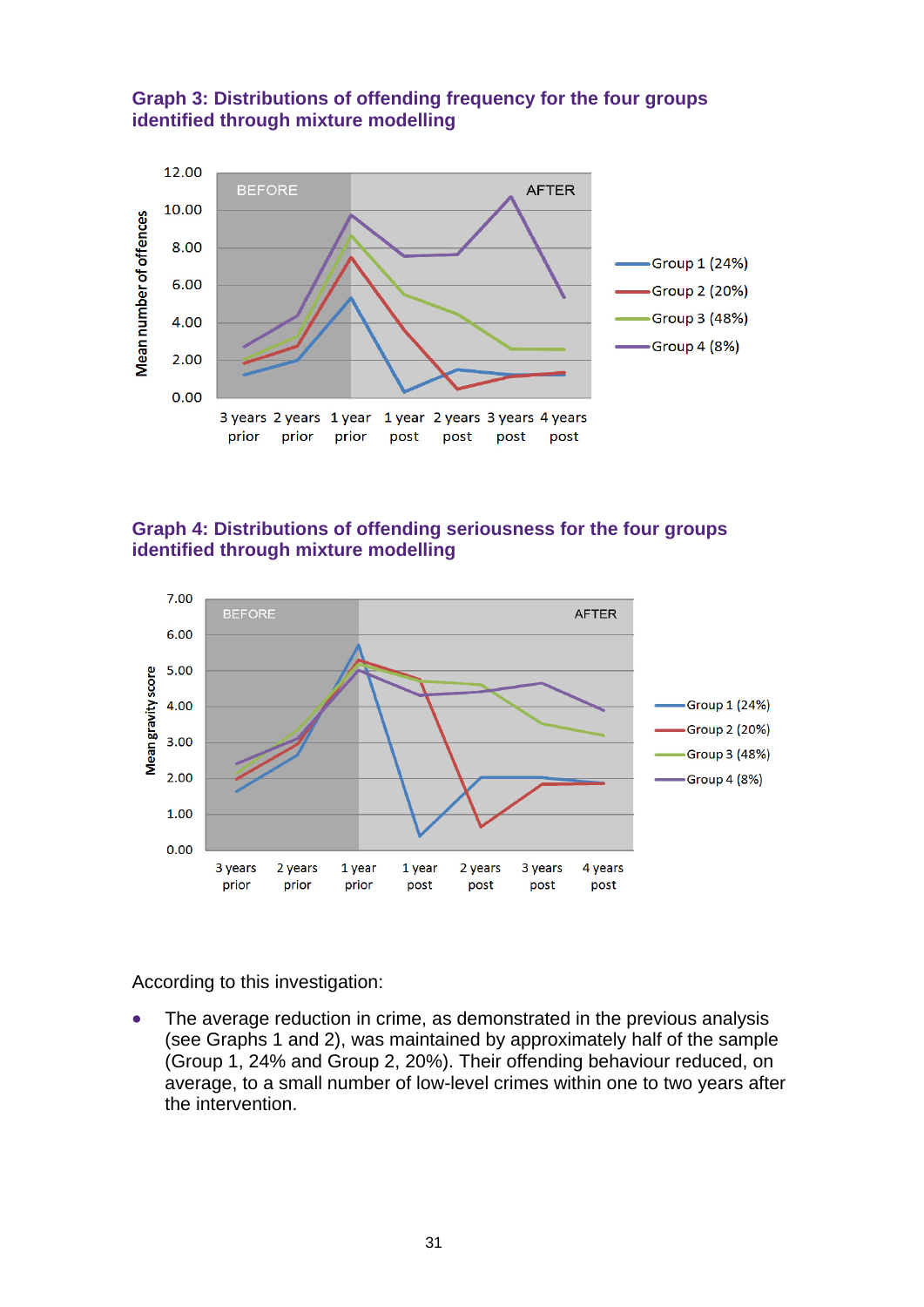### Graph 3: Distributions of offending frequency for the four groups identified through mixture modelling

### Graph 4: Distributions of offending seriousness for the four groups identified through mixture modelling

According to this investigation:

- The average reduction in crime, as demonstrated in the previous analysis (see Graphs 1 and 2), was maintained by approximately half of the sample (Group 1, 24% and Group 2, 20%). Their offending behaviour reduced, on average, to a small number of low-level crimes within one to two years after the intervention.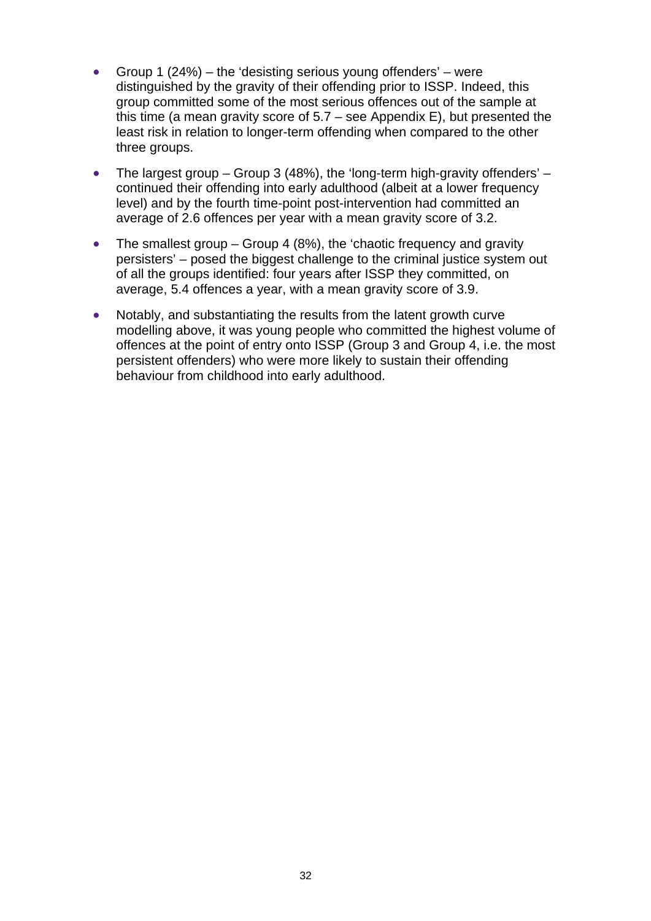- Group 1 (24%) – the 'desisting serious young offenders' – were distinguished by the gravity of their offending prior to ISSP. Indeed, this group committed some of the most serious offences out of the sample at this time (a mean gravity score of 5.7 – see Appendix E), but presented the least risk in relation to longer-term offending when compared to the other three groups.
- The largest group – Group 3 (48%), the 'long-term high-gravity offenders' – continued their offending into early adulthood (albeit at a lower frequency level) and by the fourth time-point post-intervention had committed an average of 2.6 offences per year with a mean gravity score of 3.2.
- The smallest group – Group 4 (8%), the 'chaotic frequency and gravity persisters' – posed the biggest challenge to the criminal justice system out of all the groups identified: four years after ISSP they committed, on average, 5.4 offences a year, with a mean gravity score of 3.9.
- Notably, and substantiating the results from the latent growth curve modelling above, it was young people who committed the highest volume of offences at the point of entry onto ISSP (Group 3 and Group 4, i.e. the most persistent offenders) who were more likely to sustain their offending behaviour from childhood into early adulthood.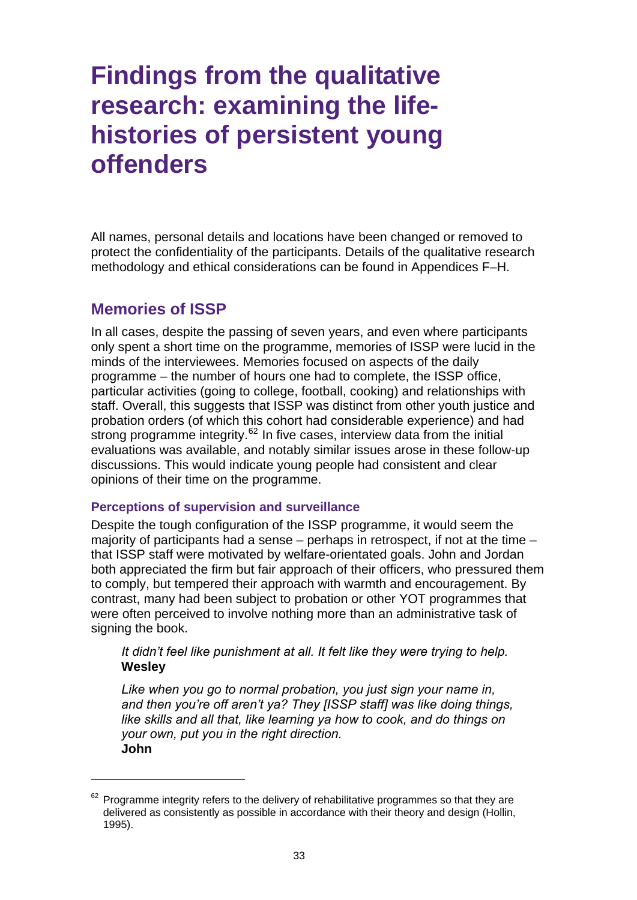# Findings from the qualitative research: examining the life-histories of persistent young offenders

All names, personal details and locations have been changed or removed to protect the confidentiality of the participants. Details of the qualitative research methodology and ethical considerations can be found in Appendices F–H.

## Memories of ISSP

In all cases, despite the passing of seven years, and even where participants only spent a short time on the programme, memories of ISSP were lucid in the minds of the interviewees. Memories focused on aspects of the daily programme – the number of hours one had to complete, the ISSP office, particular activities (going to college, football, cooking) and relationships with staff. Overall, this suggests that ISSP was distinct from other youth justice and probation orders (of which this cohort had considerable experience) and had strong programme integrity.[62] In five cases, interview data from the initial evaluations was available, and notably similar issues arose in these follow-up discussions. This would indicate young people had consistent and clear opinions of their time on the programme.

### Perceptions of supervision and surveillance

Despite the tough configuration of the ISSP programme, it would seem the majority of participants had a sense – perhaps in retrospect, if not at the time – that ISSP staff were motivated by welfare-orientated goals. John and Jordan both appreciated the firm but fair approach of their officers, who pressured them to comply, but tempered their approach with warmth and encouragement. By contrast, many had been subject to probation or other YOT programmes that were often perceived to involve nothing more than an administrative task of signing the book.

> *It didn't feel like punishment at all. It felt like they were trying to help.*
> **Wesley**

> *Like when you go to normal probation, you just sign your name in, and then you're off aren't ya? They [ISSP staff] was like doing things, like skills and all that, like learning ya how to cook, and do things on your own, put you in the right direction.*
> **John**

---

[62] Programme integrity refers to the delivery of rehabilitative programmes so that they are delivered as consistently as possible in accordance with their theory and design (Hollin, 1995).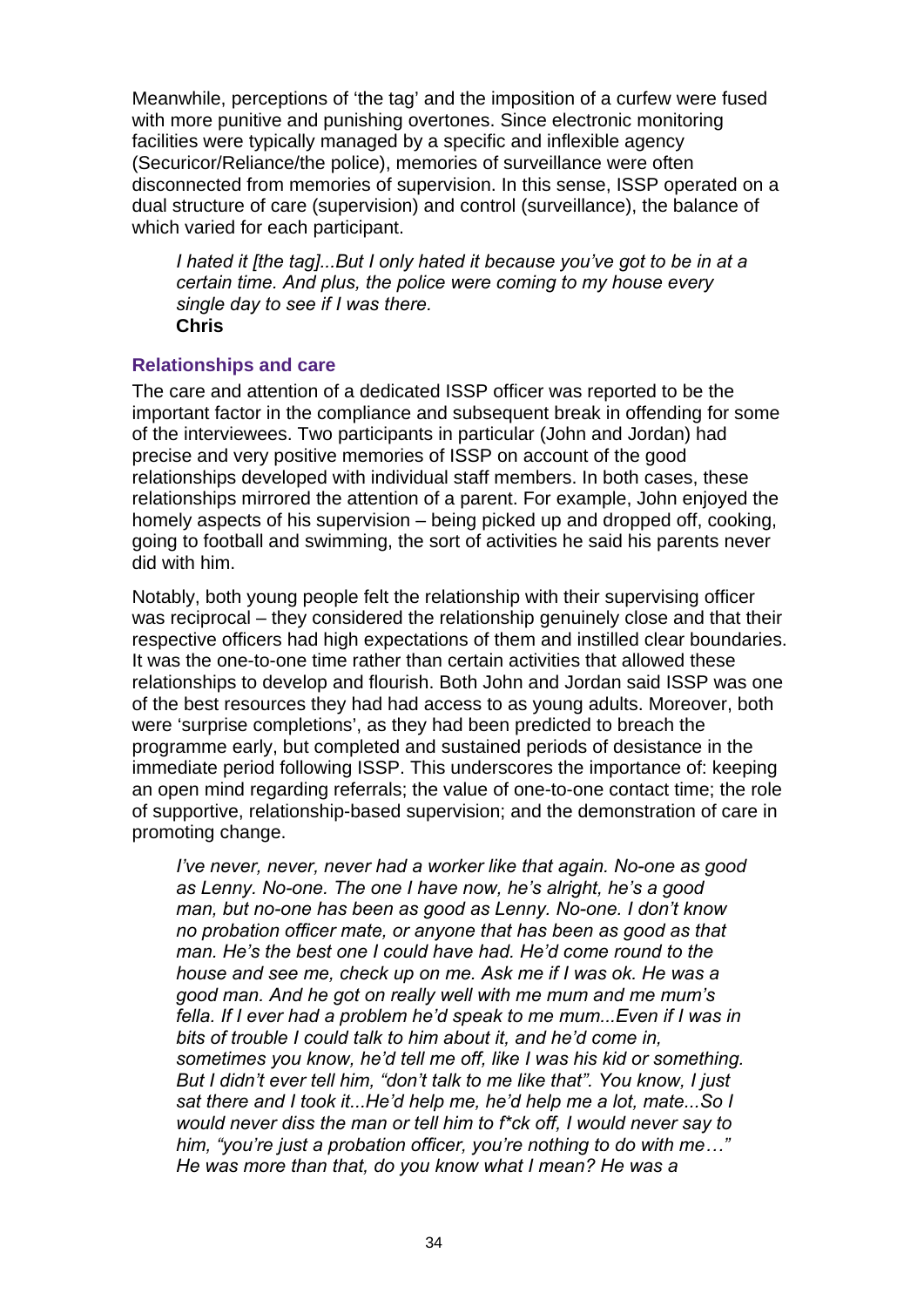Meanwhile, perceptions of 'the tag' and the imposition of a curfew were fused with more punitive and punishing overtones. Since electronic monitoring facilities were typically managed by a specific and inflexible agency (Securicor/Reliance/the police), memories of surveillance were often disconnected from memories of supervision. In this sense, ISSP operated on a dual structure of care (supervision) and control (surveillance), the balance of which varied for each participant.

> *I hated it [the tag]...But I only hated it because you've got to be in at a certain time. And plus, the police were coming to my house every single day to see if I was there.*
> **Chris**

### Relationships and care

The care and attention of a dedicated ISSP officer was reported to be the important factor in the compliance and subsequent break in offending for some of the interviewees. Two participants in particular (John and Jordan) had precise and very positive memories of ISSP on account of the good relationships developed with individual staff members. In both cases, these relationships mirrored the attention of a parent. For example, John enjoyed the homely aspects of his supervision – being picked up and dropped off, cooking, going to football and swimming, the sort of activities he said his parents never did with him.

Notably, both young people felt the relationship with their supervising officer was reciprocal – they considered the relationship genuinely close and that their respective officers had high expectations of them and instilled clear boundaries. It was the one-to-one time rather than certain activities that allowed these relationships to develop and flourish. Both John and Jordan said ISSP was one of the best resources they had had access to as young adults. Moreover, both were 'surprise completions', as they had been predicted to breach the programme early, but completed and sustained periods of desistance in the immediate period following ISSP. This underscores the importance of: keeping an open mind regarding referrals; the value of one-to-one contact time; the role of supportive, relationship-based supervision; and the demonstration of care in promoting change.

> *I've never, never, never had a worker like that again. No-one as good as Lenny. No-one. The one I have now, he's alright, he's a good man, but no-one has been as good as Lenny. No-one. I don't know no probation officer mate, or anyone that has been as good as that man. He's the best one I could have had. He'd come round to the house and see me, check up on me. Ask me if I was ok. He was a good man. And he got on really well with me mum and me mum's fella. If I ever had a problem he'd speak to me mum...Even if I was in bits of trouble I could talk to him about it, and he'd come in, sometimes you know, he'd tell me off, like I was his kid or something. But I didn't ever tell him, "don't talk to me like that". You know, I just sat there and I took it...He'd help me, he'd help me a lot, mate...So I would never diss the man or tell him to f*ck off, I would never say to him, "you're just a probation officer, you're nothing to do with me…" He was more than that, do you know what I mean? He was a*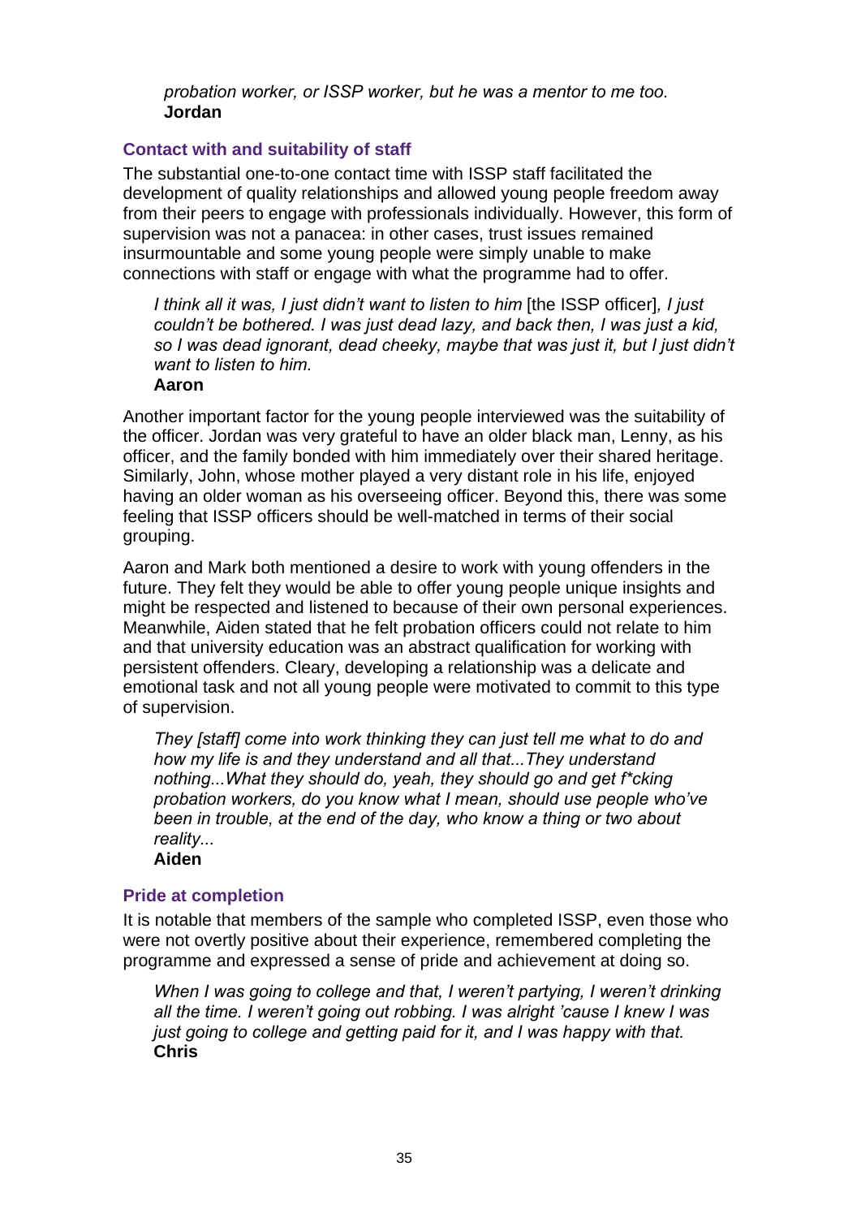*probation worker, or ISSP worker, but he was a mentor to me too.*
**Jordan**

### Contact with and suitability of staff

The substantial one-to-one contact time with ISSP staff facilitated the development of quality relationships and allowed young people freedom away from their peers to engage with professionals individually. However, this form of supervision was not a panacea: in other cases, trust issues remained insurmountable and some young people were simply unable to make connections with staff or engage with what the programme had to offer.

> *I think all it was, I just didn't want to listen to him* [the ISSP officer]*, I just couldn't be bothered. I was just dead lazy, and back then, I was just a kid, so I was dead ignorant, dead cheeky, maybe that was just it, but I just didn't want to listen to him.*
> **Aaron**

Another important factor for the young people interviewed was the suitability of the officer. Jordan was very grateful to have an older black man, Lenny, as his officer, and the family bonded with him immediately over their shared heritage. Similarly, John, whose mother played a very distant role in his life, enjoyed having an older woman as his overseeing officer. Beyond this, there was some feeling that ISSP officers should be well-matched in terms of their social grouping.

Aaron and Mark both mentioned a desire to work with young offenders in the future. They felt they would be able to offer young people unique insights and might be respected and listened to because of their own personal experiences. Meanwhile, Aiden stated that he felt probation officers could not relate to him and that university education was an abstract qualification for working with persistent offenders. Cleary, developing a relationship was a delicate and emotional task and not all young people were motivated to commit to this type of supervision.

> *They [staff] come into work thinking they can just tell me what to do and how my life is and they understand and all that...They understand nothing...What they should do, yeah, they should go and get f*cking probation workers, do you know what I mean, should use people who've been in trouble, at the end of the day, who know a thing or two about reality...*
> **Aiden**

### Pride at completion

It is notable that members of the sample who completed ISSP, even those who were not overtly positive about their experience, remembered completing the programme and expressed a sense of pride and achievement at doing so.

> *When I was going to college and that, I weren't partying, I weren't drinking all the time. I weren't going out robbing. I was alright 'cause I knew I was just going to college and getting paid for it, and I was happy with that.*
> **Chris**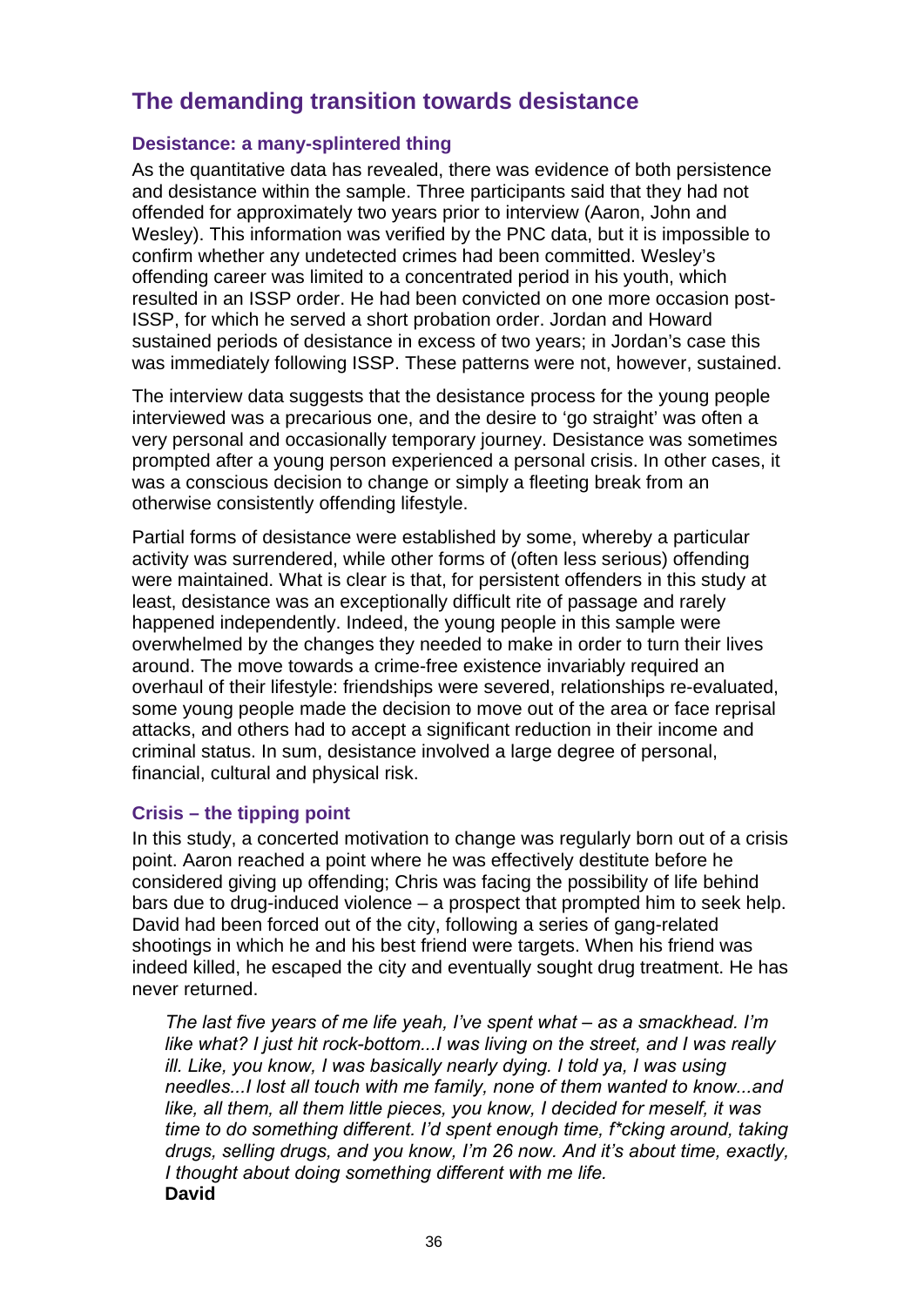## The demanding transition towards desistance

### Desistance: a many-splintered thing

As the quantitative data has revealed, there was evidence of both persistence and desistance within the sample. Three participants said that they had not offended for approximately two years prior to interview (Aaron, John and Wesley). This information was verified by the PNC data, but it is impossible to confirm whether any undetected crimes had been committed. Wesley's offending career was limited to a concentrated period in his youth, which resulted in an ISSP order. He had been convicted on one more occasion post-ISSP, for which he served a short probation order. Jordan and Howard sustained periods of desistance in excess of two years; in Jordan's case this was immediately following ISSP. These patterns were not, however, sustained.

The interview data suggests that the desistance process for the young people interviewed was a precarious one, and the desire to 'go straight' was often a very personal and occasionally temporary journey. Desistance was sometimes prompted after a young person experienced a personal crisis. In other cases, it was a conscious decision to change or simply a fleeting break from an otherwise consistently offending lifestyle.

Partial forms of desistance were established by some, whereby a particular activity was surrendered, while other forms of (often less serious) offending were maintained. What is clear is that, for persistent offenders in this study at least, desistance was an exceptionally difficult rite of passage and rarely happened independently. Indeed, the young people in this sample were overwhelmed by the changes they needed to make in order to turn their lives around. The move towards a crime-free existence invariably required an overhaul of their lifestyle: friendships were severed, relationships re-evaluated, some young people made the decision to move out of the area or face reprisal attacks, and others had to accept a significant reduction in their income and criminal status. In sum, desistance involved a large degree of personal, financial, cultural and physical risk.

### Crisis – the tipping point

In this study, a concerted motivation to change was regularly born out of a crisis point. Aaron reached a point where he was effectively destitute before he considered giving up offending; Chris was facing the possibility of life behind bars due to drug-induced violence – a prospect that prompted him to seek help. David had been forced out of the city, following a series of gang-related shootings in which he and his best friend were targets. When his friend was indeed killed, he escaped the city and eventually sought drug treatment. He has never returned.

> *The last five years of me life yeah, I've spent what – as a smackhead. I'm like what? I just hit rock-bottom...I was living on the street, and I was really ill. Like, you know, I was basically nearly dying. I told ya, I was using needles...I lost all touch with me family, none of them wanted to know...and like, all them, all them little pieces, you know, I decided for meself, it was time to do something different. I'd spent enough time, f*cking around, taking drugs, selling drugs, and you know, I'm 26 now. And it's about time, exactly, I thought about doing something different with me life.*
> **David**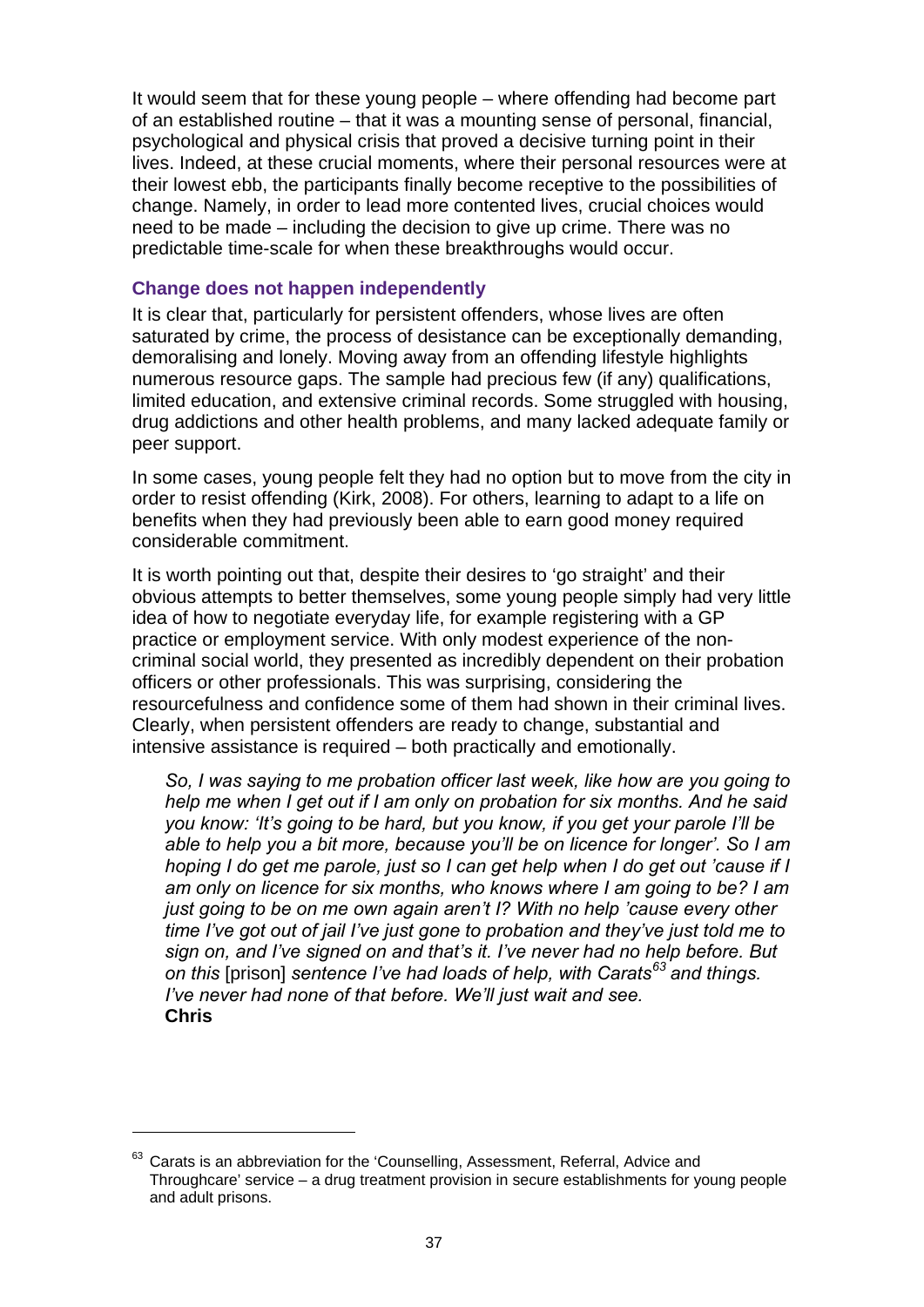It would seem that for these young people – where offending had become part of an established routine – that it was a mounting sense of personal, financial, psychological and physical crisis that proved a decisive turning point in their lives. Indeed, at these crucial moments, where their personal resources were at their lowest ebb, the participants finally become receptive to the possibilities of change. Namely, in order to lead more contented lives, crucial choices would need to be made – including the decision to give up crime. There was no predictable time-scale for when these breakthroughs would occur.

### Change does not happen independently

It is clear that, particularly for persistent offenders, whose lives are often saturated by crime, the process of desistance can be exceptionally demanding, demoralising and lonely. Moving away from an offending lifestyle highlights numerous resource gaps. The sample had precious few (if any) qualifications, limited education, and extensive criminal records. Some struggled with housing, drug addictions and other health problems, and many lacked adequate family or peer support.

In some cases, young people felt they had no option but to move from the city in order to resist offending (Kirk, 2008). For others, learning to adapt to a life on benefits when they had previously been able to earn good money required considerable commitment.

It is worth pointing out that, despite their desires to 'go straight' and their obvious attempts to better themselves, some young people simply had very little idea of how to negotiate everyday life, for example registering with a GP practice or employment service. With only modest experience of the non-criminal social world, they presented as incredibly dependent on their probation officers or other professionals. This was surprising, considering the resourcefulness and confidence some of them had shown in their criminal lives. Clearly, when persistent offenders are ready to change, substantial and intensive assistance is required – both practically and emotionally.

> *So, I was saying to me probation officer last week, like how are you going to help me when I get out if I am only on probation for six months. And he said you know: 'It's going to be hard, but you know, if you get your parole I'll be able to help you a bit more, because you'll be on licence for longer'. So I am hoping I do get me parole, just so I can get help when I do get out 'cause if I am only on licence for six months, who knows where I am going to be? I am just going to be on me own again aren't I? With no help 'cause every other time I've got out of jail I've just gone to probation and they've just told me to sign on, and I've signed on and that's it. I've never had no help before. But on this* [prison] *sentence I've had loads of help, with Carats*[63] *and things. I've never had none of that before. We'll just wait and see.*
> **Chris**

---

[63] Carats is an abbreviation for the 'Counselling, Assessment, Referral, Advice and Throughcare' service – a drug treatment provision in secure establishments for young people and adult prisons.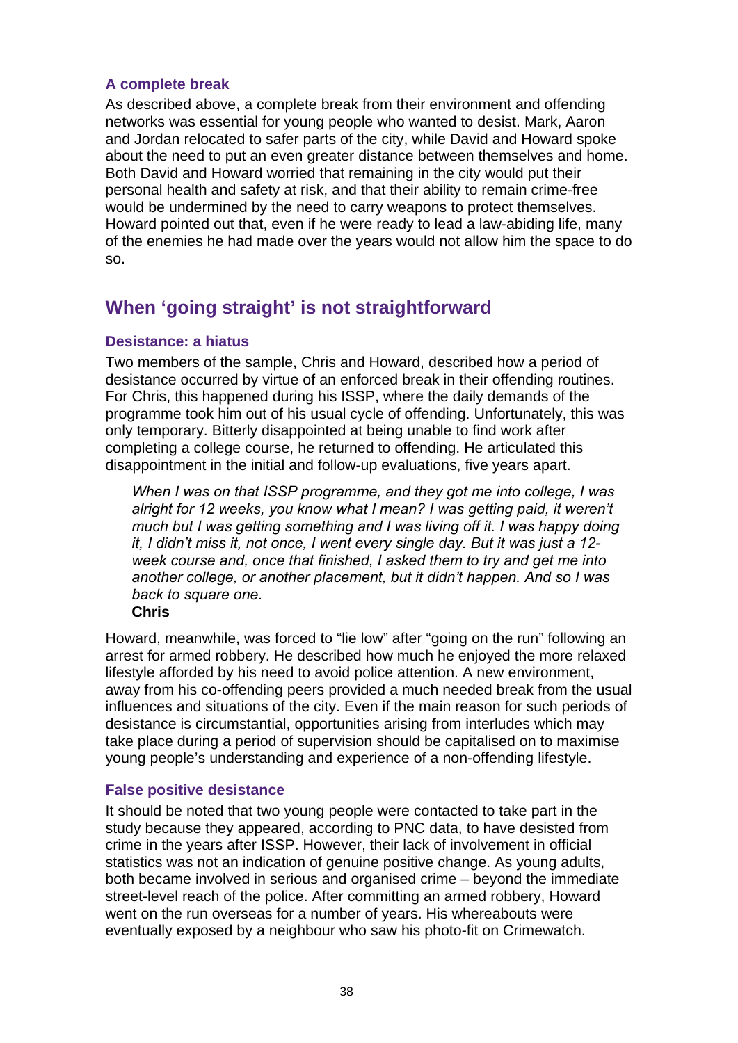### A complete break

As described above, a complete break from their environment and offending networks was essential for young people who wanted to desist. Mark, Aaron and Jordan relocated to safer parts of the city, while David and Howard spoke about the need to put an even greater distance between themselves and home. Both David and Howard worried that remaining in the city would put their personal health and safety at risk, and that their ability to remain crime-free would be undermined by the need to carry weapons to protect themselves. Howard pointed out that, even if he were ready to lead a law-abiding life, many of the enemies he had made over the years would not allow him the space to do so.

## When 'going straight' is not straightforward

### Desistance: a hiatus

Two members of the sample, Chris and Howard, described how a period of desistance occurred by virtue of an enforced break in their offending routines. For Chris, this happened during his ISSP, where the daily demands of the programme took him out of his usual cycle of offending. Unfortunately, this was only temporary. Bitterly disappointed at being unable to find work after completing a college course, he returned to offending. He articulated this disappointment in the initial and follow-up evaluations, five years apart.

> *When I was on that ISSP programme, and they got me into college, I was alright for 12 weeks, you know what I mean? I was getting paid, it weren't much but I was getting something and I was living off it. I was happy doing it, I didn't miss it, not once, I went every single day. But it was just a 12-week course and, once that finished, I asked them to try and get me into another college, or another placement, but it didn't happen. And so I was back to square one.*
> **Chris**

Howard, meanwhile, was forced to "lie low" after "going on the run" following an arrest for armed robbery. He described how much he enjoyed the more relaxed lifestyle afforded by his need to avoid police attention. A new environment, away from his co-offending peers provided a much needed break from the usual influences and situations of the city. Even if the main reason for such periods of desistance is circumstantial, opportunities arising from interludes which may take place during a period of supervision should be capitalised on to maximise young people's understanding and experience of a non-offending lifestyle.

### False positive desistance

It should be noted that two young people were contacted to take part in the study because they appeared, according to PNC data, to have desisted from crime in the years after ISSP. However, their lack of involvement in official statistics was not an indication of genuine positive change. As young adults, both became involved in serious and organised crime – beyond the immediate street-level reach of the police. After committing an armed robbery, Howard went on the run overseas for a number of years. His whereabouts were eventually exposed by a neighbour who saw his photo-fit on Crimewatch.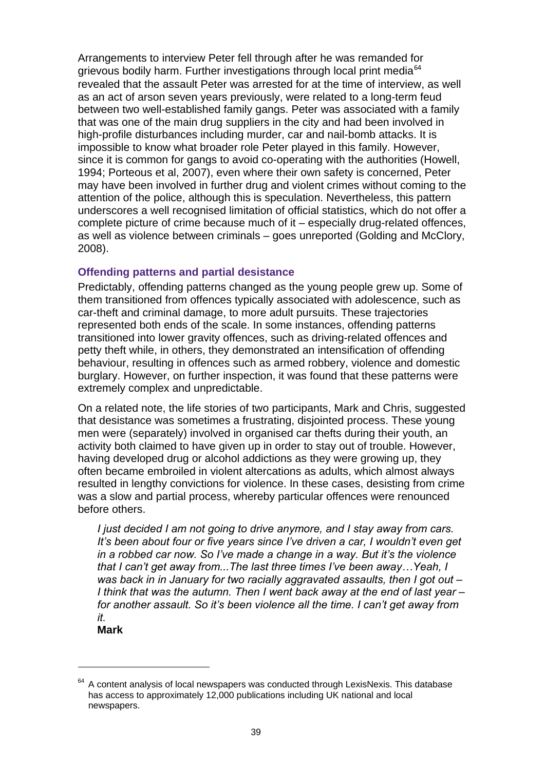Arrangements to interview Peter fell through after he was remanded for grievous bodily harm. Further investigations through local print media[64] revealed that the assault Peter was arrested for at the time of interview, as well as an act of arson seven years previously, were related to a long-term feud between two well-established family gangs. Peter was associated with a family that was one of the main drug suppliers in the city and had been involved in high-profile disturbances including murder, car and nail-bomb attacks. It is impossible to know what broader role Peter played in this family. However, since it is common for gangs to avoid co-operating with the authorities (Howell, 1994; Porteous et al, 2007), even where their own safety is concerned, Peter may have been involved in further drug and violent crimes without coming to the attention of the police, although this is speculation. Nevertheless, this pattern underscores a well recognised limitation of official statistics, which do not offer a complete picture of crime because much of it – especially drug-related offences, as well as violence between criminals – goes unreported (Golding and McClory, 2008).

### Offending patterns and partial desistance

Predictably, offending patterns changed as the young people grew up. Some of them transitioned from offences typically associated with adolescence, such as car-theft and criminal damage, to more adult pursuits. These trajectories represented both ends of the scale. In some instances, offending patterns transitioned into lower gravity offences, such as driving-related offences and petty theft while, in others, they demonstrated an intensification of offending behaviour, resulting in offences such as armed robbery, violence and domestic burglary. However, on further inspection, it was found that these patterns were extremely complex and unpredictable.

On a related note, the life stories of two participants, Mark and Chris, suggested that desistance was sometimes a frustrating, disjointed process. These young men were (separately) involved in organised car thefts during their youth, an activity both claimed to have given up in order to stay out of trouble. However, having developed drug or alcohol addictions as they were growing up, they often became embroiled in violent altercations as adults, which almost always resulted in lengthy convictions for violence. In these cases, desisting from crime was a slow and partial process, whereby particular offences were renounced before others.

> *I just decided I am not going to drive anymore, and I stay away from cars. It's been about four or five years since I've driven a car, I wouldn't even get in a robbed car now. So I've made a change in a way. But it's the violence that I can't get away from...The last three times I've been away…Yeah, I was back in in January for two racially aggravated assaults, then I got out – I think that was the autumn. Then I went back away at the end of last year – for another assault. So it's been violence all the time. I can't get away from it.*
>
> **Mark**

[64] A content analysis of local newspapers was conducted through LexisNexis. This database has access to approximately 12,000 publications including UK national and local newspapers.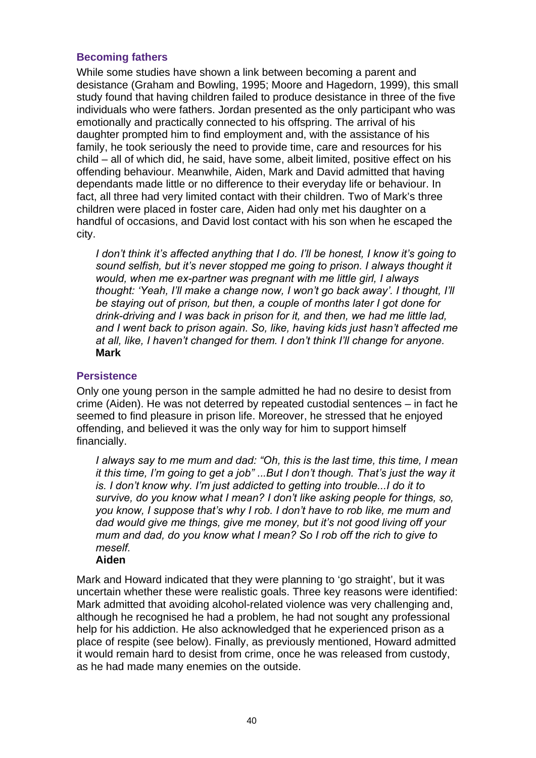### Becoming fathers

While some studies have shown a link between becoming a parent and desistance (Graham and Bowling, 1995; Moore and Hagedorn, 1999), this small study found that having children failed to produce desistance in three of the five individuals who were fathers. Jordan presented as the only participant who was emotionally and practically connected to his offspring. The arrival of his daughter prompted him to find employment and, with the assistance of his family, he took seriously the need to provide time, care and resources for his child – all of which did, he said, have some, albeit limited, positive effect on his offending behaviour. Meanwhile, Aiden, Mark and David admitted that having dependants made little or no difference to their everyday life or behaviour. In fact, all three had very limited contact with their children. Two of Mark's three children were placed in foster care, Aiden had only met his daughter on a handful of occasions, and David lost contact with his son when he escaped the city.

> *I don't think it's affected anything that I do. I'll be honest, I know it's going to sound selfish, but it's never stopped me going to prison. I always thought it would, when me ex-partner was pregnant with me little girl, I always thought: 'Yeah, I'll make a change now, I won't go back away'. I thought, I'll be staying out of prison, but then, a couple of months later I got done for drink-driving and I was back in prison for it, and then, we had me little lad, and I went back to prison again. So, like, having kids just hasn't affected me at all, like, I haven't changed for them. I don't think I'll change for anyone.*
> **Mark**

### Persistence

Only one young person in the sample admitted he had no desire to desist from crime (Aiden). He was not deterred by repeated custodial sentences – in fact he seemed to find pleasure in prison life. Moreover, he stressed that he enjoyed offending, and believed it was the only way for him to support himself financially.

> *I always say to me mum and dad: "Oh, this is the last time, this time, I mean it this time, I'm going to get a job" ...But I don't though. That's just the way it is. I don't know why. I'm just addicted to getting into trouble...I do it to survive, do you know what I mean? I don't like asking people for things, so, you know, I suppose that's why I rob. I don't have to rob like, me mum and dad would give me things, give me money, but it's not good living off your mum and dad, do you know what I mean? So I rob off the rich to give to meself.*
> **Aiden**

Mark and Howard indicated that they were planning to 'go straight', but it was uncertain whether these were realistic goals. Three key reasons were identified: Mark admitted that avoiding alcohol-related violence was very challenging and, although he recognised he had a problem, he had not sought any professional help for his addiction. He also acknowledged that he experienced prison as a place of respite (see below). Finally, as previously mentioned, Howard admitted it would remain hard to desist from crime, once he was released from custody, as he had made many enemies on the outside.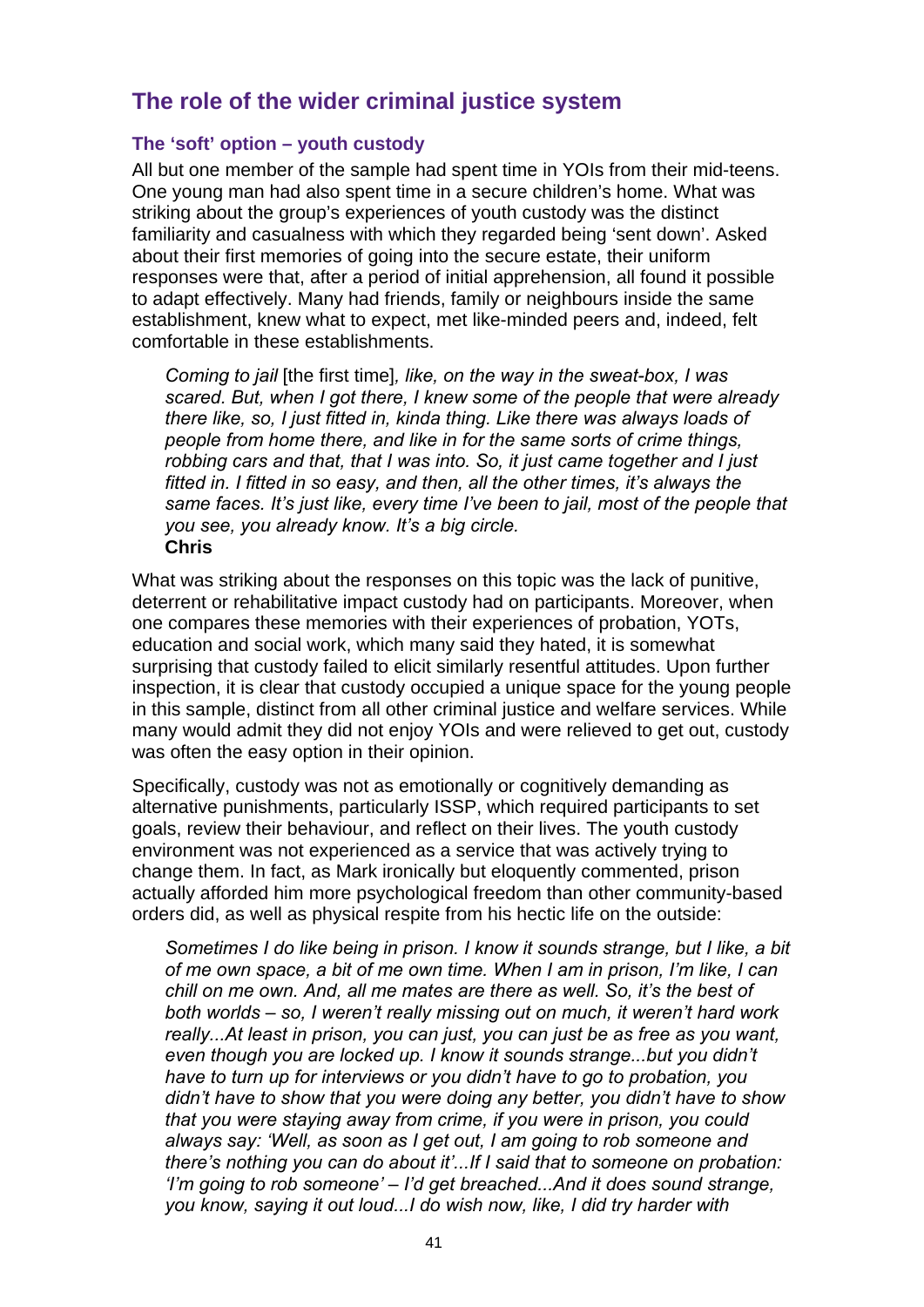## The role of the wider criminal justice system

### The 'soft' option – youth custody

All but one member of the sample had spent time in YOIs from their mid-teens. One young man had also spent time in a secure children's home. What was striking about the group's experiences of youth custody was the distinct familiarity and casualness with which they regarded being 'sent down'. Asked about their first memories of going into the secure estate, their uniform responses were that, after a period of initial apprehension, all found it possible to adapt effectively. Many had friends, family or neighbours inside the same establishment, knew what to expect, met like-minded peers and, indeed, felt comfortable in these establishments.

> *Coming to jail* [the first time]*, like, on the way in the sweat-box, I was scared. But, when I got there, I knew some of the people that were already there like, so, I just fitted in, kinda thing. Like there was always loads of people from home there, and like in for the same sorts of crime things, robbing cars and that, that I was into. So, it just came together and I just fitted in. I fitted in so easy, and then, all the other times, it's always the same faces. It's just like, every time I've been to jail, most of the people that you see, you already know. It's a big circle.*
> **Chris**

What was striking about the responses on this topic was the lack of punitive, deterrent or rehabilitative impact custody had on participants. Moreover, when one compares these memories with their experiences of probation, YOTs, education and social work, which many said they hated, it is somewhat surprising that custody failed to elicit similarly resentful attitudes. Upon further inspection, it is clear that custody occupied a unique space for the young people in this sample, distinct from all other criminal justice and welfare services. While many would admit they did not enjoy YOIs and were relieved to get out, custody was often the easy option in their opinion.

Specifically, custody was not as emotionally or cognitively demanding as alternative punishments, particularly ISSP, which required participants to set goals, review their behaviour, and reflect on their lives. The youth custody environment was not experienced as a service that was actively trying to change them. In fact, as Mark ironically but eloquently commented, prison actually afforded him more psychological freedom than other community-based orders did, as well as physical respite from his hectic life on the outside:

> *Sometimes I do like being in prison. I know it sounds strange, but I like, a bit of me own space, a bit of me own time. When I am in prison, I'm like, I can chill on me own. And, all me mates are there as well. So, it's the best of both worlds – so, I weren't really missing out on much, it weren't hard work really...At least in prison, you can just, you can just be as free as you want, even though you are locked up. I know it sounds strange...but you didn't have to turn up for interviews or you didn't have to go to probation, you didn't have to show that you were doing any better, you didn't have to show that you were staying away from crime, if you were in prison, you could always say: 'Well, as soon as I get out, I am going to rob someone and there's nothing you can do about it'...If I said that to someone on probation: 'I'm going to rob someone' – I'd get breached...And it does sound strange, you know, saying it out loud...I do wish now, like, I did try harder with*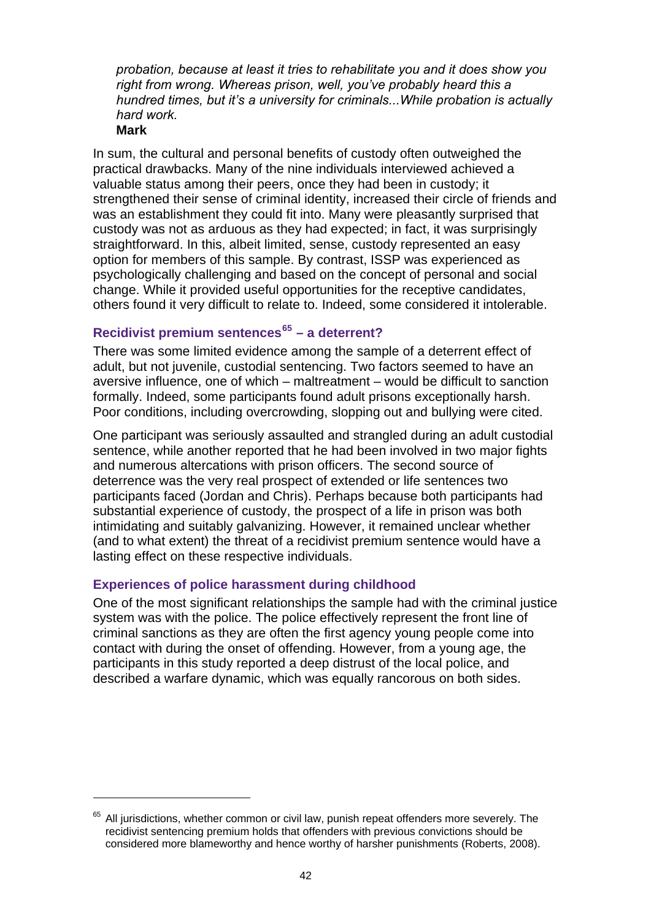*probation, because at least it tries to rehabilitate you and it does show you right from wrong. Whereas prison, well, you've probably heard this a hundred times, but it's a university for criminals...While probation is actually hard work.*
**Mark**

In sum, the cultural and personal benefits of custody often outweighed the practical drawbacks. Many of the nine individuals interviewed achieved a valuable status among their peers, once they had been in custody; it strengthened their sense of criminal identity, increased their circle of friends and was an establishment they could fit into. Many were pleasantly surprised that custody was not as arduous as they had expected; in fact, it was surprisingly straightforward. In this, albeit limited, sense, custody represented an easy option for members of this sample. By contrast, ISSP was experienced as psychologically challenging and based on the concept of personal and social change. While it provided useful opportunities for the receptive candidates, others found it very difficult to relate to. Indeed, some considered it intolerable.

### Recidivist premium sentences[65] – a deterrent?

There was some limited evidence among the sample of a deterrent effect of adult, but not juvenile, custodial sentencing. Two factors seemed to have an aversive influence, one of which – maltreatment – would be difficult to sanction formally. Indeed, some participants found adult prisons exceptionally harsh. Poor conditions, including overcrowding, slopping out and bullying were cited.

One participant was seriously assaulted and strangled during an adult custodial sentence, while another reported that he had been involved in two major fights and numerous altercations with prison officers. The second source of deterrence was the very real prospect of extended or life sentences two participants faced (Jordan and Chris). Perhaps because both participants had substantial experience of custody, the prospect of a life in prison was both intimidating and suitably galvanizing. However, it remained unclear whether (and to what extent) the threat of a recidivist premium sentence would have a lasting effect on these respective individuals.

### Experiences of police harassment during childhood

One of the most significant relationships the sample had with the criminal justice system was with the police. The police effectively represent the front line of criminal sanctions as they are often the first agency young people come into contact with during the onset of offending. However, from a young age, the participants in this study reported a deep distrust of the local police, and described a warfare dynamic, which was equally rancorous on both sides.

[65] All jurisdictions, whether common or civil law, punish repeat offenders more severely. The recidivist sentencing premium holds that offenders with previous convictions should be considered more blameworthy and hence worthy of harsher punishments (Roberts, 2008).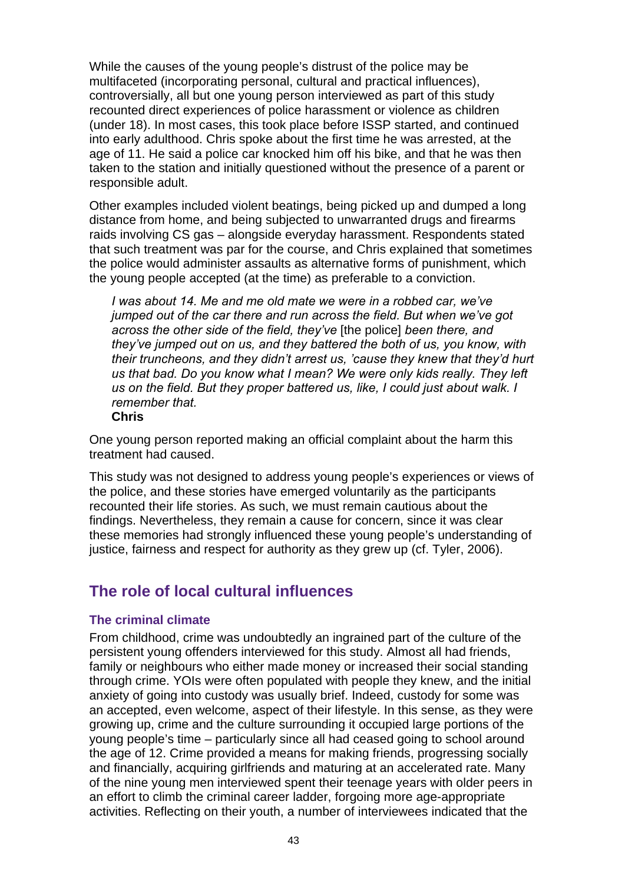While the causes of the young people's distrust of the police may be multifaceted (incorporating personal, cultural and practical influences), controversially, all but one young person interviewed as part of this study recounted direct experiences of police harassment or violence as children (under 18). In most cases, this took place before ISSP started, and continued into early adulthood. Chris spoke about the first time he was arrested, at the age of 11. He said a police car knocked him off his bike, and that he was then taken to the station and initially questioned without the presence of a parent or responsible adult.

Other examples included violent beatings, being picked up and dumped a long distance from home, and being subjected to unwarranted drugs and firearms raids involving CS gas – alongside everyday harassment. Respondents stated that such treatment was par for the course, and Chris explained that sometimes the police would administer assaults as alternative forms of punishment, which the young people accepted (at the time) as preferable to a conviction.

> *I was about 14. Me and me old mate we were in a robbed car, we've jumped out of the car there and run across the field. But when we've got across the other side of the field, they've* [the police] *been there, and they've jumped out on us, and they battered the both of us, you know, with their truncheons, and they didn't arrest us, 'cause they knew that they'd hurt us that bad. Do you know what I mean? We were only kids really. They left us on the field. But they proper battered us, like, I could just about walk. I remember that.*
> **Chris**

One young person reported making an official complaint about the harm this treatment had caused.

This study was not designed to address young people's experiences or views of the police, and these stories have emerged voluntarily as the participants recounted their life stories. As such, we must remain cautious about the findings. Nevertheless, they remain a cause for concern, since it was clear these memories had strongly influenced these young people's understanding of justice, fairness and respect for authority as they grew up (cf. Tyler, 2006).

## The role of local cultural influences

### The criminal climate

From childhood, crime was undoubtedly an ingrained part of the culture of the persistent young offenders interviewed for this study. Almost all had friends, family or neighbours who either made money or increased their social standing through crime. YOIs were often populated with people they knew, and the initial anxiety of going into custody was usually brief. Indeed, custody for some was an accepted, even welcome, aspect of their lifestyle. In this sense, as they were growing up, crime and the culture surrounding it occupied large portions of the young people's time – particularly since all had ceased going to school around the age of 12. Crime provided a means for making friends, progressing socially and financially, acquiring girlfriends and maturing at an accelerated rate. Many of the nine young men interviewed spent their teenage years with older peers in an effort to climb the criminal career ladder, forgoing more age-appropriate activities. Reflecting on their youth, a number of interviewees indicated that the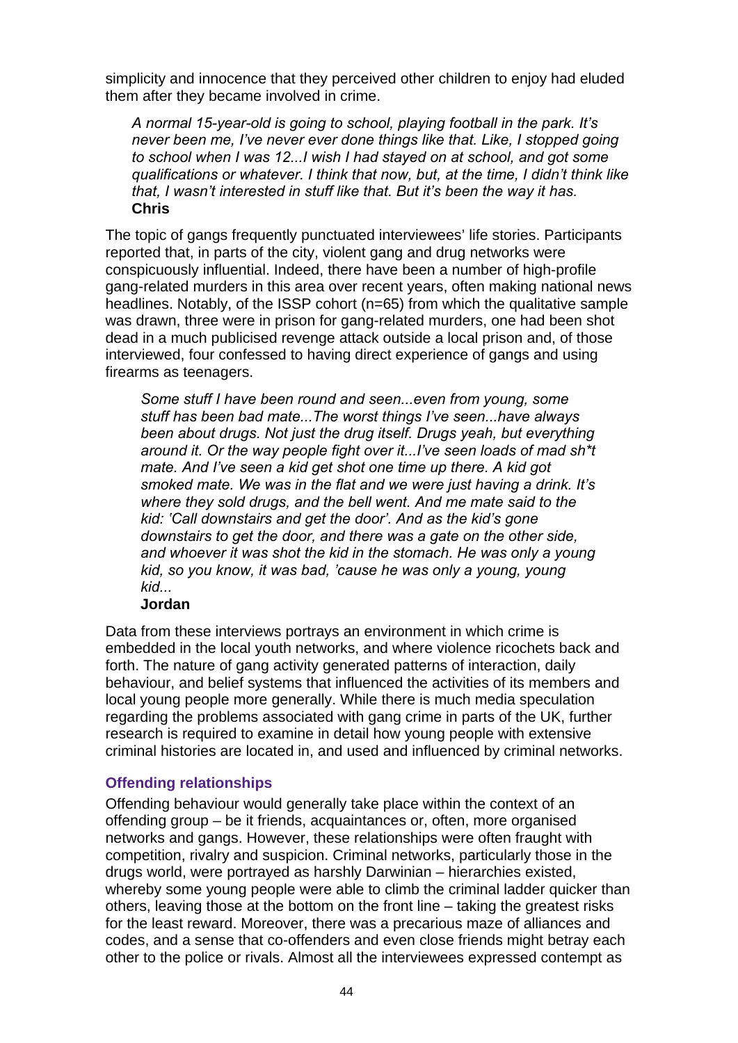simplicity and innocence that they perceived other children to enjoy had eluded them after they became involved in crime.

> *A normal 15-year-old is going to school, playing football in the park. It's never been me, I've never ever done things like that. Like, I stopped going to school when I was 12...I wish I had stayed on at school, and got some qualifications or whatever. I think that now, but, at the time, I didn't think like that, I wasn't interested in stuff like that. But it's been the way it has.*
> **Chris**

The topic of gangs frequently punctuated interviewees' life stories. Participants reported that, in parts of the city, violent gang and drug networks were conspicuously influential. Indeed, there have been a number of high-profile gang-related murders in this area over recent years, often making national news headlines. Notably, of the ISSP cohort (n=65) from which the qualitative sample was drawn, three were in prison for gang-related murders, one had been shot dead in a much publicised revenge attack outside a local prison and, of those interviewed, four confessed to having direct experience of gangs and using firearms as teenagers.

> *Some stuff I have been round and seen...even from young, some stuff has been bad mate...The worst things I've seen...have always been about drugs. Not just the drug itself. Drugs yeah, but everything around it. Or the way people fight over it...I've seen loads of mad sh*t mate. And I've seen a kid get shot one time up there. A kid got smoked mate. We was in the flat and we were just having a drink. It's where they sold drugs, and the bell went. And me mate said to the kid: 'Call downstairs and get the door'. And as the kid's gone downstairs to get the door, and there was a gate on the other side, and whoever it was shot the kid in the stomach. He was only a young kid, so you know, it was bad, 'cause he was only a young, young kid...*
> **Jordan**

Data from these interviews portrays an environment in which crime is embedded in the local youth networks, and where violence ricochets back and forth. The nature of gang activity generated patterns of interaction, daily behaviour, and belief systems that influenced the activities of its members and local young people more generally. While there is much media speculation regarding the problems associated with gang crime in parts of the UK, further research is required to examine in detail how young people with extensive criminal histories are located in, and used and influenced by criminal networks.

### Offending relationships

Offending behaviour would generally take place within the context of an offending group – be it friends, acquaintances or, often, more organised networks and gangs. However, these relationships were often fraught with competition, rivalry and suspicion. Criminal networks, particularly those in the drugs world, were portrayed as harshly Darwinian – hierarchies existed, whereby some young people were able to climb the criminal ladder quicker than others, leaving those at the bottom on the front line – taking the greatest risks for the least reward. Moreover, there was a precarious maze of alliances and codes, and a sense that co-offenders and even close friends might betray each other to the police or rivals. Almost all the interviewees expressed contempt as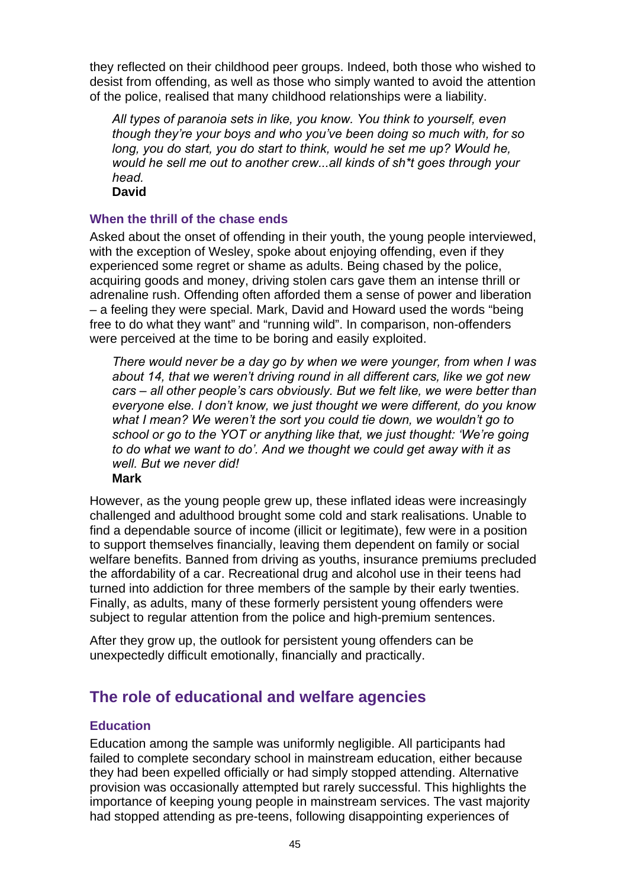they reflected on their childhood peer groups. Indeed, both those who wished to desist from offending, as well as those who simply wanted to avoid the attention of the police, realised that many childhood relationships were a liability.

> *All types of paranoia sets in like, you know. You think to yourself, even though they're your boys and who you've been doing so much with, for so long, you do start, you do start to think, would he set me up? Would he, would he sell me out to another crew...all kinds of sh*t goes through your head.*
> **David**

### When the thrill of the chase ends

Asked about the onset of offending in their youth, the young people interviewed, with the exception of Wesley, spoke about enjoying offending, even if they experienced some regret or shame as adults. Being chased by the police, acquiring goods and money, driving stolen cars gave them an intense thrill or adrenaline rush. Offending often afforded them a sense of power and liberation – a feeling they were special. Mark, David and Howard used the words "being free to do what they want" and "running wild". In comparison, non-offenders were perceived at the time to be boring and easily exploited.

> *There would never be a day go by when we were younger, from when I was about 14, that we weren't driving round in all different cars, like we got new cars – all other people's cars obviously. But we felt like, we were better than everyone else. I don't know, we just thought we were different, do you know what I mean? We weren't the sort you could tie down, we wouldn't go to school or go to the YOT or anything like that, we just thought: 'We're going to do what we want to do'. And we thought we could get away with it as well. But we never did!*
> **Mark**

However, as the young people grew up, these inflated ideas were increasingly challenged and adulthood brought some cold and stark realisations. Unable to find a dependable source of income (illicit or legitimate), few were in a position to support themselves financially, leaving them dependent on family or social welfare benefits. Banned from driving as youths, insurance premiums precluded the affordability of a car. Recreational drug and alcohol use in their teens had turned into addiction for three members of the sample by their early twenties. Finally, as adults, many of these formerly persistent young offenders were subject to regular attention from the police and high-premium sentences.

After they grow up, the outlook for persistent young offenders can be unexpectedly difficult emotionally, financially and practically.

## The role of educational and welfare agencies

### Education

Education among the sample was uniformly negligible. All participants had failed to complete secondary school in mainstream education, either because they had been expelled officially or had simply stopped attending. Alternative provision was occasionally attempted but rarely successful. This highlights the importance of keeping young people in mainstream services. The vast majority had stopped attending as pre-teens, following disappointing experiences of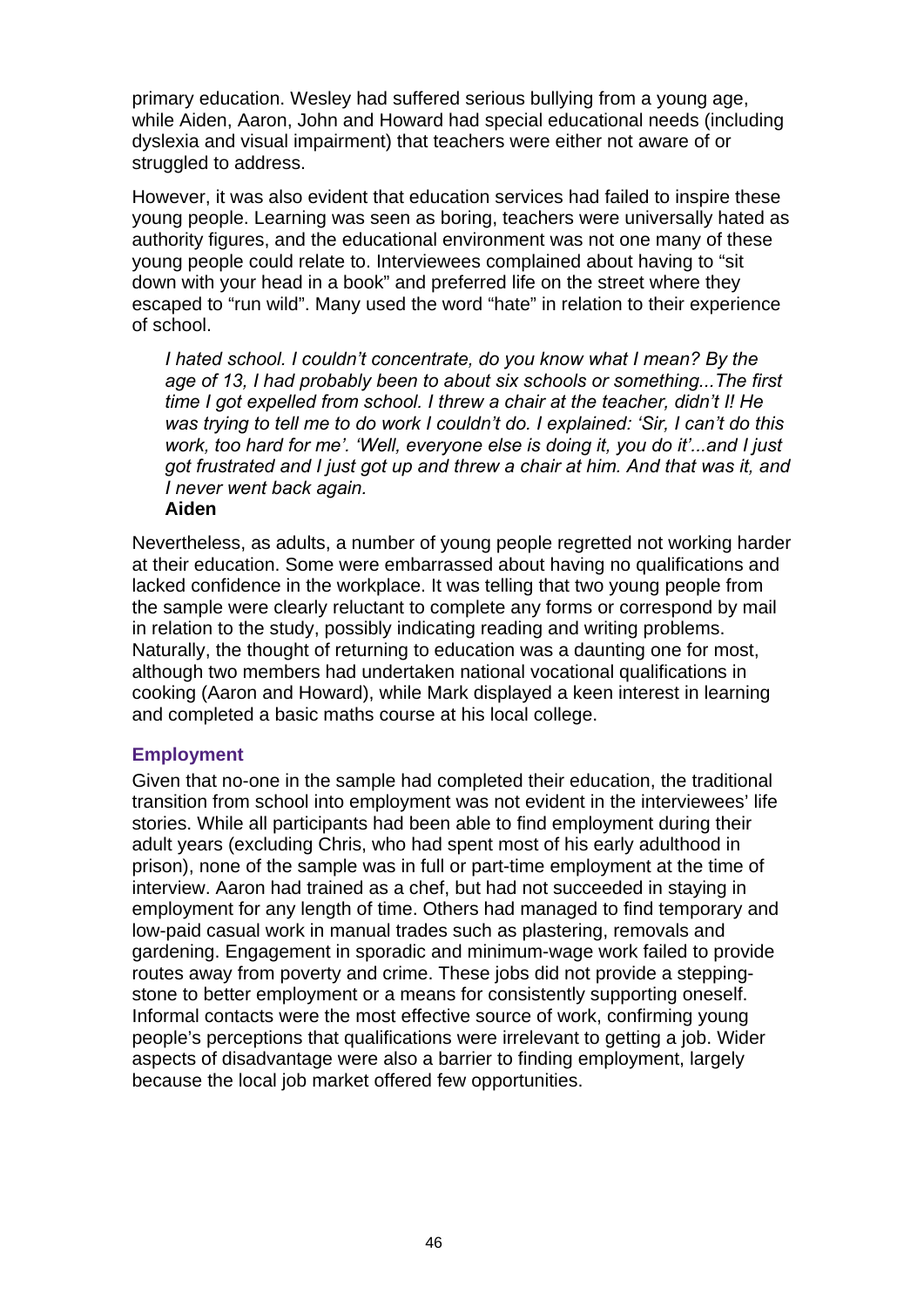primary education. Wesley had suffered serious bullying from a young age, while Aiden, Aaron, John and Howard had special educational needs (including dyslexia and visual impairment) that teachers were either not aware of or struggled to address.

However, it was also evident that education services had failed to inspire these young people. Learning was seen as boring, teachers were universally hated as authority figures, and the educational environment was not one many of these young people could relate to. Interviewees complained about having to "sit down with your head in a book" and preferred life on the street where they escaped to "run wild". Many used the word "hate" in relation to their experience of school.

> *I hated school. I couldn't concentrate, do you know what I mean? By the age of 13, I had probably been to about six schools or something...The first time I got expelled from school. I threw a chair at the teacher, didn't I! He was trying to tell me to do work I couldn't do. I explained: 'Sir, I can't do this work, too hard for me'. 'Well, everyone else is doing it, you do it'...and I just got frustrated and I just got up and threw a chair at him. And that was it, and I never went back again.*
> **Aiden**

Nevertheless, as adults, a number of young people regretted not working harder at their education. Some were embarrassed about having no qualifications and lacked confidence in the workplace. It was telling that two young people from the sample were clearly reluctant to complete any forms or correspond by mail in relation to the study, possibly indicating reading and writing problems. Naturally, the thought of returning to education was a daunting one for most, although two members had undertaken national vocational qualifications in cooking (Aaron and Howard), while Mark displayed a keen interest in learning and completed a basic maths course at his local college.

### Employment

Given that no-one in the sample had completed their education, the traditional transition from school into employment was not evident in the interviewees' life stories. While all participants had been able to find employment during their adult years (excluding Chris, who had spent most of his early adulthood in prison), none of the sample was in full or part-time employment at the time of interview. Aaron had trained as a chef, but had not succeeded in staying in employment for any length of time. Others had managed to find temporary and low-paid casual work in manual trades such as plastering, removals and gardening. Engagement in sporadic and minimum-wage work failed to provide routes away from poverty and crime. These jobs did not provide a stepping-stone to better employment or a means for consistently supporting oneself. Informal contacts were the most effective source of work, confirming young people's perceptions that qualifications were irrelevant to getting a job. Wider aspects of disadvantage were also a barrier to finding employment, largely because the local job market offered few opportunities.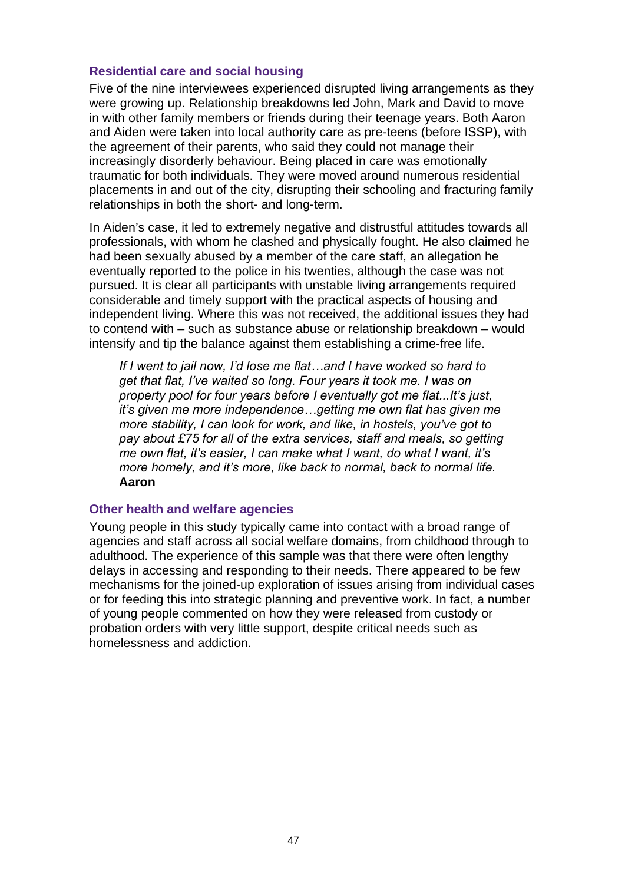### Residential care and social housing

Five of the nine interviewees experienced disrupted living arrangements as they were growing up. Relationship breakdowns led John, Mark and David to move in with other family members or friends during their teenage years. Both Aaron and Aiden were taken into local authority care as pre-teens (before ISSP), with the agreement of their parents, who said they could not manage their increasingly disorderly behaviour. Being placed in care was emotionally traumatic for both individuals. They were moved around numerous residential placements in and out of the city, disrupting their schooling and fracturing family relationships in both the short- and long-term.

In Aiden's case, it led to extremely negative and distrustful attitudes towards all professionals, with whom he clashed and physically fought. He also claimed he had been sexually abused by a member of the care staff, an allegation he eventually reported to the police in his twenties, although the case was not pursued. It is clear all participants with unstable living arrangements required considerable and timely support with the practical aspects of housing and independent living. Where this was not received, the additional issues they had to contend with – such as substance abuse or relationship breakdown – would intensify and tip the balance against them establishing a crime-free life.

> *If I went to jail now, I'd lose me flat…and I have worked so hard to get that flat, I've waited so long. Four years it took me. I was on property pool for four years before I eventually got me flat...It's just, it's given me more independence…getting me own flat has given me more stability, I can look for work, and like, in hostels, you've got to pay about £75 for all of the extra services, staff and meals, so getting me own flat, it's easier, I can make what I want, do what I want, it's more homely, and it's more, like back to normal, back to normal life.*
> **Aaron**

### Other health and welfare agencies

Young people in this study typically came into contact with a broad range of agencies and staff across all social welfare domains, from childhood through to adulthood. The experience of this sample was that there were often lengthy delays in accessing and responding to their needs. There appeared to be few mechanisms for the joined-up exploration of issues arising from individual cases or for feeding this into strategic planning and preventive work. In fact, a number of young people commented on how they were released from custody or probation orders with very little support, despite critical needs such as homelessness and addiction.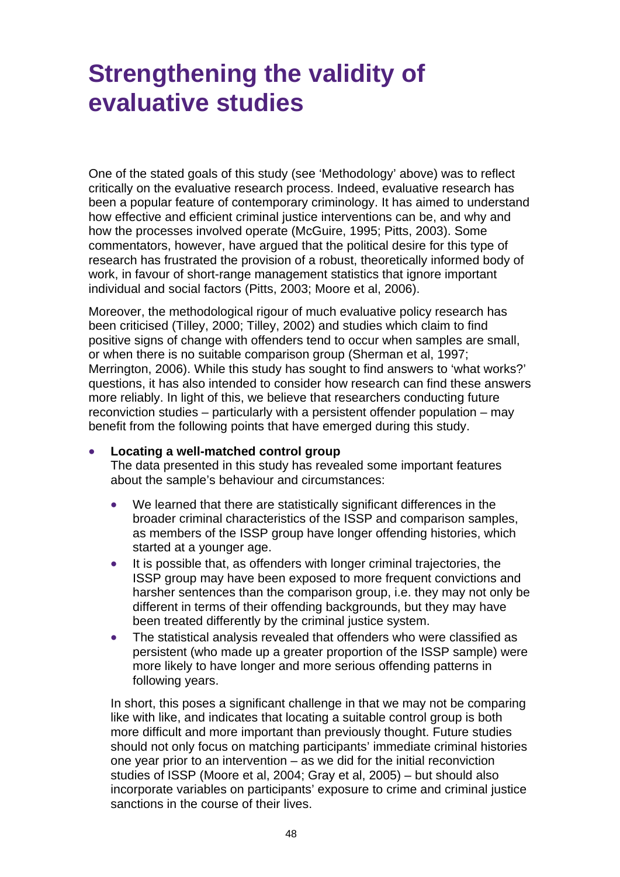# Strengthening the validity of evaluative studies

One of the stated goals of this study (see 'Methodology' above) was to reflect critically on the evaluative research process. Indeed, evaluative research has been a popular feature of contemporary criminology. It has aimed to understand how effective and efficient criminal justice interventions can be, and why and how the processes involved operate (McGuire, 1995; Pitts, 2003). Some commentators, however, have argued that the political desire for this type of research has frustrated the provision of a robust, theoretically informed body of work, in favour of short-range management statistics that ignore important individual and social factors (Pitts, 2003; Moore et al, 2006).

Moreover, the methodological rigour of much evaluative policy research has been criticised (Tilley, 2000; Tilley, 2002) and studies which claim to find positive signs of change with offenders tend to occur when samples are small, or when there is no suitable comparison group (Sherman et al, 1997; Merrington, 2006). While this study has sought to find answers to 'what works?' questions, it has also intended to consider how research can find these answers more reliably. In light of this, we believe that researchers conducting future reconviction studies – particularly with a persistent offender population – may benefit from the following points that have emerged during this study.

- **Locating a well-matched control group**
  The data presented in this study has revealed some important features about the sample's behaviour and circumstances:

  - We learned that there are statistically significant differences in the broader criminal characteristics of the ISSP and comparison samples, as members of the ISSP group have longer offending histories, which started at a younger age.
  - It is possible that, as offenders with longer criminal trajectories, the ISSP group may have been exposed to more frequent convictions and harsher sentences than the comparison group, i.e. they may not only be different in terms of their offending backgrounds, but they may have been treated differently by the criminal justice system.
  - The statistical analysis revealed that offenders who were classified as persistent (who made up a greater proportion of the ISSP sample) were more likely to have longer and more serious offending patterns in following years.

  In short, this poses a significant challenge in that we may not be comparing like with like, and indicates that locating a suitable control group is both more difficult and more important than previously thought. Future studies should not only focus on matching participants' immediate criminal histories one year prior to an intervention – as we did for the initial reconviction studies of ISSP (Moore et al, 2004; Gray et al, 2005) – but should also incorporate variables on participants' exposure to crime and criminal justice sanctions in the course of their lives.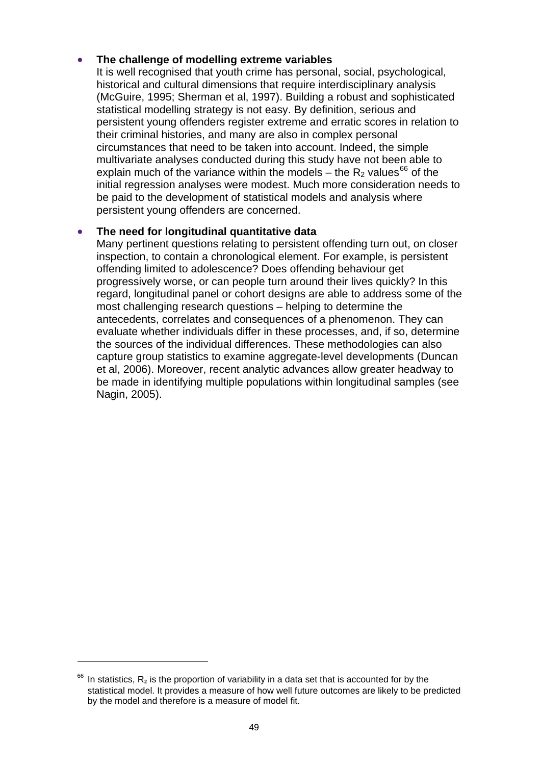- **The challenge of modelling extreme variables**
  It is well recognised that youth crime has personal, social, psychological, historical and cultural dimensions that require interdisciplinary analysis (McGuire, 1995; Sherman et al, 1997). Building a robust and sophisticated statistical modelling strategy is not easy. By definition, serious and persistent young offenders register extreme and erratic scores in relation to their criminal histories, and many are also in complex personal circumstances that need to be taken into account. Indeed, the simple multivariate analyses conducted during this study have not been able to explain much of the variance within the models – the $R_2$ values[66] of the initial regression analyses were modest. Much more consideration needs to be paid to the development of statistical models and analysis where persistent young offenders are concerned.

- **The need for longitudinal quantitative data**
  Many pertinent questions relating to persistent offending turn out, on closer inspection, to contain a chronological element. For example, is persistent offending limited to adolescence? Does offending behaviour get progressively worse, or can people turn around their lives quickly? In this regard, longitudinal panel or cohort designs are able to address some of the most challenging research questions – helping to determine the antecedents, correlates and consequences of a phenomenon. They can evaluate whether individuals differ in these processes, and, if so, determine the sources of the individual differences. These methodologies can also capture group statistics to examine aggregate-level developments (Duncan et al, 2006). Moreover, recent analytic advances allow greater headway to be made in identifying multiple populations within longitudinal samples (see Nagin, 2005).

---

[66] In statistics, $R_2$ is the proportion of variability in a data set that is accounted for by the statistical model. It provides a measure of how well future outcomes are likely to be predicted by the model and therefore is a measure of model fit.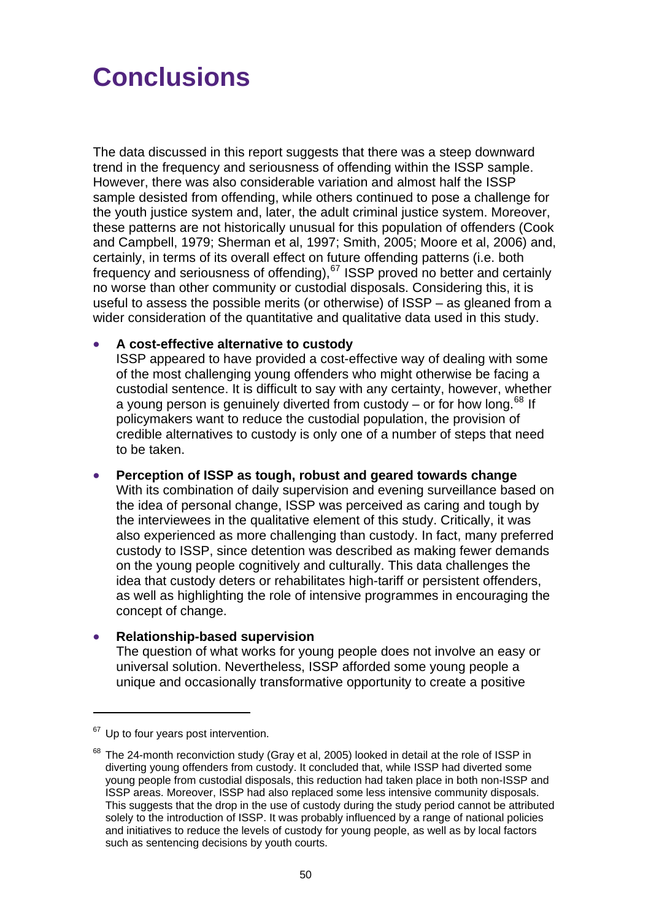# Conclusions

The data discussed in this report suggests that there was a steep downward trend in the frequency and seriousness of offending within the ISSP sample. However, there was also considerable variation and almost half the ISSP sample desisted from offending, while others continued to pose a challenge for the youth justice system and, later, the adult criminal justice system. Moreover, these patterns are not historically unusual for this population of offenders (Cook and Campbell, 1979; Sherman et al, 1997; Smith, 2005; Moore et al, 2006) and, certainly, in terms of its overall effect on future offending patterns (i.e. both frequency and seriousness of offending),[67] ISSP proved no better and certainly no worse than other community or custodial disposals. Considering this, it is useful to assess the possible merits (or otherwise) of ISSP – as gleaned from a wider consideration of the quantitative and qualitative data used in this study.

- **A cost-effective alternative to custody**
  ISSP appeared to have provided a cost-effective way of dealing with some of the most challenging young offenders who might otherwise be facing a custodial sentence. It is difficult to say with any certainty, however, whether a young person is genuinely diverted from custody – or for how long.[68] If policymakers want to reduce the custodial population, the provision of credible alternatives to custody is only one of a number of steps that need to be taken.

- **Perception of ISSP as tough, robust and geared towards change**
  With its combination of daily supervision and evening surveillance based on the idea of personal change, ISSP was perceived as caring and tough by the interviewees in the qualitative element of this study. Critically, it was also experienced as more challenging than custody. In fact, many preferred custody to ISSP, since detention was described as making fewer demands on the young people cognitively and culturally. This data challenges the idea that custody deters or rehabilitates high-tariff or persistent offenders, as well as highlighting the role of intensive programmes in encouraging the concept of change.

- **Relationship-based supervision**
  The question of what works for young people does not involve an easy or universal solution. Nevertheless, ISSP afforded some young people a unique and occasionally transformative opportunity to create a positive

---

[67] Up to four years post intervention.

[68] The 24-month reconviction study (Gray et al, 2005) looked in detail at the role of ISSP in diverting young offenders from custody. It concluded that, while ISSP had diverted some young people from custodial disposals, this reduction had taken place in both non-ISSP and ISSP areas. Moreover, ISSP had also replaced some less intensive community disposals. This suggests that the drop in the use of custody during the study period cannot be attributed solely to the introduction of ISSP. It was probably influenced by a range of national policies and initiatives to reduce the levels of custody for young people, as well as by local factors such as sentencing decisions by youth courts.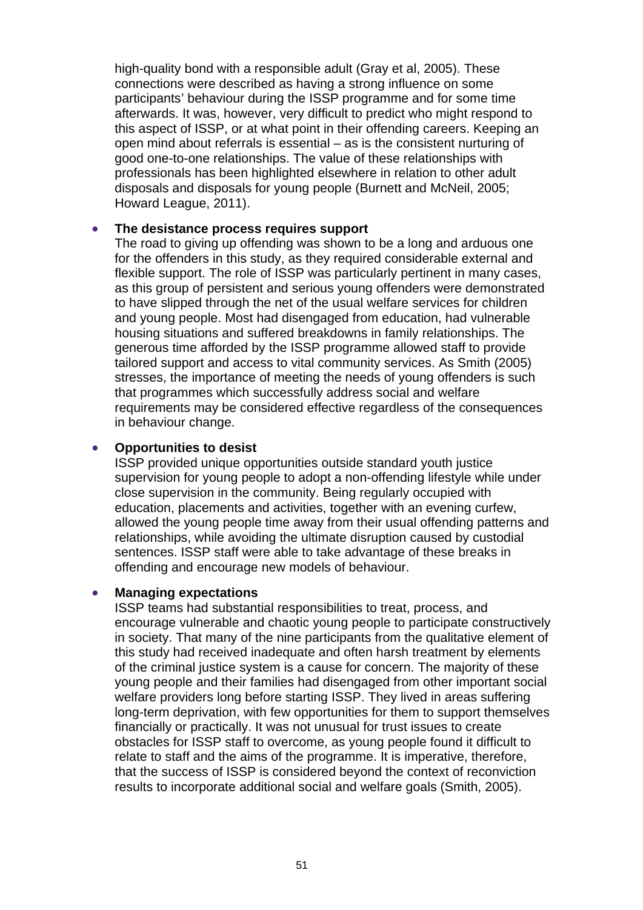high-quality bond with a responsible adult (Gray et al, 2005). These connections were described as having a strong influence on some participants' behaviour during the ISSP programme and for some time afterwards. It was, however, very difficult to predict who might respond to this aspect of ISSP, or at what point in their offending careers. Keeping an open mind about referrals is essential – as is the consistent nurturing of good one-to-one relationships. The value of these relationships with professionals has been highlighted elsewhere in relation to other adult disposals and disposals for young people (Burnett and McNeil, 2005; Howard League, 2011).

- **The desistance process requires support**
  The road to giving up offending was shown to be a long and arduous one for the offenders in this study, as they required considerable external and flexible support. The role of ISSP was particularly pertinent in many cases, as this group of persistent and serious young offenders were demonstrated to have slipped through the net of the usual welfare services for children and young people. Most had disengaged from education, had vulnerable housing situations and suffered breakdowns in family relationships. The generous time afforded by the ISSP programme allowed staff to provide tailored support and access to vital community services. As Smith (2005) stresses, the importance of meeting the needs of young offenders is such that programmes which successfully address social and welfare requirements may be considered effective regardless of the consequences in behaviour change.

- **Opportunities to desist**
  ISSP provided unique opportunities outside standard youth justice supervision for young people to adopt a non-offending lifestyle while under close supervision in the community. Being regularly occupied with education, placements and activities, together with an evening curfew, allowed the young people time away from their usual offending patterns and relationships, while avoiding the ultimate disruption caused by custodial sentences. ISSP staff were able to take advantage of these breaks in offending and encourage new models of behaviour.

- **Managing expectations**
  ISSP teams had substantial responsibilities to treat, process, and encourage vulnerable and chaotic young people to participate constructively in society. That many of the nine participants from the qualitative element of this study had received inadequate and often harsh treatment by elements of the criminal justice system is a cause for concern. The majority of these young people and their families had disengaged from other important social welfare providers long before starting ISSP. They lived in areas suffering long-term deprivation, with few opportunities for them to support themselves financially or practically. It was not unusual for trust issues to create obstacles for ISSP staff to overcome, as young people found it difficult to relate to staff and the aims of the programme. It is imperative, therefore, that the success of ISSP is considered beyond the context of reconviction results to incorporate additional social and welfare goals (Smith, 2005).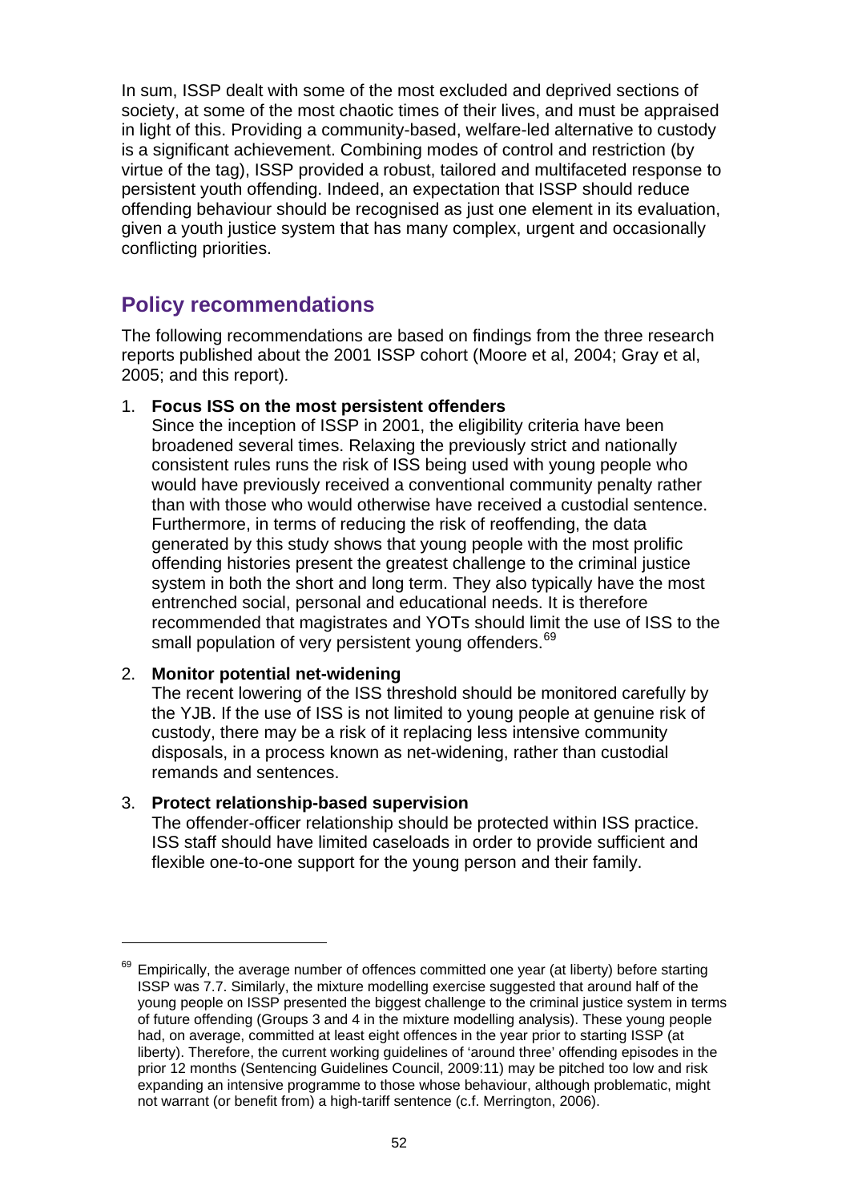In sum, ISSP dealt with some of the most excluded and deprived sections of society, at some of the most chaotic times of their lives, and must be appraised in light of this. Providing a community-based, welfare-led alternative to custody is a significant achievement. Combining modes of control and restriction (by virtue of the tag), ISSP provided a robust, tailored and multifaceted response to persistent youth offending. Indeed, an expectation that ISSP should reduce offending behaviour should be recognised as just one element in its evaluation, given a youth justice system that has many complex, urgent and occasionally conflicting priorities.

## Policy recommendations

The following recommendations are based on findings from the three research reports published about the 2001 ISSP cohort (Moore et al, 2004; Gray et al, 2005; and this report).

1. **Focus ISS on the most persistent offenders**
   Since the inception of ISSP in 2001, the eligibility criteria have been broadened several times. Relaxing the previously strict and nationally consistent rules runs the risk of ISS being used with young people who would have previously received a conventional community penalty rather than with those who would otherwise have received a custodial sentence. Furthermore, in terms of reducing the risk of reoffending, the data generated by this study shows that young people with the most prolific offending histories present the greatest challenge to the criminal justice system in both the short and long term. They also typically have the most entrenched social, personal and educational needs. It is therefore recommended that magistrates and YOTs should limit the use of ISS to the small population of very persistent young offenders.[69]

2. **Monitor potential net-widening**
   The recent lowering of the ISS threshold should be monitored carefully by the YJB. If the use of ISS is not limited to young people at genuine risk of custody, there may be a risk of it replacing less intensive community disposals, in a process known as net-widening, rather than custodial remands and sentences.

3. **Protect relationship-based supervision**
   The offender-officer relationship should be protected within ISS practice. ISS staff should have limited caseloads in order to provide sufficient and flexible one-to-one support for the young person and their family.

---

[69] Empirically, the average number of offences committed one year (at liberty) before starting ISSP was 7.7. Similarly, the mixture modelling exercise suggested that around half of the young people on ISSP presented the biggest challenge to the criminal justice system in terms of future offending (Groups 3 and 4 in the mixture modelling analysis). These young people had, on average, committed at least eight offences in the year prior to starting ISSP (at liberty). Therefore, the current working guidelines of 'around three' offending episodes in the prior 12 months (Sentencing Guidelines Council, 2009:11) may be pitched too low and risk expanding an intensive programme to those whose behaviour, although problematic, might not warrant (or benefit from) a high-tariff sentence (c.f. Merrington, 2006).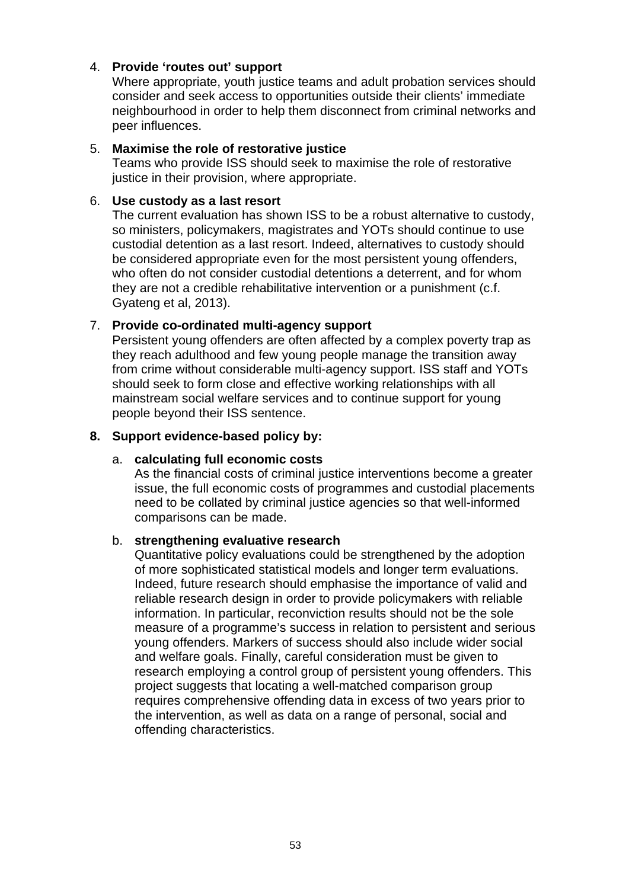4. **Provide 'routes out' support**
   Where appropriate, youth justice teams and adult probation services should consider and seek access to opportunities outside their clients' immediate neighbourhood in order to help them disconnect from criminal networks and peer influences.

5. **Maximise the role of restorative justice**
   Teams who provide ISS should seek to maximise the role of restorative justice in their provision, where appropriate.

6. **Use custody as a last resort**
   The current evaluation has shown ISS to be a robust alternative to custody, so ministers, policymakers, magistrates and YOTs should continue to use custodial detention as a last resort. Indeed, alternatives to custody should be considered appropriate even for the most persistent young offenders, who often do not consider custodial detentions a deterrent, and for whom they are not a credible rehabilitative intervention or a punishment (c.f. Gyateng et al, 2013).

7. **Provide co-ordinated multi-agency support**
   Persistent young offenders are often affected by a complex poverty trap as they reach adulthood and few young people manage the transition away from crime without considerable multi-agency support. ISS staff and YOTs should seek to form close and effective working relationships with all mainstream social welfare services and to continue support for young people beyond their ISS sentence.

8. **Support evidence-based policy by:**

   a. **calculating full economic costs**
      As the financial costs of criminal justice interventions become a greater issue, the full economic costs of programmes and custodial placements need to be collated by criminal justice agencies so that well-informed comparisons can be made.

   b. **strengthening evaluative research**
      Quantitative policy evaluations could be strengthened by the adoption of more sophisticated statistical models and longer term evaluations. Indeed, future research should emphasise the importance of valid and reliable research design in order to provide policymakers with reliable information. In particular, reconviction results should not be the sole measure of a programme's success in relation to persistent and serious young offenders. Markers of success should also include wider social and welfare goals. Finally, careful consideration must be given to research employing a control group of persistent young offenders. This project suggests that locating a well-matched comparison group requires comprehensive offending data in excess of two years prior to the intervention, as well as data on a range of personal, social and offending characteristics.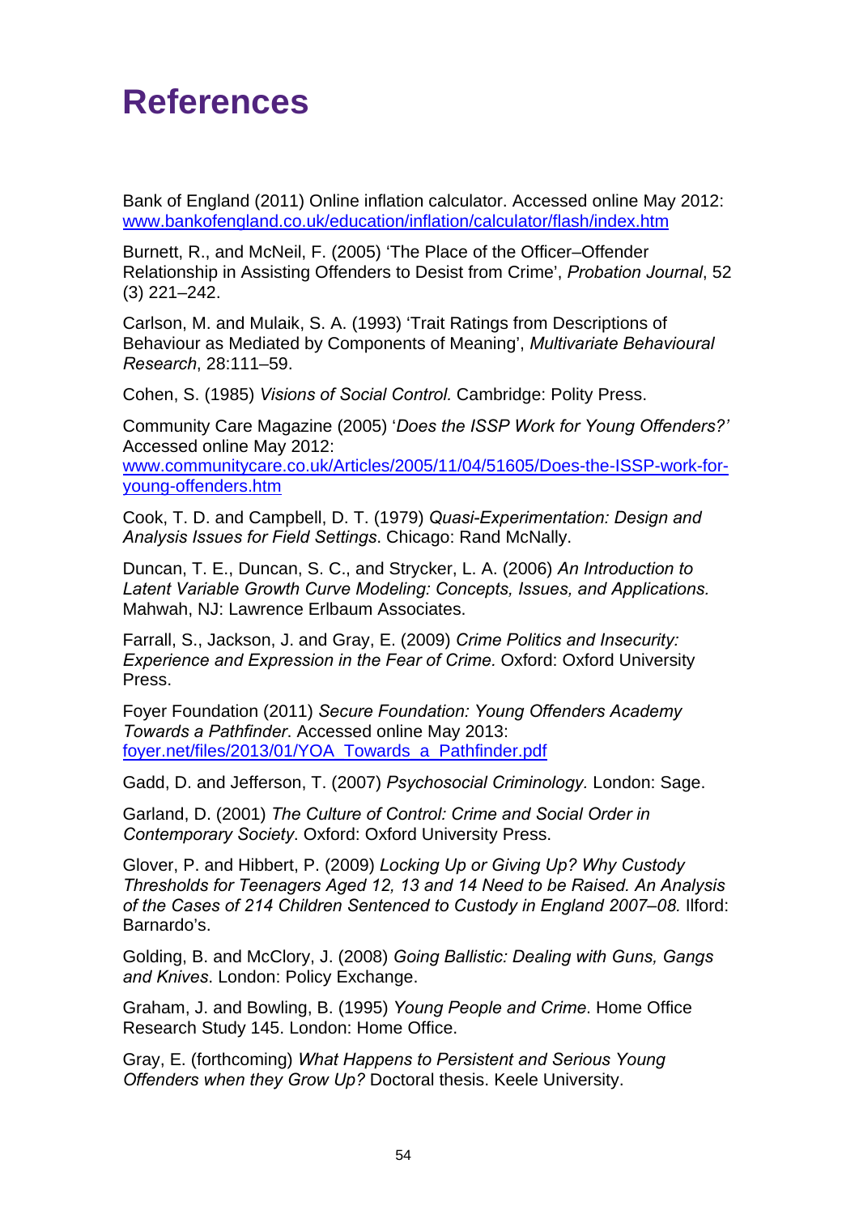# References

Bank of England (2011) Online inflation calculator. Accessed online May 2012: www.bankofengland.co.uk/education/inflation/calculator/flash/index.htm

Burnett, R., and McNeil, F. (2005) 'The Place of the Officer–Offender Relationship in Assisting Offenders to Desist from Crime', *Probation Journal*, 52 (3) 221–242.

Carlson, M. and Mulaik, S. A. (1993) 'Trait Ratings from Descriptions of Behaviour as Mediated by Components of Meaning', *Multivariate Behavioural Research*, 28:111–59.

Cohen, S. (1985) *Visions of Social Control.* Cambridge: Polity Press.

Community Care Magazine (2005) '*Does the ISSP Work for Young Offenders?'* Accessed online May 2012: www.communitycare.co.uk/Articles/2005/11/04/51605/Does-the-ISSP-work-for-young-offenders.htm

Cook, T. D. and Campbell, D. T. (1979) *Quasi-Experimentation: Design and Analysis Issues for Field Settings*. Chicago: Rand McNally.

Duncan, T. E., Duncan, S. C., and Strycker, L. A. (2006) *An Introduction to Latent Variable Growth Curve Modeling: Concepts, Issues, and Applications.* Mahwah, NJ: Lawrence Erlbaum Associates.

Farrall, S., Jackson, J. and Gray, E. (2009) *Crime Politics and Insecurity: Experience and Expression in the Fear of Crime.* Oxford: Oxford University Press.

Foyer Foundation (2011) *Secure Foundation: Young Offenders Academy Towards a Pathfinder*. Accessed online May 2013: foyer.net/files/2013/01/YOA_Towards_a_Pathfinder.pdf

Gadd, D. and Jefferson, T. (2007) *Psychosocial Criminology*. London: Sage.

Garland, D. (2001) *The Culture of Control: Crime and Social Order in Contemporary Society*. Oxford: Oxford University Press.

Glover, P. and Hibbert, P. (2009) *Locking Up or Giving Up? Why Custody Thresholds for Teenagers Aged 12, 13 and 14 Need to be Raised. An Analysis of the Cases of 214 Children Sentenced to Custody in England 2007–08.* Ilford: Barnardo's.

Golding, B. and McClory, J. (2008) *Going Ballistic: Dealing with Guns, Gangs and Knives*. London: Policy Exchange.

Graham, J. and Bowling, B. (1995) *Young People and Crime*. Home Office Research Study 145. London: Home Office.

Gray, E. (forthcoming) *What Happens to Persistent and Serious Young Offenders when they Grow Up?* Doctoral thesis. Keele University.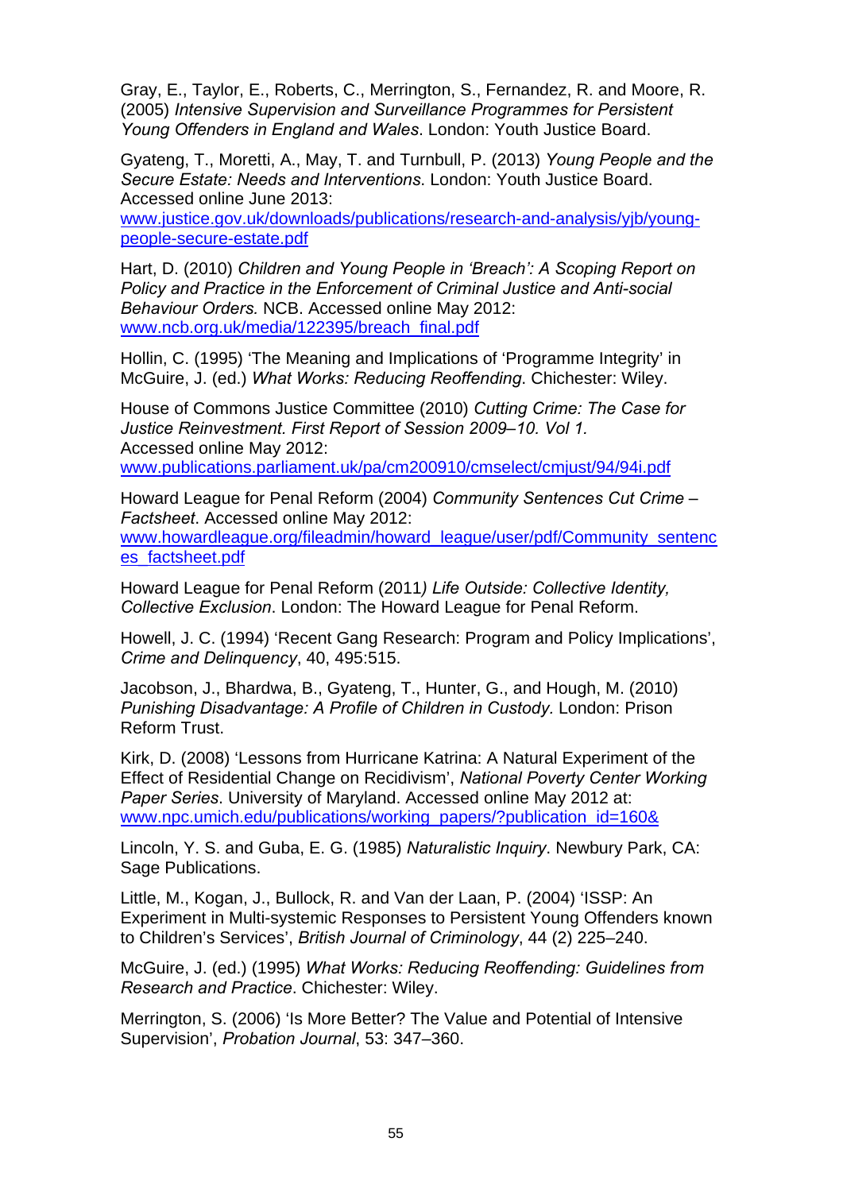Gray, E., Taylor, E., Roberts, C., Merrington, S., Fernandez, R. and Moore, R. (2005) *Intensive Supervision and Surveillance Programmes for Persistent Young Offenders in England and Wales*. London: Youth Justice Board.

Gyateng, T., Moretti, A., May, T. and Turnbull, P. (2013) *Young People and the Secure Estate: Needs and Interventions*. London: Youth Justice Board. Accessed online June 2013: www.justice.gov.uk/downloads/publications/research-and-analysis/yjb/young-people-secure-estate.pdf

Hart, D. (2010) *Children and Young People in 'Breach': A Scoping Report on Policy and Practice in the Enforcement of Criminal Justice and Anti-social Behaviour Orders.* NCB. Accessed online May 2012: www.ncb.org.uk/media/122395/breach_final.pdf

Hollin, C. (1995) 'The Meaning and Implications of 'Programme Integrity' in McGuire, J. (ed.) *What Works: Reducing Reoffending*. Chichester: Wiley.

House of Commons Justice Committee (2010) *Cutting Crime: The Case for Justice Reinvestment. First Report of Session 2009–10. Vol 1.* Accessed online May 2012: www.publications.parliament.uk/pa/cm200910/cmselect/cmjust/94/94i.pdf

Howard League for Penal Reform (2004) *Community Sentences Cut Crime – Factsheet*. Accessed online May 2012: www.howardleague.org/fileadmin/howard_league/user/pdf/Community_sentences_factsheet.pdf

Howard League for Penal Reform (2011*) Life Outside: Collective Identity, Collective Exclusion*. London: The Howard League for Penal Reform.

Howell, J. C. (1994) 'Recent Gang Research: Program and Policy Implications', *Crime and Delinquency*, 40, 495:515.

Jacobson, J., Bhardwa, B., Gyateng, T., Hunter, G., and Hough, M. (2010) *Punishing Disadvantage: A Profile of Children in Custody.* London: Prison Reform Trust.

Kirk, D. (2008) 'Lessons from Hurricane Katrina: A Natural Experiment of the Effect of Residential Change on Recidivism', *National Poverty Center Working Paper Series*. University of Maryland. Accessed online May 2012 at: www.npc.umich.edu/publications/working_papers/?publication_id=160&

Lincoln, Y. S. and Guba, E. G. (1985) *Naturalistic Inquiry*. Newbury Park, CA: Sage Publications.

Little, M., Kogan, J., Bullock, R. and Van der Laan, P. (2004) 'ISSP: An Experiment in Multi-systemic Responses to Persistent Young Offenders known to Children's Services', *British Journal of Criminology*, 44 (2) 225–240.

McGuire, J. (ed.) (1995) *What Works: Reducing Reoffending: Guidelines from Research and Practice*. Chichester: Wiley.

Merrington, S. (2006) 'Is More Better? The Value and Potential of Intensive Supervision', *Probation Journal*, 53: 347–360.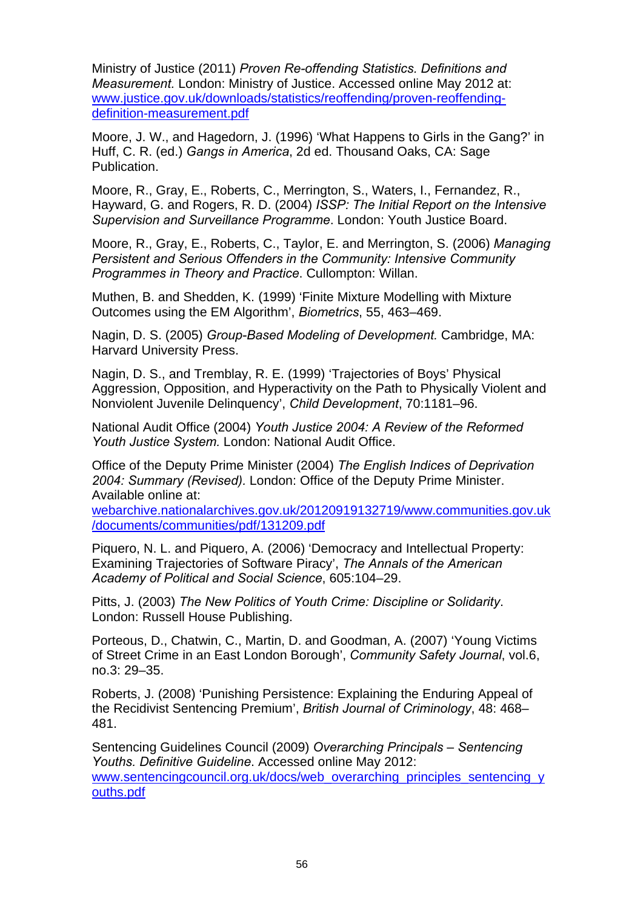Ministry of Justice (2011) *Proven Re-offending Statistics. Definitions and Measurement.* London: Ministry of Justice. Accessed online May 2012 at: [www.justice.gov.uk/downloads/statistics/reoffending/proven-reoffending-definition-measurement.pdf](www.justice.gov.uk/downloads/statistics/reoffending/proven-reoffending-definition-measurement.pdf)

Moore, J. W., and Hagedorn, J. (1996) 'What Happens to Girls in the Gang?' in Huff, C. R. (ed.) *Gangs in America*, 2d ed. Thousand Oaks, CA: Sage Publication.

Moore, R., Gray, E., Roberts, C., Merrington, S., Waters, I., Fernandez, R., Hayward, G. and Rogers, R. D. (2004) *ISSP: The Initial Report on the Intensive Supervision and Surveillance Programme*. London: Youth Justice Board.

Moore, R., Gray, E., Roberts, C., Taylor, E. and Merrington, S. (2006) *Managing Persistent and Serious Offenders in the Community: Intensive Community Programmes in Theory and Practice*. Cullompton: Willan.

Muthen, B. and Shedden, K. (1999) 'Finite Mixture Modelling with Mixture Outcomes using the EM Algorithm', *Biometrics*, 55, 463–469.

Nagin, D. S. (2005) *Group-Based Modeling of Development.* Cambridge, MA: Harvard University Press.

Nagin, D. S., and Tremblay, R. E. (1999) 'Trajectories of Boys' Physical Aggression, Opposition, and Hyperactivity on the Path to Physically Violent and Nonviolent Juvenile Delinquency', *Child Development*, 70:1181–96.

National Audit Office (2004) *Youth Justice 2004: A Review of the Reformed Youth Justice System.* London: National Audit Office.

Office of the Deputy Prime Minister (2004) *The English Indices of Deprivation 2004: Summary (Revised).* London: Office of the Deputy Prime Minister. Available online at: [webarchive.nationalarchives.gov.uk/20120919132719/www.communities.gov.uk/documents/communities/pdf/131209.pdf](webarchive.nationalarchives.gov.uk/20120919132719/www.communities.gov.uk/documents/communities/pdf/131209.pdf)

Piquero, N. L. and Piquero, A. (2006) 'Democracy and Intellectual Property: Examining Trajectories of Software Piracy', *The Annals of the American Academy of Political and Social Science*, 605:104–29.

Pitts, J. (2003) *The New Politics of Youth Crime: Discipline or Solidarity*. London: Russell House Publishing.

Porteous, D., Chatwin, C., Martin, D. and Goodman, A. (2007) 'Young Victims of Street Crime in an East London Borough', *Community Safety Journal*, vol.6, no.3: 29–35.

Roberts, J. (2008) 'Punishing Persistence: Explaining the Enduring Appeal of the Recidivist Sentencing Premium', *British Journal of Criminology*, 48: 468–481.

Sentencing Guidelines Council (2009) *Overarching Principals – Sentencing Youths. Definitive Guideline*. Accessed online May 2012: [www.sentencingcouncil.org.uk/docs/web_overarching_principles_sentencing_youths.pdf](www.sentencingcouncil.org.uk/docs/web_overarching_principles_sentencing_youths.pdf)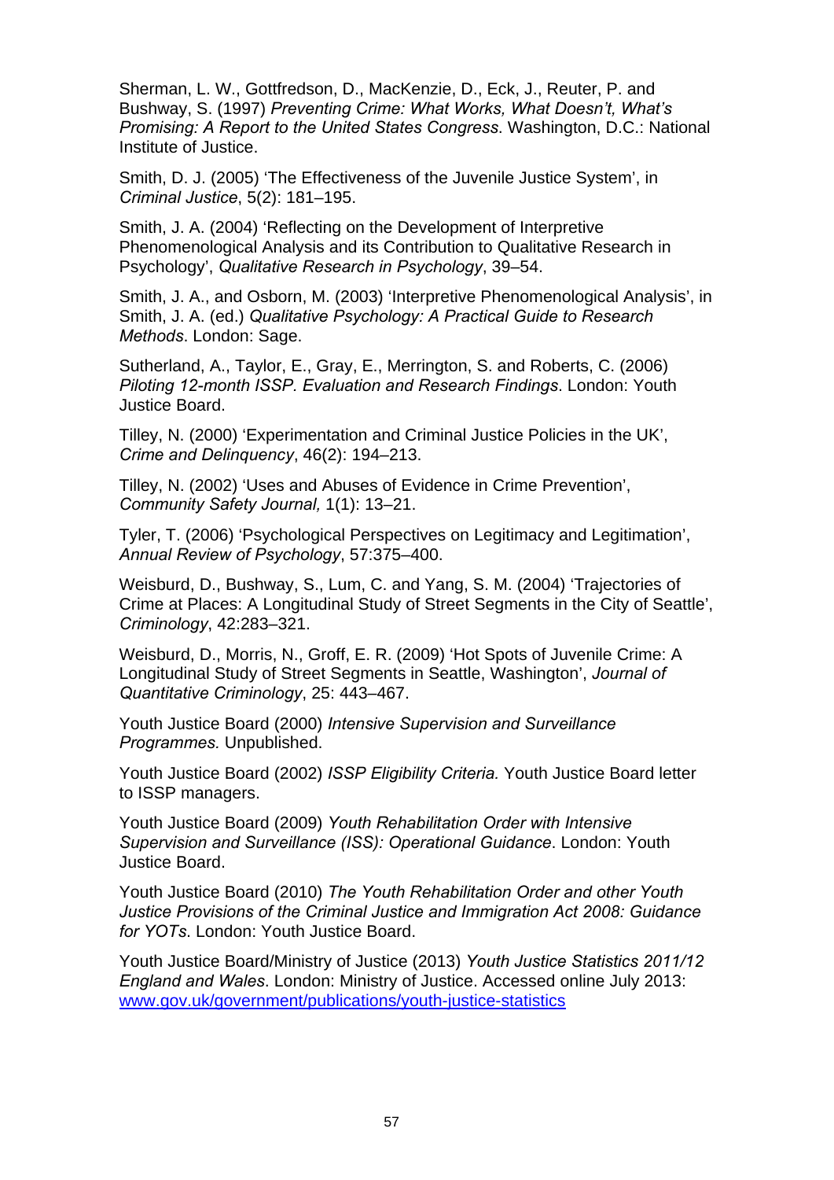Sherman, L. W., Gottfredson, D., MacKenzie, D., Eck, J., Reuter, P. and Bushway, S. (1997) *Preventing Crime: What Works, What Doesn't, What's Promising: A Report to the United States Congress*. Washington, D.C.: National Institute of Justice.

Smith, D. J. (2005) 'The Effectiveness of the Juvenile Justice System', in *Criminal Justice*, 5(2): 181–195.

Smith, J. A. (2004) 'Reflecting on the Development of Interpretive Phenomenological Analysis and its Contribution to Qualitative Research in Psychology', *Qualitative Research in Psychology*, 39–54.

Smith, J. A., and Osborn, M. (2003) 'Interpretive Phenomenological Analysis', in Smith, J. A. (ed.) *Qualitative Psychology: A Practical Guide to Research Methods*. London: Sage.

Sutherland, A., Taylor, E., Gray, E., Merrington, S. and Roberts, C. (2006) *Piloting 12-month ISSP. Evaluation and Research Findings*. London: Youth Justice Board.

Tilley, N. (2000) 'Experimentation and Criminal Justice Policies in the UK', *Crime and Delinquency*, 46(2): 194–213.

Tilley, N. (2002) 'Uses and Abuses of Evidence in Crime Prevention', *Community Safety Journal,* 1(1): 13–21.

Tyler, T. (2006) 'Psychological Perspectives on Legitimacy and Legitimation', *Annual Review of Psychology*, 57:375–400.

Weisburd, D., Bushway, S., Lum, C. and Yang, S. M. (2004) 'Trajectories of Crime at Places: A Longitudinal Study of Street Segments in the City of Seattle', *Criminology*, 42:283–321.

Weisburd, D., Morris, N., Groff, E. R. (2009) 'Hot Spots of Juvenile Crime: A Longitudinal Study of Street Segments in Seattle, Washington', *Journal of Quantitative Criminology*, 25: 443–467.

Youth Justice Board (2000) *Intensive Supervision and Surveillance Programmes.* Unpublished.

Youth Justice Board (2002) *ISSP Eligibility Criteria.* Youth Justice Board letter to ISSP managers.

Youth Justice Board (2009) *Youth Rehabilitation Order with Intensive Supervision and Surveillance (ISS): Operational Guidance*. London: Youth Justice Board.

Youth Justice Board (2010) *The Youth Rehabilitation Order and other Youth Justice Provisions of the Criminal Justice and Immigration Act 2008: Guidance for YOTs.* London: Youth Justice Board.

Youth Justice Board/Ministry of Justice (2013) *Youth Justice Statistics 2011/12 England and Wales*. London: Ministry of Justice. Accessed online July 2013: www.gov.uk/government/publications/youth-justice-statistics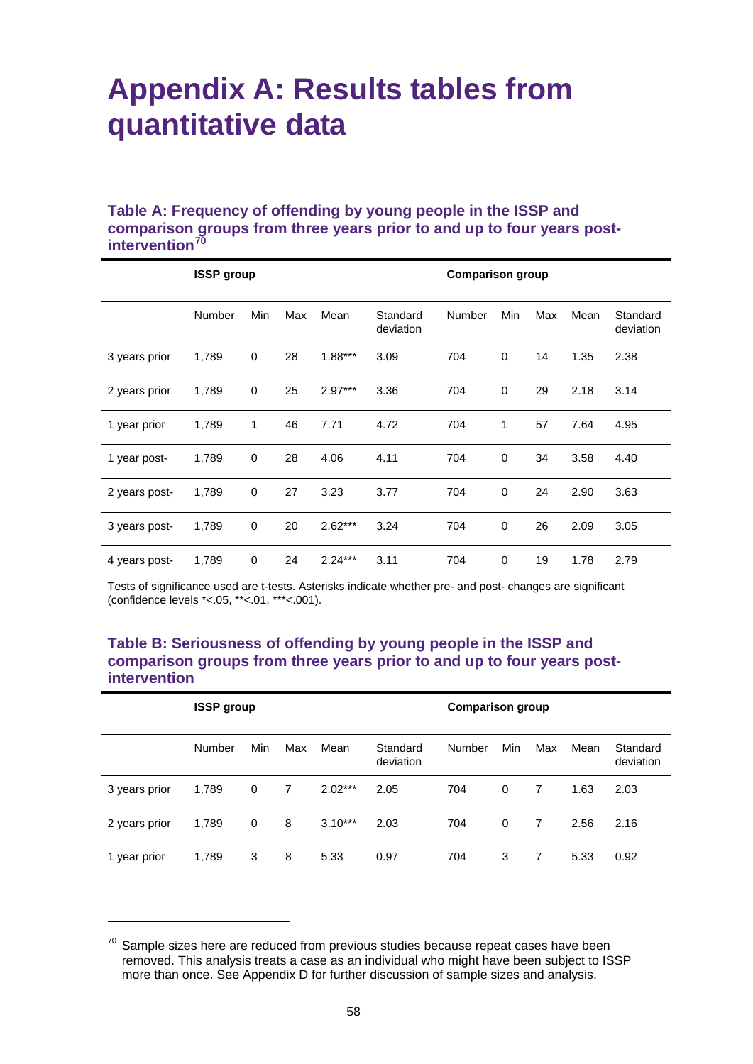# Appendix A: Results tables from quantitative data

### Table A: Frequency of offending by young people in the ISSP and comparison groups from three years prior to and up to four years post-intervention[70]

| | ISSP group | | | | | Comparison group | | | | |
|---|---|---|---|---|---|---|---|---|---|---|
| | Number | Min | Max | Mean | Standard deviation | Number | Min | Max | Mean | Standard deviation |
| 3 years prior | 1,789 | 0 | 28 | 1.88*** | 3.09 | 704 | 0 | 14 | 1.35 | 2.38 |
| 2 years prior | 1,789 | 0 | 25 | 2.97*** | 3.36 | 704 | 0 | 29 | 2.18 | 3.14 |
| 1 year prior | 1,789 | 1 | 46 | 7.71 | 4.72 | 704 | 1 | 57 | 7.64 | 4.95 |
| 1 year post- | 1,789 | 0 | 28 | 4.06 | 4.11 | 704 | 0 | 34 | 3.58 | 4.40 |
| 2 years post- | 1,789 | 0 | 27 | 3.23 | 3.77 | 704 | 0 | 24 | 2.90 | 3.63 |
| 3 years post- | 1,789 | 0 | 20 | 2.62*** | 3.24 | 704 | 0 | 26 | 2.09 | 3.05 |
| 4 years post- | 1,789 | 0 | 24 | 2.24*** | 3.11 | 704 | 0 | 19 | 1.78 | 2.79 |

Tests of significance used are t-tests. Asterisks indicate whether pre- and post- changes are significant (confidence levels *<.05, **<.01, ***<.001).

### Table B: Seriousness of offending by young people in the ISSP and comparison groups from three years prior to and up to four years post-intervention

| | ISSP group | | | | | Comparison group | | | | |
|---|---|---|---|---|---|---|---|---|---|---|
| | Number | Min | Max | Mean | Standard deviation | Number | Min | Max | Mean | Standard deviation |
| 3 years prior | 1,789 | 0 | 7 | 2.02*** | 2.05 | 704 | 0 | 7 | 1.63 | 2.03 |
| 2 years prior | 1,789 | 0 | 8 | 3.10*** | 2.03 | 704 | 0 | 7 | 2.56 | 2.16 |
| 1 year prior | 1,789 | 3 | 8 | 5.33 | 0.97 | 704 | 3 | 7 | 5.33 | 0.92 |

[70] Sample sizes here are reduced from previous studies because repeat cases have been removed. This analysis treats a case as an individual who might have been subject to ISSP more than once. See Appendix D for further discussion of sample sizes and analysis.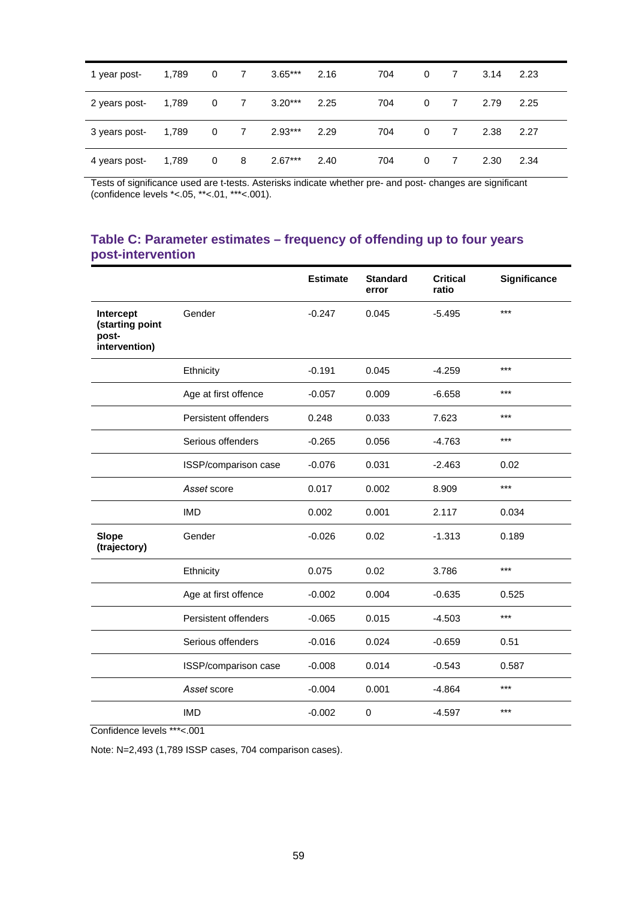| | | | | | | | | | | |
|---|---|---|---|---|---|---|---|---|---|---|
| 1 year post- | 1,789 | 0 | 7 | 3.65*** | 2.16 | 704 | 0 | 7 | 3.14 | 2.23 |
| 2 years post- | 1,789 | 0 | 7 | 3.20*** | 2.25 | 704 | 0 | 7 | 2.79 | 2.25 |
| 3 years post- | 1,789 | 0 | 7 | 2.93*** | 2.29 | 704 | 0 | 7 | 2.38 | 2.27 |
| 4 years post- | 1,789 | 0 | 8 | 2.67*** | 2.40 | 704 | 0 | 7 | 2.30 | 2.34 |

Tests of significance used are t-tests. Asterisks indicate whether pre- and post- changes are significant (confidence levels *<.05, **<.01, ***<.001).

## Table C: Parameter estimates – frequency of offending up to four years post-intervention

| | | Estimate | Standard error | Critical ratio | Significance |
|---|---|---|---|---|---|
| **Intercept (starting point post-intervention)** | Gender | -0.247 | 0.045 | -5.495 | *** |
| | Ethnicity | -0.191 | 0.045 | -4.259 | *** |
| | Age at first offence | -0.057 | 0.009 | -6.658 | *** |
| | Persistent offenders | 0.248 | 0.033 | 7.623 | *** |
| | Serious offenders | -0.265 | 0.056 | -4.763 | *** |
| | ISSP/comparison case | -0.076 | 0.031 | -2.463 | 0.02 |
| | *Asset* score | 0.017 | 0.002 | 8.909 | *** |
| | IMD | 0.002 | 0.001 | 2.117 | 0.034 |
| **Slope (trajectory)** | Gender | -0.026 | 0.02 | -1.313 | 0.189 |
| | Ethnicity | 0.075 | 0.02 | 3.786 | *** |
| | Age at first offence | -0.002 | 0.004 | -0.635 | 0.525 |
| | Persistent offenders | -0.065 | 0.015 | -4.503 | *** |
| | Serious offenders | -0.016 | 0.024 | -0.659 | 0.51 |
| | ISSP/comparison case | -0.008 | 0.014 | -0.543 | 0.587 |
| | *Asset* score | -0.004 | 0.001 | -4.864 | *** |
| | IMD | -0.002 | 0 | -4.597 | *** |

Confidence levels ***<.001

Note: N=2,493 (1,789 ISSP cases, 704 comparison cases).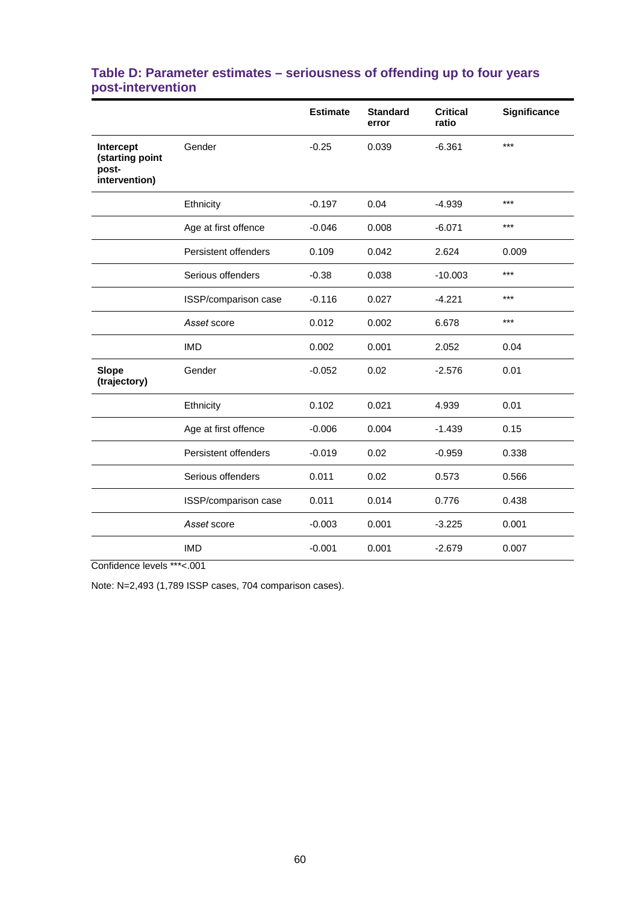## Table D: Parameter estimates – seriousness of offending up to four years post-intervention

| | | Estimate | Standard error | Critical ratio | Significance |
|---|---|---|---|---|---|
| **Intercept (starting point post-intervention)** | Gender | -0.25 | 0.039 | -6.361 | *** |
| | Ethnicity | -0.197 | 0.04 | -4.939 | *** |
| | Age at first offence | -0.046 | 0.008 | -6.071 | *** |
| | Persistent offenders | 0.109 | 0.042 | 2.624 | 0.009 |
| | Serious offenders | -0.38 | 0.038 | -10.003 | *** |
| | ISSP/comparison case | -0.116 | 0.027 | -4.221 | *** |
| | *Asset* score | 0.012 | 0.002 | 6.678 | *** |
| | IMD | 0.002 | 0.001 | 2.052 | 0.04 |
| **Slope (trajectory)** | Gender | -0.052 | 0.02 | -2.576 | 0.01 |
| | Ethnicity | 0.102 | 0.021 | 4.939 | 0.01 |
| | Age at first offence | -0.006 | 0.004 | -1.439 | 0.15 |
| | Persistent offenders | -0.019 | 0.02 | -0.959 | 0.338 |
| | Serious offenders | 0.011 | 0.02 | 0.573 | 0.566 |
| | ISSP/comparison case | 0.011 | 0.014 | 0.776 | 0.438 |
| | *Asset* score | -0.003 | 0.001 | -3.225 | 0.001 |
| | IMD | -0.001 | 0.001 | -2.679 | 0.007 |

Confidence levels ***<.001

Note: N=2,493 (1,789 ISSP cases, 704 comparison cases).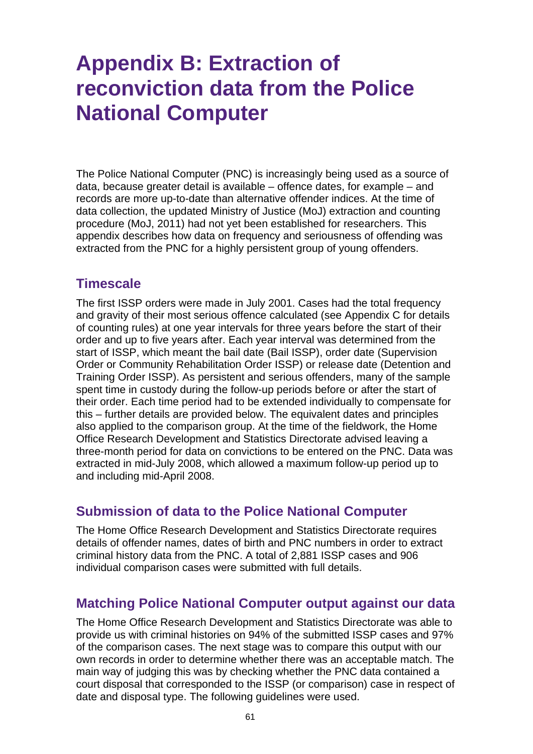# Appendix B: Extraction of reconviction data from the Police National Computer

The Police National Computer (PNC) is increasingly being used as a source of data, because greater detail is available – offence dates, for example – and records are more up-to-date than alternative offender indices. At the time of data collection, the updated Ministry of Justice (MoJ) extraction and counting procedure (MoJ, 2011) had not yet been established for researchers. This appendix describes how data on frequency and seriousness of offending was extracted from the PNC for a highly persistent group of young offenders.

## Timescale

The first ISSP orders were made in July 2001. Cases had the total frequency and gravity of their most serious offence calculated (see Appendix C for details of counting rules) at one year intervals for three years before the start of their order and up to five years after. Each year interval was determined from the start of ISSP, which meant the bail date (Bail ISSP), order date (Supervision Order or Community Rehabilitation Order ISSP) or release date (Detention and Training Order ISSP). As persistent and serious offenders, many of the sample spent time in custody during the follow-up periods before or after the start of their order. Each time period had to be extended individually to compensate for this – further details are provided below. The equivalent dates and principles also applied to the comparison group. At the time of the fieldwork, the Home Office Research Development and Statistics Directorate advised leaving a three-month period for data on convictions to be entered on the PNC. Data was extracted in mid-July 2008, which allowed a maximum follow-up period up to and including mid-April 2008.

## Submission of data to the Police National Computer

The Home Office Research Development and Statistics Directorate requires details of offender names, dates of birth and PNC numbers in order to extract criminal history data from the PNC. A total of 2,881 ISSP cases and 906 individual comparison cases were submitted with full details.

## Matching Police National Computer output against our data

The Home Office Research Development and Statistics Directorate was able to provide us with criminal histories on 94% of the submitted ISSP cases and 97% of the comparison cases. The next stage was to compare this output with our own records in order to determine whether there was an acceptable match. The main way of judging this was by checking whether the PNC data contained a court disposal that corresponded to the ISSP (or comparison) case in respect of date and disposal type. The following guidelines were used.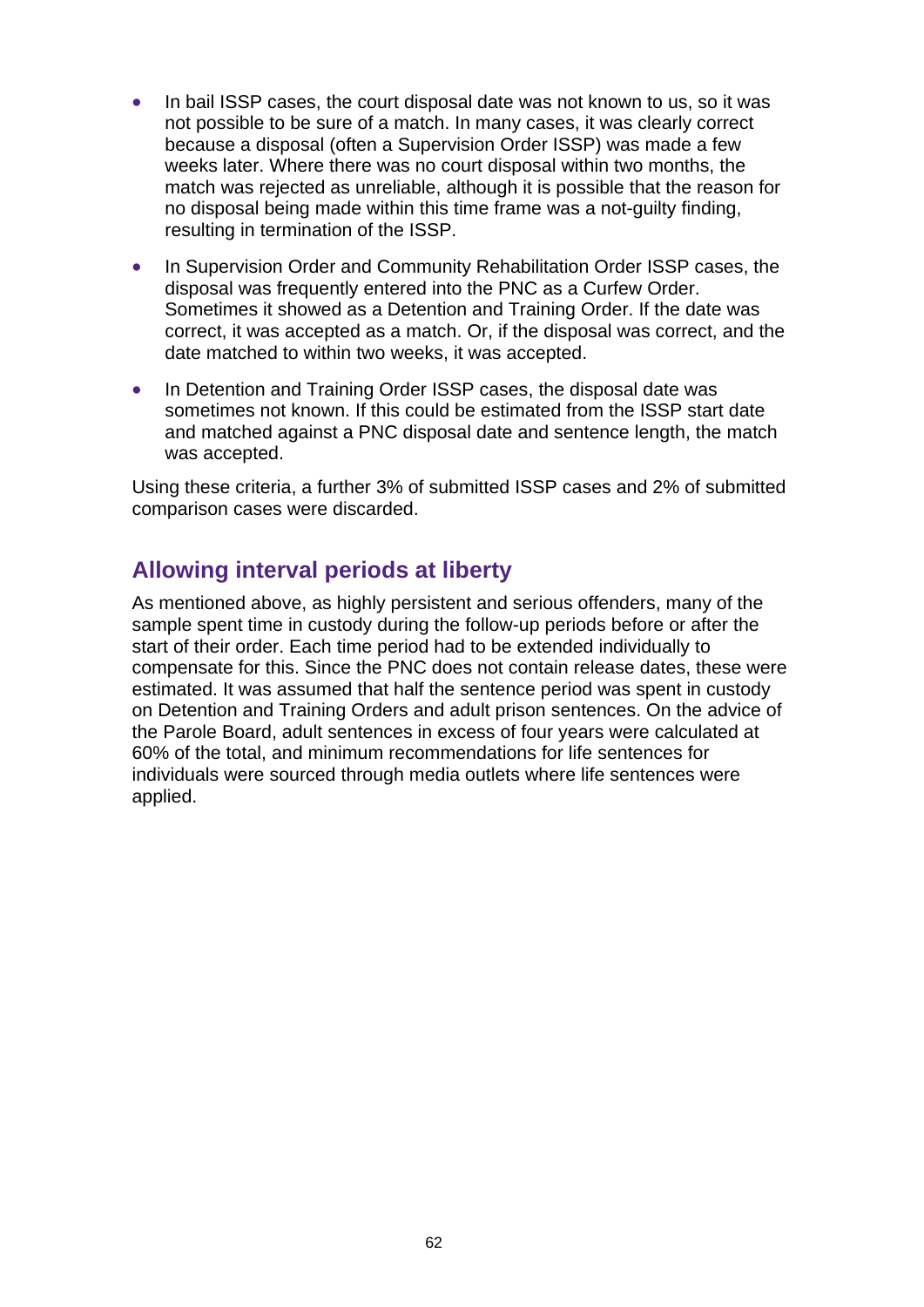- In bail ISSP cases, the court disposal date was not known to us, so it was not possible to be sure of a match. In many cases, it was clearly correct because a disposal (often a Supervision Order ISSP) was made a few weeks later. Where there was no court disposal within two months, the match was rejected as unreliable, although it is possible that the reason for no disposal being made within this time frame was a not-guilty finding, resulting in termination of the ISSP.
- In Supervision Order and Community Rehabilitation Order ISSP cases, the disposal was frequently entered into the PNC as a Curfew Order. Sometimes it showed as a Detention and Training Order. If the date was correct, it was accepted as a match. Or, if the disposal was correct, and the date matched to within two weeks, it was accepted.
- In Detention and Training Order ISSP cases, the disposal date was sometimes not known. If this could be estimated from the ISSP start date and matched against a PNC disposal date and sentence length, the match was accepted.

Using these criteria, a further 3% of submitted ISSP cases and 2% of submitted comparison cases were discarded.

## Allowing interval periods at liberty

As mentioned above, as highly persistent and serious offenders, many of the sample spent time in custody during the follow-up periods before or after the start of their order. Each time period had to be extended individually to compensate for this. Since the PNC does not contain release dates, these were estimated. It was assumed that half the sentence period was spent in custody on Detention and Training Orders and adult prison sentences. On the advice of the Parole Board, adult sentences in excess of four years were calculated at 60% of the total, and minimum recommendations for life sentences for individuals were sourced through media outlets where life sentences were applied.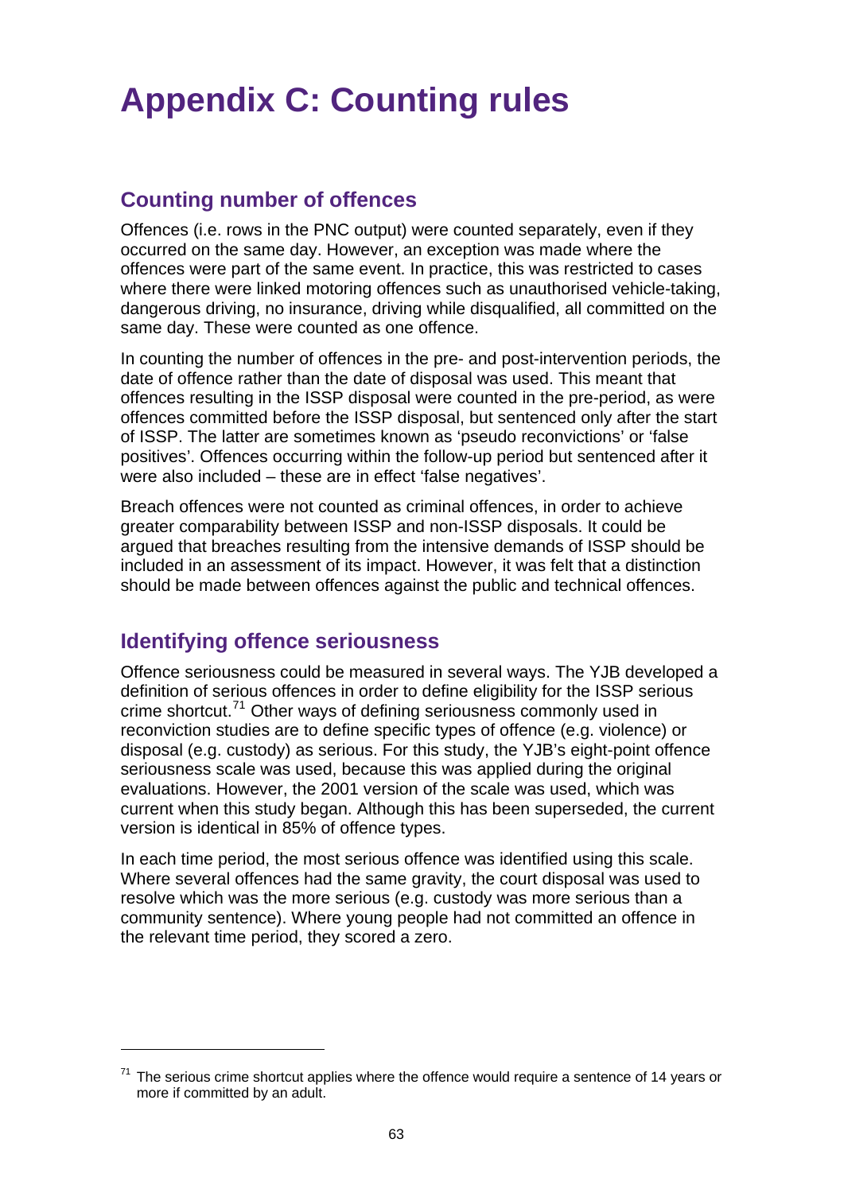# Appendix C: Counting rules

## Counting number of offences

Offences (i.e. rows in the PNC output) were counted separately, even if they occurred on the same day. However, an exception was made where the offences were part of the same event. In practice, this was restricted to cases where there were linked motoring offences such as unauthorised vehicle-taking, dangerous driving, no insurance, driving while disqualified, all committed on the same day. These were counted as one offence.

In counting the number of offences in the pre- and post-intervention periods, the date of offence rather than the date of disposal was used. This meant that offences resulting in the ISSP disposal were counted in the pre-period, as were offences committed before the ISSP disposal, but sentenced only after the start of ISSP. The latter are sometimes known as 'pseudo reconvictions' or 'false positives'. Offences occurring within the follow-up period but sentenced after it were also included – these are in effect 'false negatives'.

Breach offences were not counted as criminal offences, in order to achieve greater comparability between ISSP and non-ISSP disposals. It could be argued that breaches resulting from the intensive demands of ISSP should be included in an assessment of its impact. However, it was felt that a distinction should be made between offences against the public and technical offences.

## Identifying offence seriousness

Offence seriousness could be measured in several ways. The YJB developed a definition of serious offences in order to define eligibility for the ISSP serious crime shortcut.[71] Other ways of defining seriousness commonly used in reconviction studies are to define specific types of offence (e.g. violence) or disposal (e.g. custody) as serious. For this study, the YJB's eight-point offence seriousness scale was used, because this was applied during the original evaluations. However, the 2001 version of the scale was used, which was current when this study began. Although this has been superseded, the current version is identical in 85% of offence types.

In each time period, the most serious offence was identified using this scale. Where several offences had the same gravity, the court disposal was used to resolve which was the more serious (e.g. custody was more serious than a community sentence). Where young people had not committed an offence in the relevant time period, they scored a zero.

[71] The serious crime shortcut applies where the offence would require a sentence of 14 years or more if committed by an adult.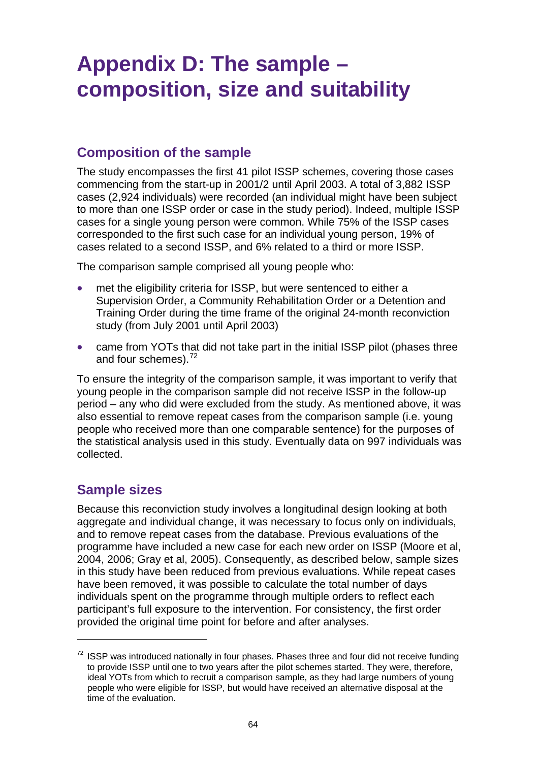# Appendix D: The sample – composition, size and suitability

## Composition of the sample

The study encompasses the first 41 pilot ISSP schemes, covering those cases commencing from the start-up in 2001/2 until April 2003. A total of 3,882 ISSP cases (2,924 individuals) were recorded (an individual might have been subject to more than one ISSP order or case in the study period). Indeed, multiple ISSP cases for a single young person were common. While 75% of the ISSP cases corresponded to the first such case for an individual young person, 19% of cases related to a second ISSP, and 6% related to a third or more ISSP.

The comparison sample comprised all young people who:

- met the eligibility criteria for ISSP, but were sentenced to either a Supervision Order, a Community Rehabilitation Order or a Detention and Training Order during the time frame of the original 24-month reconviction study (from July 2001 until April 2003)
- came from YOTs that did not take part in the initial ISSP pilot (phases three and four schemes).[72]

To ensure the integrity of the comparison sample, it was important to verify that young people in the comparison sample did not receive ISSP in the follow-up period – any who did were excluded from the study. As mentioned above, it was also essential to remove repeat cases from the comparison sample (i.e. young people who received more than one comparable sentence) for the purposes of the statistical analysis used in this study. Eventually data on 997 individuals was collected.

## Sample sizes

Because this reconviction study involves a longitudinal design looking at both aggregate and individual change, it was necessary to focus only on individuals, and to remove repeat cases from the database. Previous evaluations of the programme have included a new case for each new order on ISSP (Moore et al, 2004, 2006; Gray et al, 2005). Consequently, as described below, sample sizes in this study have been reduced from previous evaluations. While repeat cases have been removed, it was possible to calculate the total number of days individuals spent on the programme through multiple orders to reflect each participant's full exposure to the intervention. For consistency, the first order provided the original time point for before and after analyses.

---

[72] ISSP was introduced nationally in four phases. Phases three and four did not receive funding to provide ISSP until one to two years after the pilot schemes started. They were, therefore, ideal YOTs from which to recruit a comparison sample, as they had large numbers of young people who were eligible for ISSP, but would have received an alternative disposal at the time of the evaluation.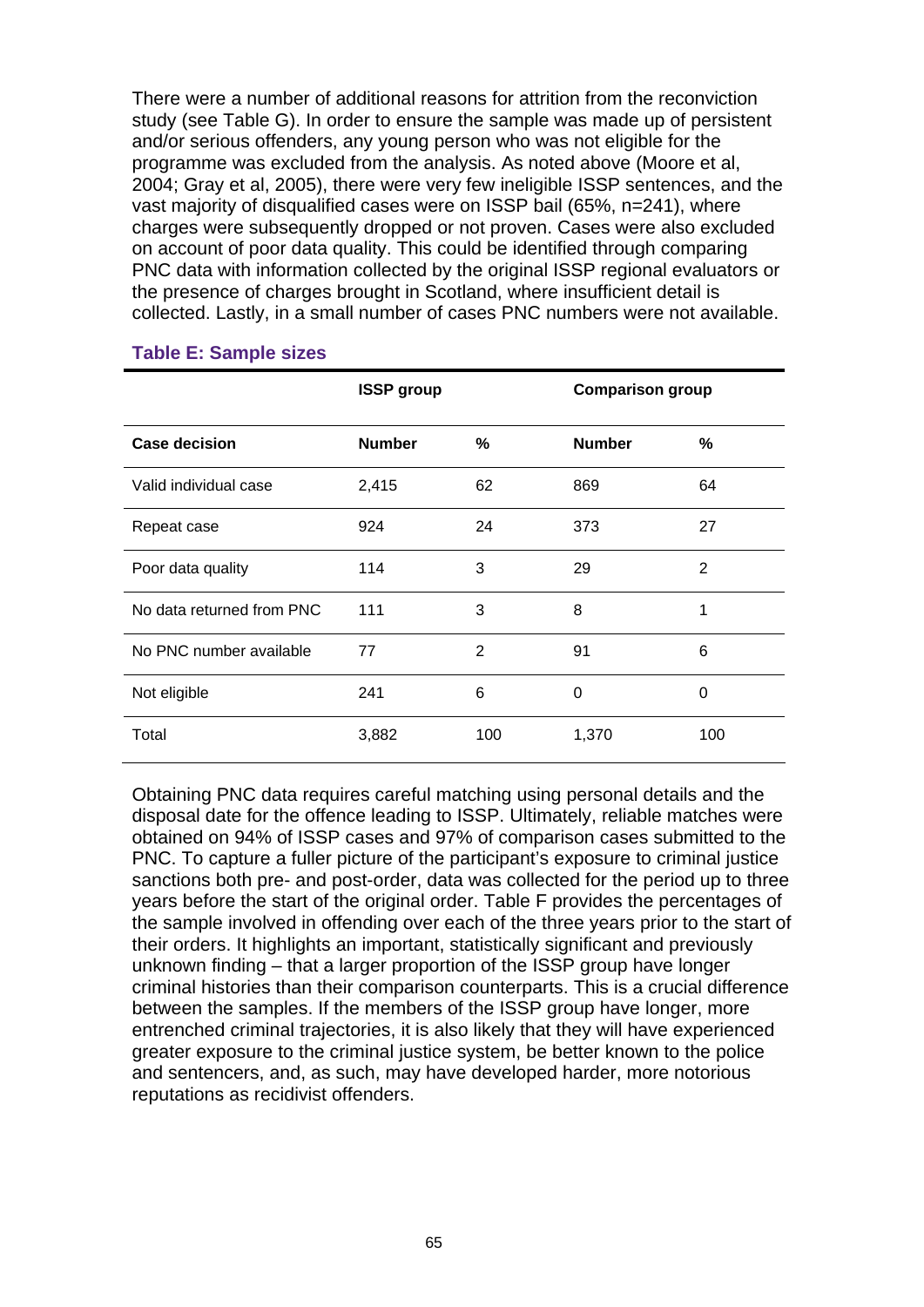There were a number of additional reasons for attrition from the reconviction study (see Table G). In order to ensure the sample was made up of persistent and/or serious offenders, any young person who was not eligible for the programme was excluded from the analysis. As noted above (Moore et al, 2004; Gray et al, 2005), there were very few ineligible ISSP sentences, and the vast majority of disqualified cases were on ISSP bail (65%, n=241), where charges were subsequently dropped or not proven. Cases were also excluded on account of poor data quality. This could be identified through comparing PNC data with information collected by the original ISSP regional evaluators or the presence of charges brought in Scotland, where insufficient detail is collected. Lastly, in a small number of cases PNC numbers were not available.

### Table E: Sample sizes

| | ISSP group | | Comparison group | |
|---|---|---|---|---|
| **Case decision** | **Number** | **%** | **Number** | **%** |
| Valid individual case | 2,415 | 62 | 869 | 64 |
| Repeat case | 924 | 24 | 373 | 27 |
| Poor data quality | 114 | 3 | 29 | 2 |
| No data returned from PNC | 111 | 3 | 8 | 1 |
| No PNC number available | 77 | 2 | 91 | 6 |
| Not eligible | 241 | 6 | 0 | 0 |
| Total | 3,882 | 100 | 1,370 | 100 |

Obtaining PNC data requires careful matching using personal details and the disposal date for the offence leading to ISSP. Ultimately, reliable matches were obtained on 94% of ISSP cases and 97% of comparison cases submitted to the PNC. To capture a fuller picture of the participant's exposure to criminal justice sanctions both pre- and post-order, data was collected for the period up to three years before the start of the original order. Table F provides the percentages of the sample involved in offending over each of the three years prior to the start of their orders. It highlights an important, statistically significant and previously unknown finding – that a larger proportion of the ISSP group have longer criminal histories than their comparison counterparts. This is a crucial difference between the samples. If the members of the ISSP group have longer, more entrenched criminal trajectories, it is also likely that they will have experienced greater exposure to the criminal justice system, be better known to the police and sentencers, and, as such, may have developed harder, more notorious reputations as recidivist offenders.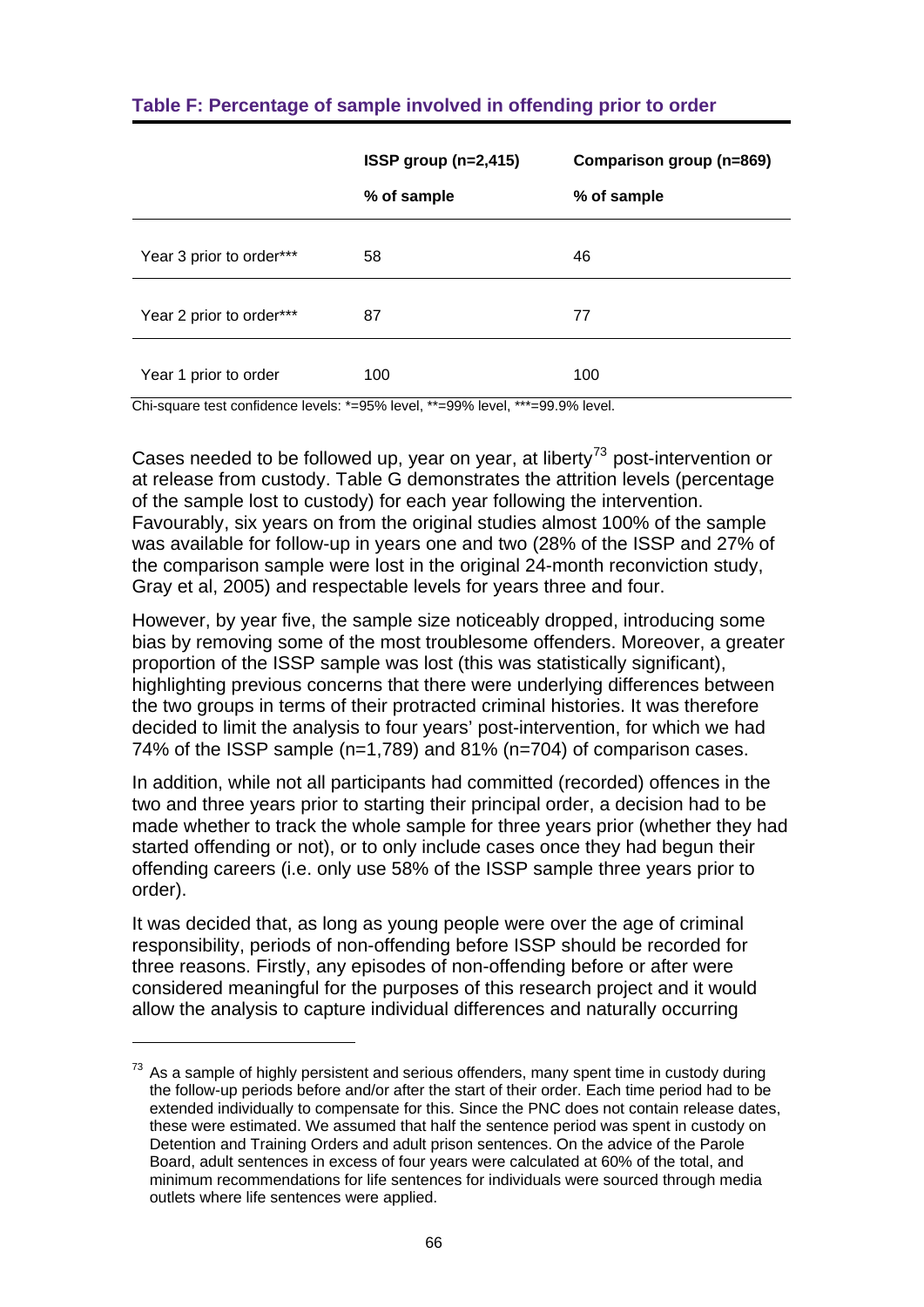### Table F: Percentage of sample involved in offending prior to order

| | ISSP group (n=2,415) | Comparison group (n=869) |
|---|---|---|
| | % of sample | % of sample |
| Year 3 prior to order*** | 58 | 46 |
| Year 2 prior to order*** | 87 | 77 |
| Year 1 prior to order | 100 | 100 |

Chi-square test confidence levels: *=95% level, **=99% level, ***=99.9% level.

Cases needed to be followed up, year on year, at liberty[73] post-intervention or at release from custody. Table G demonstrates the attrition levels (percentage of the sample lost to custody) for each year following the intervention. Favourably, six years on from the original studies almost 100% of the sample was available for follow-up in years one and two (28% of the ISSP and 27% of the comparison sample were lost in the original 24-month reconviction study, Gray et al, 2005) and respectable levels for years three and four.

However, by year five, the sample size noticeably dropped, introducing some bias by removing some of the most troublesome offenders. Moreover, a greater proportion of the ISSP sample was lost (this was statistically significant), highlighting previous concerns that there were underlying differences between the two groups in terms of their protracted criminal histories. It was therefore decided to limit the analysis to four years' post-intervention, for which we had 74% of the ISSP sample (n=1,789) and 81% (n=704) of comparison cases.

In addition, while not all participants had committed (recorded) offences in the two and three years prior to starting their principal order, a decision had to be made whether to track the whole sample for three years prior (whether they had started offending or not), or to only include cases once they had begun their offending careers (i.e. only use 58% of the ISSP sample three years prior to order).

It was decided that, as long as young people were over the age of criminal responsibility, periods of non-offending before ISSP should be recorded for three reasons. Firstly, any episodes of non-offending before or after were considered meaningful for the purposes of this research project and it would allow the analysis to capture individual differences and naturally occurring

---

[73] As a sample of highly persistent and serious offenders, many spent time in custody during the follow-up periods before and/or after the start of their order. Each time period had to be extended individually to compensate for this. Since the PNC does not contain release dates, these were estimated. We assumed that half the sentence period was spent in custody on Detention and Training Orders and adult prison sentences. On the advice of the Parole Board, adult sentences in excess of four years were calculated at 60% of the total, and minimum recommendations for life sentences for individuals were sourced through media outlets where life sentences were applied.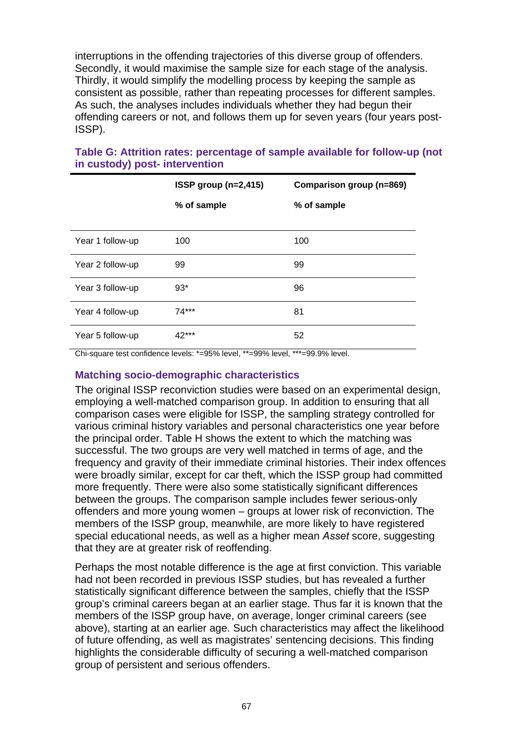interruptions in the offending trajectories of this diverse group of offenders. Secondly, it would maximise the sample size for each stage of the analysis. Thirdly, it would simplify the modelling process by keeping the sample as consistent as possible, rather than repeating processes for different samples. As such, the analyses includes individuals whether they had begun their offending careers or not, and follows them up for seven years (four years post-ISSP).

### Table G: Attrition rates: percentage of sample available for follow-up (not in custody) post- intervention

| | ISSP group (n=2,415) | Comparison group (n=869) |
|---|---|---|
| | % of sample | % of sample |
| Year 1 follow-up | 100 | 100 |
| Year 2 follow-up | 99 | 99 |
| Year 3 follow-up | 93* | 96 |
| Year 4 follow-up | 74*** | 81 |
| Year 5 follow-up | 42*** | 52 |

Chi-square test confidence levels: *=95% level, **=99% level, ***=99.9% level.

### Matching socio-demographic characteristics

The original ISSP reconviction studies were based on an experimental design, employing a well-matched comparison group. In addition to ensuring that all comparison cases were eligible for ISSP, the sampling strategy controlled for various criminal history variables and personal characteristics one year before the principal order. Table H shows the extent to which the matching was successful. The two groups are very well matched in terms of age, and the frequency and gravity of their immediate criminal histories. Their index offences were broadly similar, except for car theft, which the ISSP group had committed more frequently. There were also some statistically significant differences between the groups. The comparison sample includes fewer serious-only offenders and more young women – groups at lower risk of reconviction. The members of the ISSP group, meanwhile, are more likely to have registered special educational needs, as well as a higher mean *Asset* score, suggesting that they are at greater risk of reoffending.

Perhaps the most notable difference is the age at first conviction. This variable had not been recorded in previous ISSP studies, but has revealed a further statistically significant difference between the samples, chiefly that the ISSP group's criminal careers began at an earlier stage. Thus far it is known that the members of the ISSP group have, on average, longer criminal careers (see above), starting at an earlier age. Such characteristics may affect the likelihood of future offending, as well as magistrates' sentencing decisions. This finding highlights the considerable difficulty of securing a well-matched comparison group of persistent and serious offenders.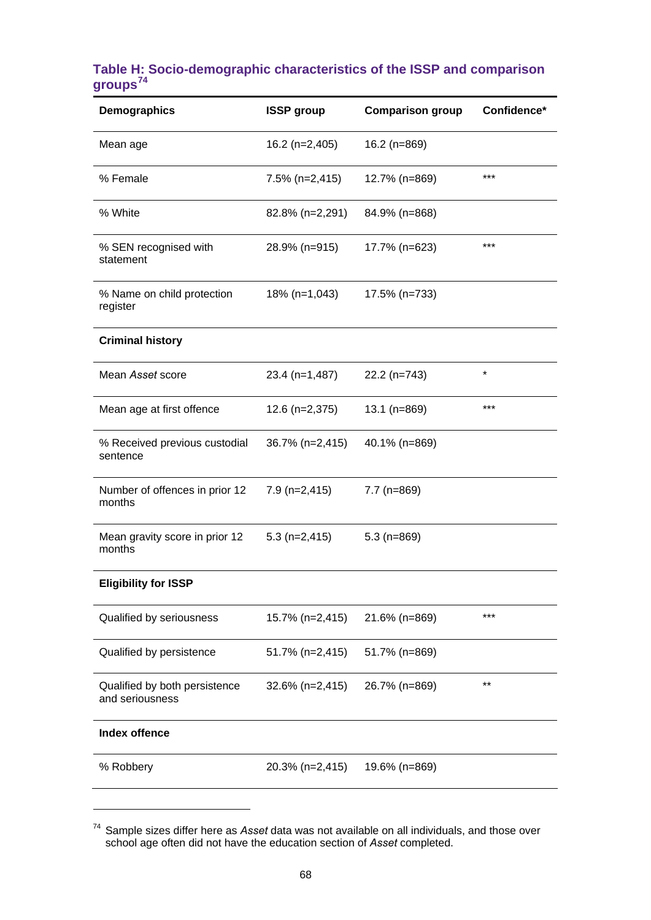### Table H: Socio-demographic characteristics of the ISSP and comparison groups[74]

| Demographics | ISSP group | Comparison group | Confidence* |
|---|---|---|---|
| Mean age | 16.2 (n=2,405) | 16.2 (n=869) | |
| % Female | 7.5% (n=2,415) | 12.7% (n=869) | *** |
| % White | 82.8% (n=2,291) | 84.9% (n=868) | |
| % SEN recognised with statement | 28.9% (n=915) | 17.7% (n=623) | *** |
| % Name on child protection register | 18% (n=1,043) | 17.5% (n=733) | |
| **Criminal history** | | | |
| Mean *Asset* score | 23.4 (n=1,487) | 22.2 (n=743) | * |
| Mean age at first offence | 12.6 (n=2,375) | 13.1 (n=869) | *** |
| % Received previous custodial sentence | 36.7% (n=2,415) | 40.1% (n=869) | |
| Number of offences in prior 12 months | 7.9 (n=2,415) | 7.7 (n=869) | |
| Mean gravity score in prior 12 months | 5.3 (n=2,415) | 5.3 (n=869) | |
| **Eligibility for ISSP** | | | |
| Qualified by seriousness | 15.7% (n=2,415) | 21.6% (n=869) | *** |
| Qualified by persistence | 51.7% (n=2,415) | 51.7% (n=869) | |
| Qualified by both persistence and seriousness | 32.6% (n=2,415) | 26.7% (n=869) | ** |
| **Index offence** | | | |
| % Robbery | 20.3% (n=2,415) | 19.6% (n=869) | |

[74] Sample sizes differ here as *Asset* data was not available on all individuals, and those over school age often did not have the education section of *Asset* completed.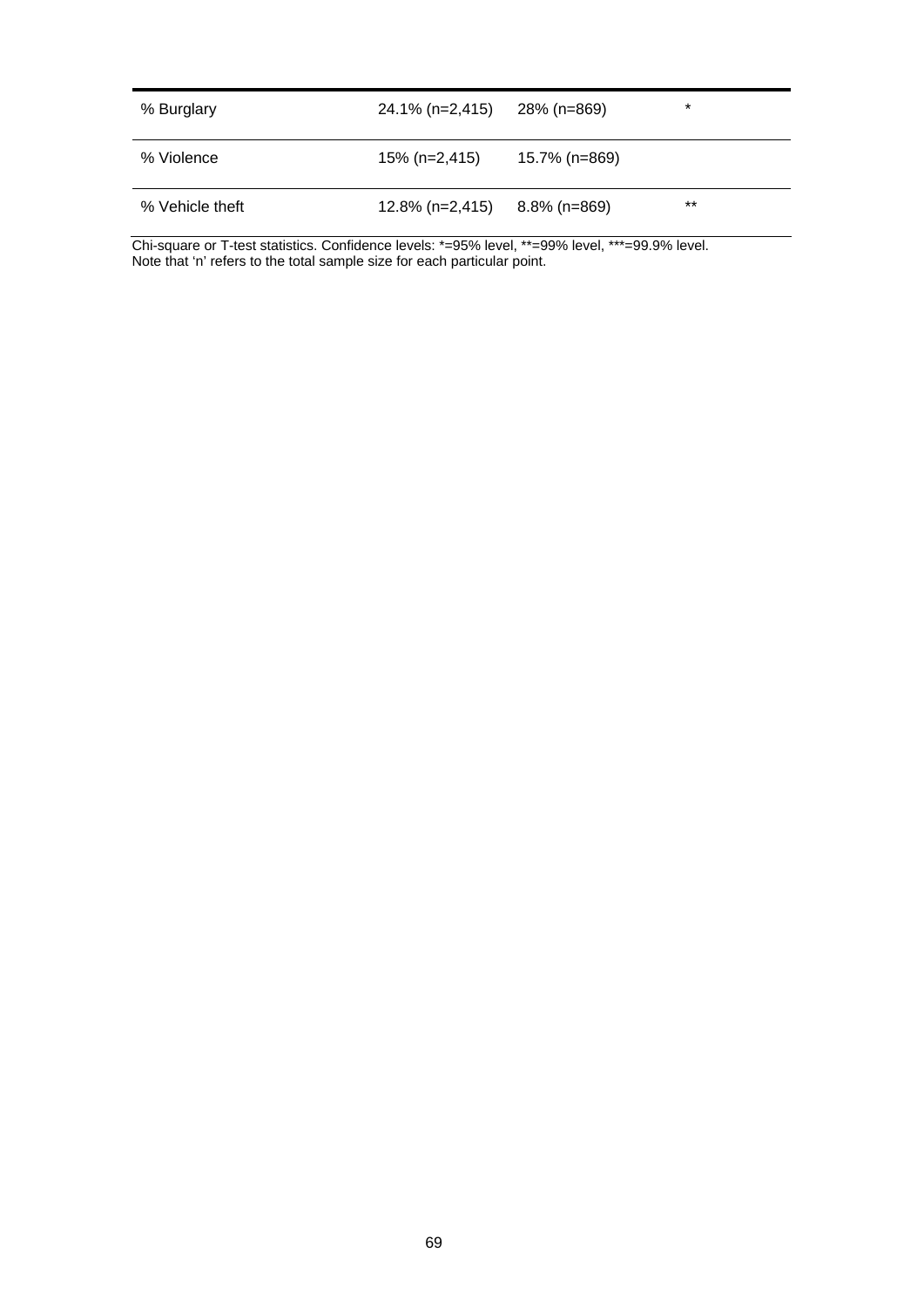| | | | |
|---|---|---|---|
| % Burglary | 24.1% (n=2,415) | 28% (n=869) | * |
| % Violence | 15% (n=2,415) | 15.7% (n=869) | |
| % Vehicle theft | 12.8% (n=2,415) | 8.8% (n=869) | ** |

Chi-square or T-test statistics. Confidence levels: *=95% level, **=99% level, ***=99.9% level.
Note that 'n' refers to the total sample size for each particular point.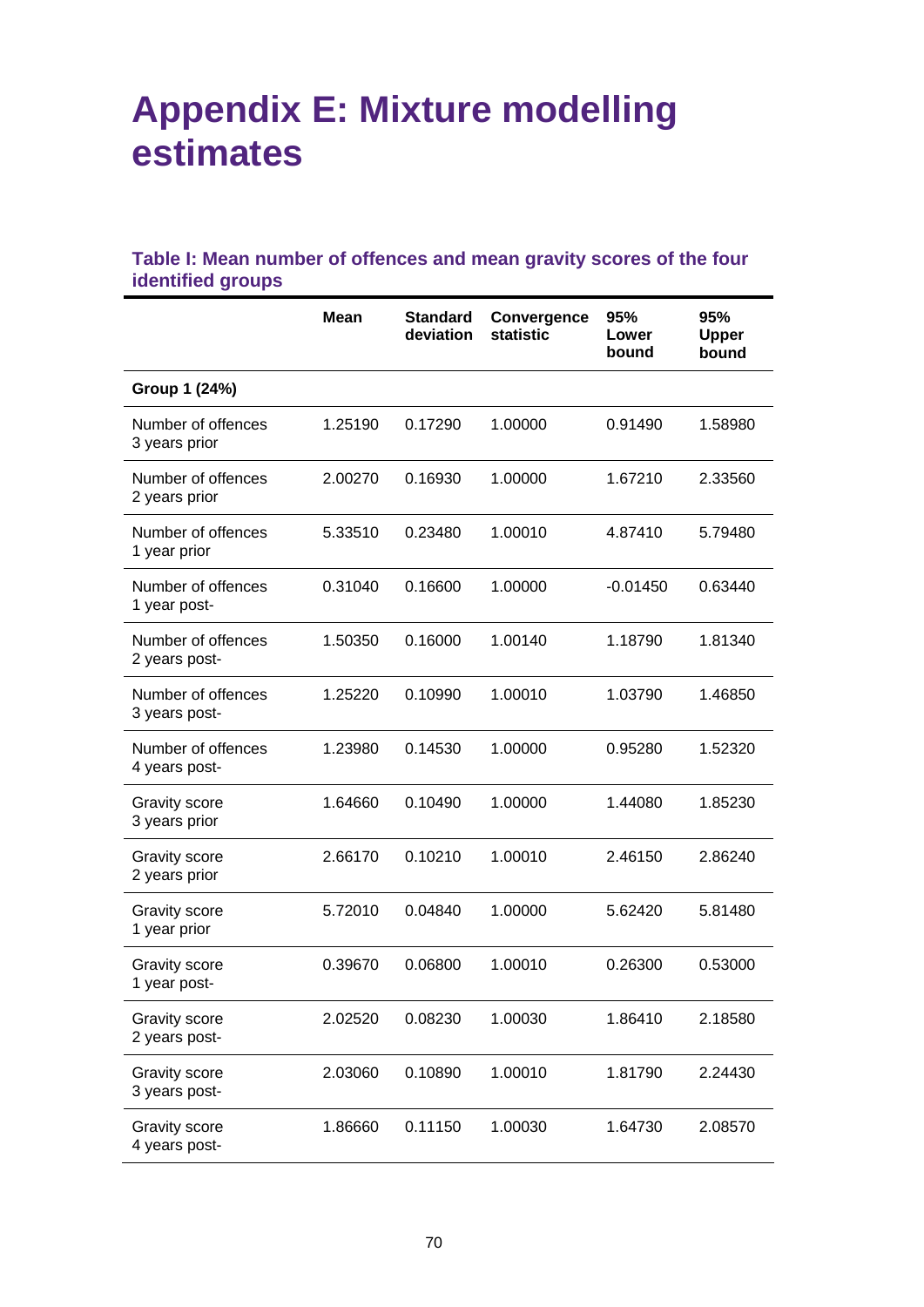# Appendix E: Mixture modelling estimates

### Table I: Mean number of offences and mean gravity scores of the four identified groups

| | Mean | Standard deviation | Convergence statistic | 95% Lower bound | 95% Upper bound |
|---|---|---|---|---|---|
| **Group 1 (24%)** | | | | | |
| Number of offences 3 years prior | 1.25190 | 0.17290 | 1.00000 | 0.91490 | 1.58980 |
| Number of offences 2 years prior | 2.00270 | 0.16930 | 1.00000 | 1.67210 | 2.33560 |
| Number of offences 1 year prior | 5.33510 | 0.23480 | 1.00010 | 4.87410 | 5.79480 |
| Number of offences 1 year post- | 0.31040 | 0.16600 | 1.00000 | -0.01450 | 0.63440 |
| Number of offences 2 years post- | 1.50350 | 0.16000 | 1.00140 | 1.18790 | 1.81340 |
| Number of offences 3 years post- | 1.25220 | 0.10990 | 1.00010 | 1.03790 | 1.46850 |
| Number of offences 4 years post- | 1.23980 | 0.14530 | 1.00000 | 0.95280 | 1.52320 |
| Gravity score 3 years prior | 1.64660 | 0.10490 | 1.00000 | 1.44080 | 1.85230 |
| Gravity score 2 years prior | 2.66170 | 0.10210 | 1.00010 | 2.46150 | 2.86240 |
| Gravity score 1 year prior | 5.72010 | 0.04840 | 1.00000 | 5.62420 | 5.81480 |
| Gravity score 1 year post- | 0.39670 | 0.06800 | 1.00010 | 0.26300 | 0.53000 |
| Gravity score 2 years post- | 2.02520 | 0.08230 | 1.00030 | 1.86410 | 2.18580 |
| Gravity score 3 years post- | 2.03060 | 0.10890 | 1.00010 | 1.81790 | 2.24430 |
| Gravity score 4 years post- | 1.86660 | 0.11150 | 1.00030 | 1.64730 | 2.08570 |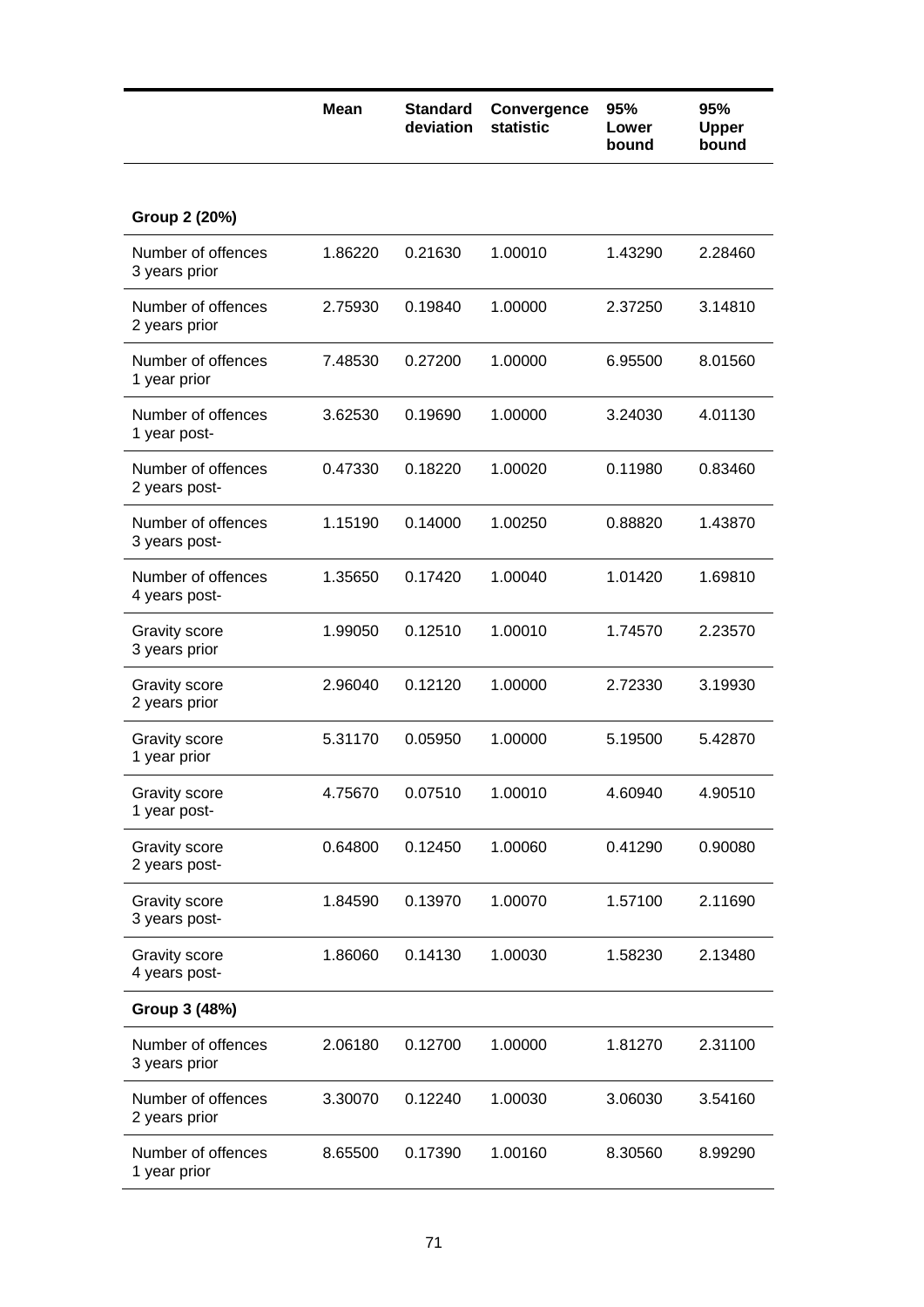| | Mean | Standard deviation | Convergence statistic | 95% Lower bound | 95% Upper bound |
|---|---|---|---|---|---|
| **Group 2 (20%)** | | | | | |
| Number of offences 3 years prior | 1.86220 | 0.21630 | 1.00010 | 1.43290 | 2.28460 |
| Number of offences 2 years prior | 2.75930 | 0.19840 | 1.00000 | 2.37250 | 3.14810 |
| Number of offences 1 year prior | 7.48530 | 0.27200 | 1.00000 | 6.95500 | 8.01560 |
| Number of offences 1 year post- | 3.62530 | 0.19690 | 1.00000 | 3.24030 | 4.01130 |
| Number of offences 2 years post- | 0.47330 | 0.18220 | 1.00020 | 0.11980 | 0.83460 |
| Number of offences 3 years post- | 1.15190 | 0.14000 | 1.00250 | 0.88820 | 1.43870 |
| Number of offences 4 years post- | 1.35650 | 0.17420 | 1.00040 | 1.01420 | 1.69810 |
| Gravity score 3 years prior | 1.99050 | 0.12510 | 1.00010 | 1.74570 | 2.23570 |
| Gravity score 2 years prior | 2.96040 | 0.12120 | 1.00000 | 2.72330 | 3.19930 |
| Gravity score 1 year prior | 5.31170 | 0.05950 | 1.00000 | 5.19500 | 5.42870 |
| Gravity score 1 year post- | 4.75670 | 0.07510 | 1.00010 | 4.60940 | 4.90510 |
| Gravity score 2 years post- | 0.64800 | 0.12450 | 1.00060 | 0.41290 | 0.90080 |
| Gravity score 3 years post- | 1.84590 | 0.13970 | 1.00070 | 1.57100 | 2.11690 |
| Gravity score 4 years post- | 1.86060 | 0.14130 | 1.00030 | 1.58230 | 2.13480 |
| **Group 3 (48%)** | | | | | |
| Number of offences 3 years prior | 2.06180 | 0.12700 | 1.00000 | 1.81270 | 2.31100 |
| Number of offences 2 years prior | 3.30070 | 0.12240 | 1.00030 | 3.06030 | 3.54160 |
| Number of offences 1 year prior | 8.65500 | 0.17390 | 1.00160 | 8.30560 | 8.99290 |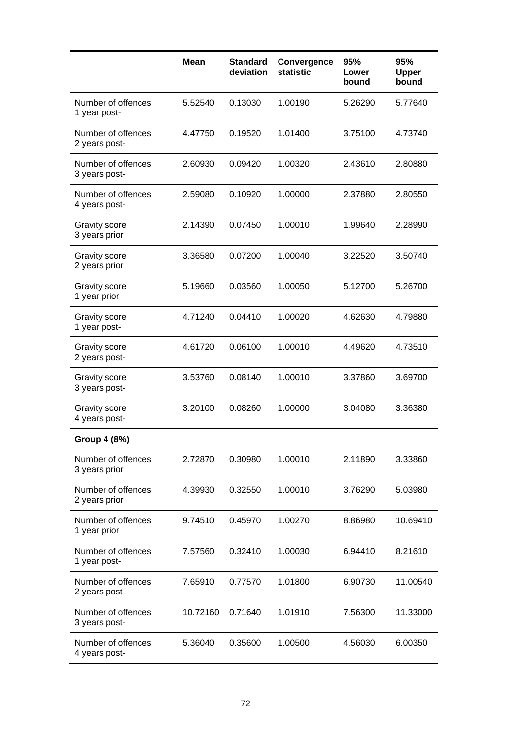| | Mean | Standard deviation | Convergence statistic | 95% Lower bound | 95% Upper bound |
|---|---|---|---|---|---|
| Number of offences 1 year post- | 5.52540 | 0.13030 | 1.00190 | 5.26290 | 5.77640 |
| Number of offences 2 years post- | 4.47750 | 0.19520 | 1.01400 | 3.75100 | 4.73740 |
| Number of offences 3 years post- | 2.60930 | 0.09420 | 1.00320 | 2.43610 | 2.80880 |
| Number of offences 4 years post- | 2.59080 | 0.10920 | 1.00000 | 2.37880 | 2.80550 |
| Gravity score 3 years prior | 2.14390 | 0.07450 | 1.00010 | 1.99640 | 2.28990 |
| Gravity score 2 years prior | 3.36580 | 0.07200 | 1.00040 | 3.22520 | 3.50740 |
| Gravity score 1 year prior | 5.19660 | 0.03560 | 1.00050 | 5.12700 | 5.26700 |
| Gravity score 1 year post- | 4.71240 | 0.04410 | 1.00020 | 4.62630 | 4.79880 |
| Gravity score 2 years post- | 4.61720 | 0.06100 | 1.00010 | 4.49620 | 4.73510 |
| Gravity score 3 years post- | 3.53760 | 0.08140 | 1.00010 | 3.37860 | 3.69700 |
| Gravity score 4 years post- | 3.20100 | 0.08260 | 1.00000 | 3.04080 | 3.36380 |
| **Group 4 (8%)** | | | | | |
| Number of offences 3 years prior | 2.72870 | 0.30980 | 1.00010 | 2.11890 | 3.33860 |
| Number of offences 2 years prior | 4.39930 | 0.32550 | 1.00010 | 3.76290 | 5.03980 |
| Number of offences 1 year prior | 9.74510 | 0.45970 | 1.00270 | 8.86980 | 10.69410 |
| Number of offences 1 year post- | 7.57560 | 0.32410 | 1.00030 | 6.94410 | 8.21610 |
| Number of offences 2 years post- | 7.65910 | 0.77570 | 1.01800 | 6.90730 | 11.00540 |
| Number of offences 3 years post- | 10.72160 | 0.71640 | 1.01910 | 7.56300 | 11.33000 |
| Number of offences 4 years post- | 5.36040 | 0.35600 | 1.00500 | 4.56030 | 6.00350 |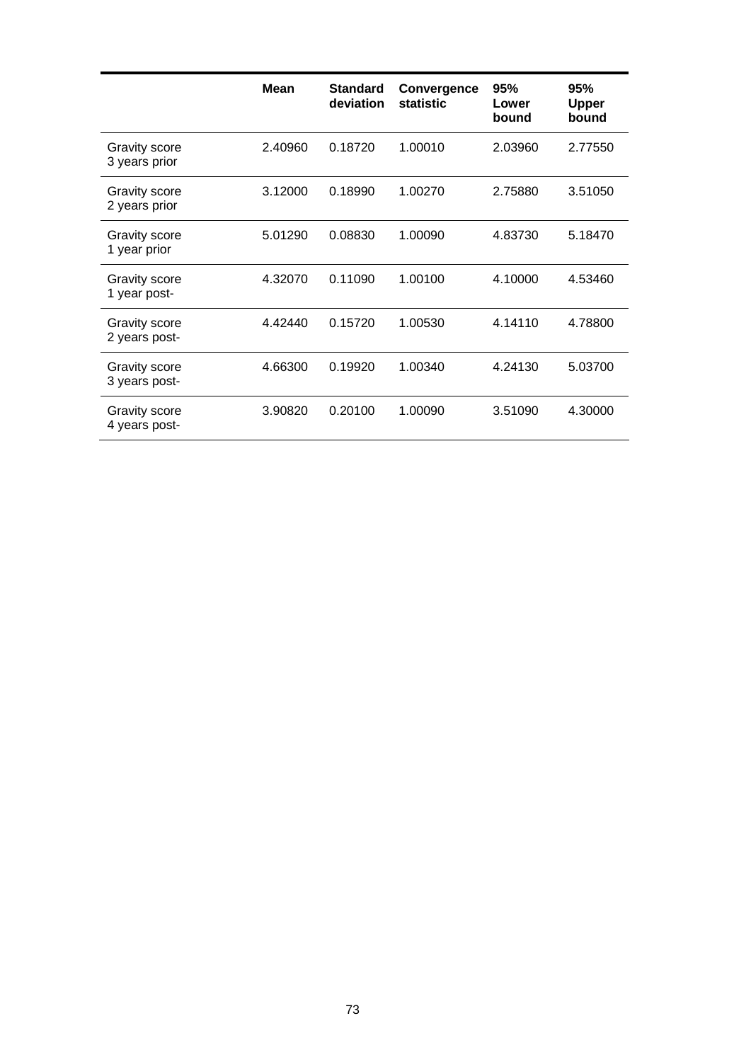| | Mean | Standard deviation | Convergence statistic | 95% Lower bound | 95% Upper bound |
|---|---|---|---|---|---|
| Gravity score 3 years prior | 2.40960 | 0.18720 | 1.00010 | 2.03960 | 2.77550 |
| Gravity score 2 years prior | 3.12000 | 0.18990 | 1.00270 | 2.75880 | 3.51050 |
| Gravity score 1 year prior | 5.01290 | 0.08830 | 1.00090 | 4.83730 | 5.18470 |
| Gravity score 1 year post- | 4.32070 | 0.11090 | 1.00100 | 4.10000 | 4.53460 |
| Gravity score 2 years post- | 4.42440 | 0.15720 | 1.00530 | 4.14110 | 4.78800 |
| Gravity score 3 years post- | 4.66300 | 0.19920 | 1.00340 | 4.24130 | 5.03700 |
| Gravity score 4 years post- | 3.90820 | 0.20100 | 1.00090 | 3.51090 | 4.30000 |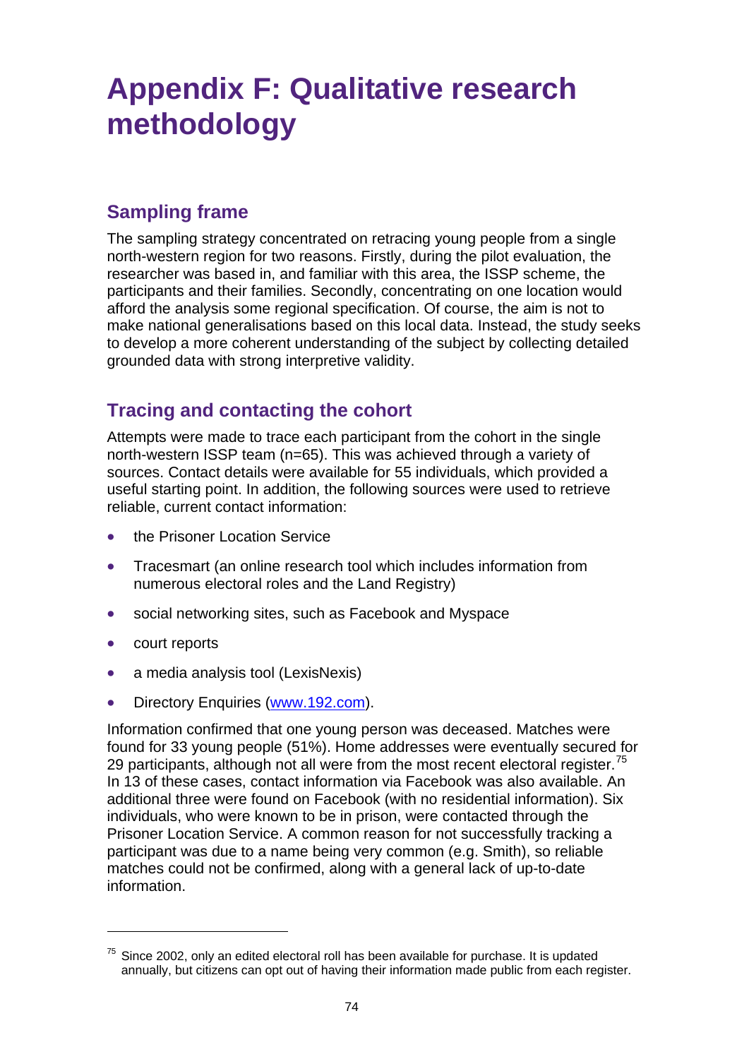# Appendix F: Qualitative research methodology

## Sampling frame

The sampling strategy concentrated on retracing young people from a single north-western region for two reasons. Firstly, during the pilot evaluation, the researcher was based in, and familiar with this area, the ISSP scheme, the participants and their families. Secondly, concentrating on one location would afford the analysis some regional specification. Of course, the aim is not to make national generalisations based on this local data. Instead, the study seeks to develop a more coherent understanding of the subject by collecting detailed grounded data with strong interpretive validity.

## Tracing and contacting the cohort

Attempts were made to trace each participant from the cohort in the single north-western ISSP team (n=65). This was achieved through a variety of sources. Contact details were available for 55 individuals, which provided a useful starting point. In addition, the following sources were used to retrieve reliable, current contact information:

- the Prisoner Location Service
- Tracesmart (an online research tool which includes information from numerous electoral roles and the Land Registry)
- social networking sites, such as Facebook and Myspace
- court reports
- a media analysis tool (LexisNexis)
- Directory Enquiries (www.192.com).

Information confirmed that one young person was deceased. Matches were found for 33 young people (51%). Home addresses were eventually secured for 29 participants, although not all were from the most recent electoral register.[75] In 13 of these cases, contact information via Facebook was also available. An additional three were found on Facebook (with no residential information). Six individuals, who were known to be in prison, were contacted through the Prisoner Location Service. A common reason for not successfully tracking a participant was due to a name being very common (e.g. Smith), so reliable matches could not be confirmed, along with a general lack of up-to-date information.

---

[75] Since 2002, only an edited electoral roll has been available for purchase. It is updated annually, but citizens can opt out of having their information made public from each register.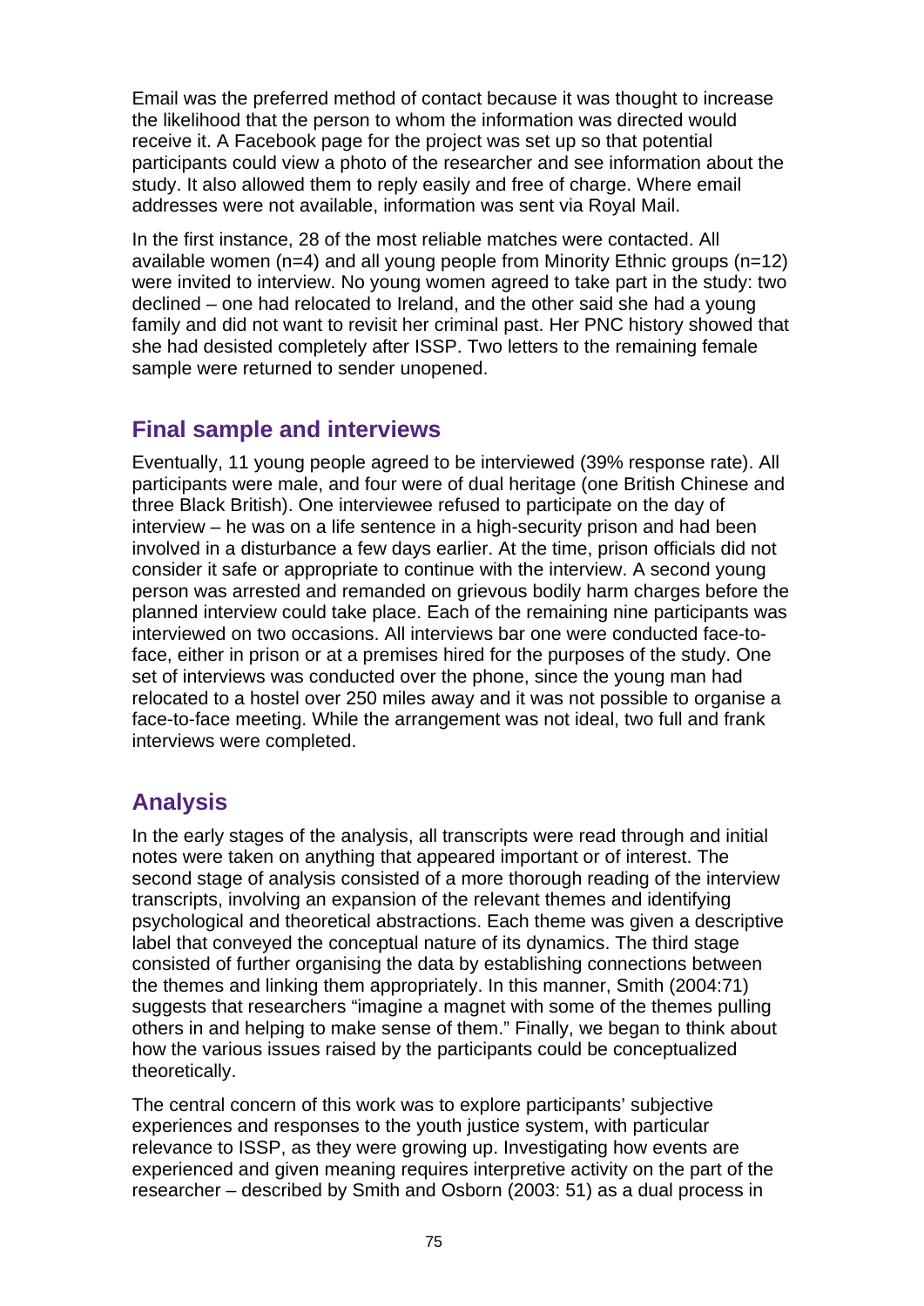Email was the preferred method of contact because it was thought to increase the likelihood that the person to whom the information was directed would receive it. A Facebook page for the project was set up so that potential participants could view a photo of the researcher and see information about the study. It also allowed them to reply easily and free of charge. Where email addresses were not available, information was sent via Royal Mail.

In the first instance, 28 of the most reliable matches were contacted. All available women (n=4) and all young people from Minority Ethnic groups (n=12) were invited to interview. No young women agreed to take part in the study: two declined – one had relocated to Ireland, and the other said she had a young family and did not want to revisit her criminal past. Her PNC history showed that she had desisted completely after ISSP. Two letters to the remaining female sample were returned to sender unopened.

## Final sample and interviews

Eventually, 11 young people agreed to be interviewed (39% response rate). All participants were male, and four were of dual heritage (one British Chinese and three Black British). One interviewee refused to participate on the day of interview – he was on a life sentence in a high-security prison and had been involved in a disturbance a few days earlier. At the time, prison officials did not consider it safe or appropriate to continue with the interview. A second young person was arrested and remanded on grievous bodily harm charges before the planned interview could take place. Each of the remaining nine participants was interviewed on two occasions. All interviews bar one were conducted face-to-face, either in prison or at a premises hired for the purposes of the study. One set of interviews was conducted over the phone, since the young man had relocated to a hostel over 250 miles away and it was not possible to organise a face-to-face meeting. While the arrangement was not ideal, two full and frank interviews were completed.

## Analysis

In the early stages of the analysis, all transcripts were read through and initial notes were taken on anything that appeared important or of interest. The second stage of analysis consisted of a more thorough reading of the interview transcripts, involving an expansion of the relevant themes and identifying psychological and theoretical abstractions. Each theme was given a descriptive label that conveyed the conceptual nature of its dynamics. The third stage consisted of further organising the data by establishing connections between the themes and linking them appropriately. In this manner, Smith (2004:71) suggests that researchers "imagine a magnet with some of the themes pulling others in and helping to make sense of them." Finally, we began to think about how the various issues raised by the participants could be conceptualized theoretically.

The central concern of this work was to explore participants' subjective experiences and responses to the youth justice system, with particular relevance to ISSP, as they were growing up. Investigating how events are experienced and given meaning requires interpretive activity on the part of the researcher – described by Smith and Osborn (2003: 51) as a dual process in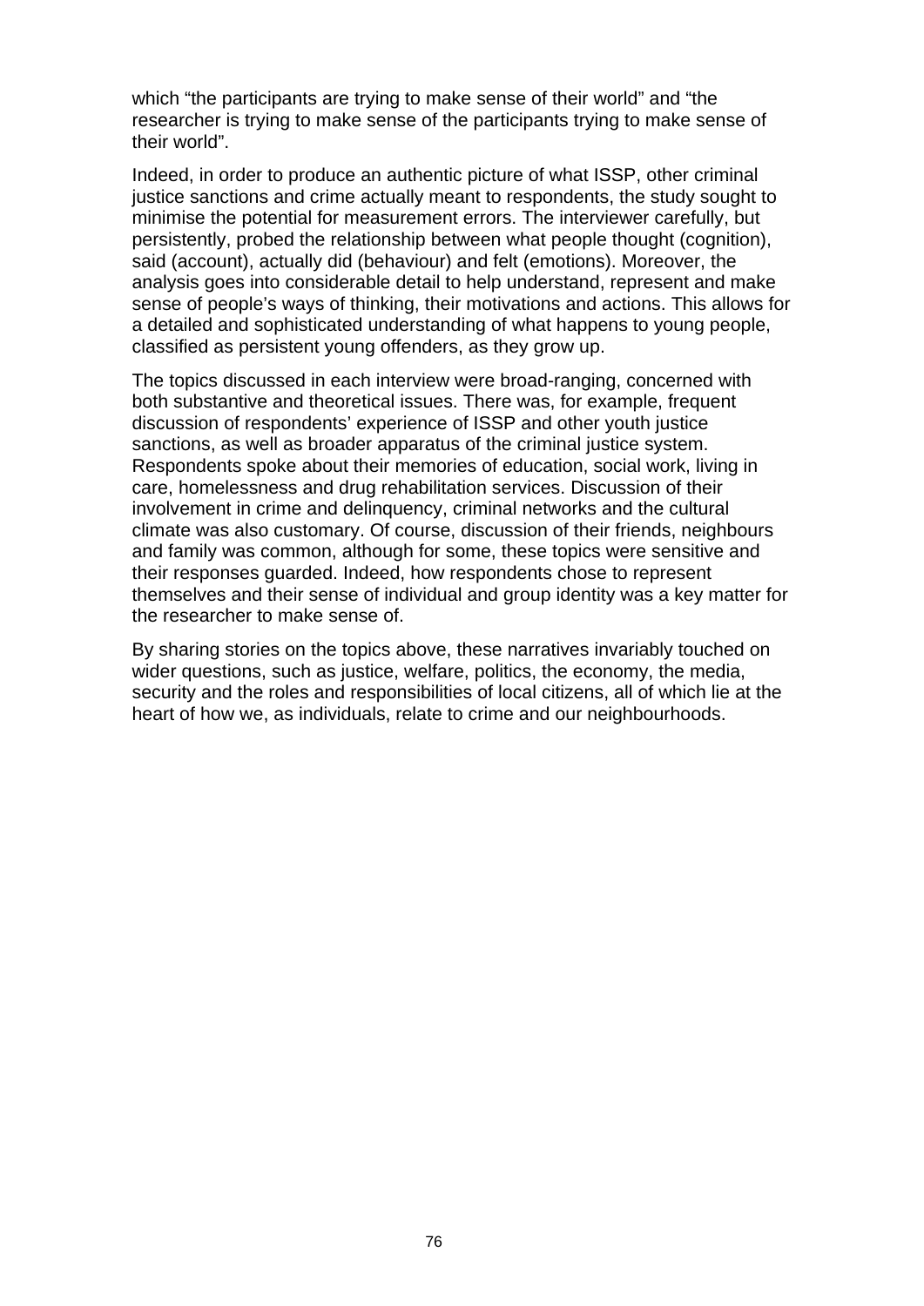which “the participants are trying to make sense of their world” and “the researcher is trying to make sense of the participants trying to make sense of their world”.

Indeed, in order to produce an authentic picture of what ISSP, other criminal justice sanctions and crime actually meant to respondents, the study sought to minimise the potential for measurement errors. The interviewer carefully, but persistently, probed the relationship between what people thought (cognition), said (account), actually did (behaviour) and felt (emotions). Moreover, the analysis goes into considerable detail to help understand, represent and make sense of people’s ways of thinking, their motivations and actions. This allows for a detailed and sophisticated understanding of what happens to young people, classified as persistent young offenders, as they grow up.

The topics discussed in each interview were broad-ranging, concerned with both substantive and theoretical issues. There was, for example, frequent discussion of respondents’ experience of ISSP and other youth justice sanctions, as well as broader apparatus of the criminal justice system. Respondents spoke about their memories of education, social work, living in care, homelessness and drug rehabilitation services. Discussion of their involvement in crime and delinquency, criminal networks and the cultural climate was also customary. Of course, discussion of their friends, neighbours and family was common, although for some, these topics were sensitive and their responses guarded. Indeed, how respondents chose to represent themselves and their sense of individual and group identity was a key matter for the researcher to make sense of.

By sharing stories on the topics above, these narratives invariably touched on wider questions, such as justice, welfare, politics, the economy, the media, security and the roles and responsibilities of local citizens, all of which lie at the heart of how we, as individuals, relate to crime and our neighbourhoods.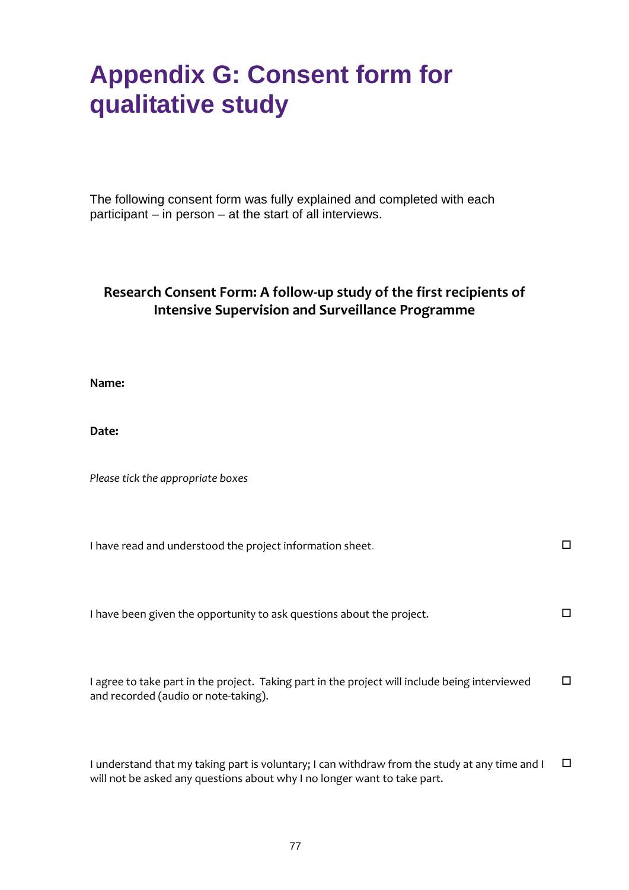# Appendix G: Consent form for qualitative study

The following consent form was fully explained and completed with each participant – in person – at the start of all interviews.

**Research Consent Form: A follow-up study of the first recipients of Intensive Supervision and Surveillance Programme**

**Name:**

**Date:**

*Please tick the appropriate boxes*

I have read and understood the project information sheet. ☐

I have been given the opportunity to ask questions about the project. ☐

I agree to take part in the project. Taking part in the project will include being interviewed and recorded (audio or note-taking). ☐

I understand that my taking part is voluntary; I can withdraw from the study at any time and I will not be asked any questions about why I no longer want to take part. ☐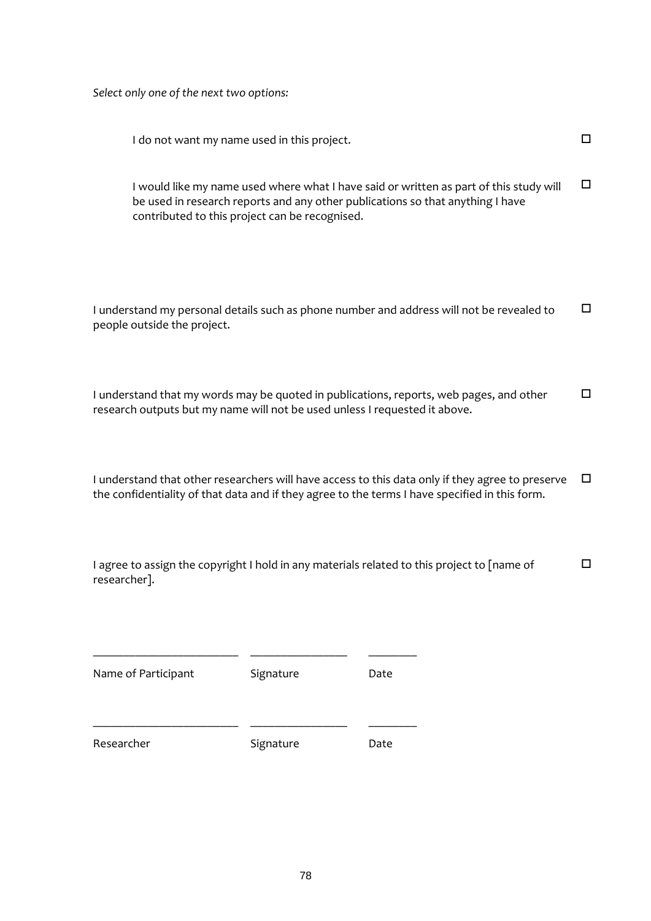*Select only one of the next two options:*

I do not want my name used in this project. ☐

I would like my name used where what I have said or written as part of this study will be used in research reports and any other publications so that anything I have contributed to this project can be recognised. ☐

I understand my personal details such as phone number and address will not be revealed to people outside the project. ☐

I understand that my words may be quoted in publications, reports, web pages, and other research outputs but my name will not be used unless I requested it above. ☐

I understand that other researchers will have access to this data only if they agree to preserve the confidentiality of that data and if they agree to the terms I have specified in this form. ☐

I agree to assign the copyright I hold in any materials related to this project to [name of researcher]. ☐

________________________ ________________ ________

Name of Participant Signature Date

________________________ ________________ ________

Researcher Signature Date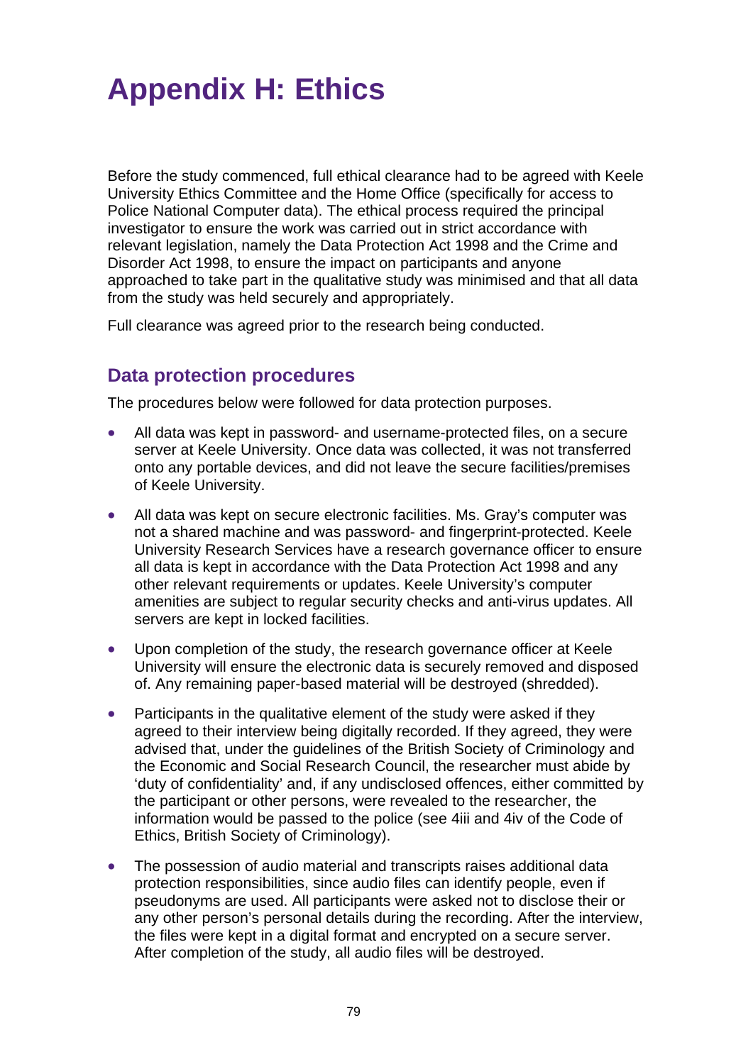# Appendix H: Ethics

Before the study commenced, full ethical clearance had to be agreed with Keele University Ethics Committee and the Home Office (specifically for access to Police National Computer data). The ethical process required the principal investigator to ensure the work was carried out in strict accordance with relevant legislation, namely the Data Protection Act 1998 and the Crime and Disorder Act 1998, to ensure the impact on participants and anyone approached to take part in the qualitative study was minimised and that all data from the study was held securely and appropriately.

Full clearance was agreed prior to the research being conducted.

## Data protection procedures

The procedures below were followed for data protection purposes.

- All data was kept in password- and username-protected files, on a secure server at Keele University. Once data was collected, it was not transferred onto any portable devices, and did not leave the secure facilities/premises of Keele University.
- All data was kept on secure electronic facilities. Ms. Gray's computer was not a shared machine and was password- and fingerprint-protected. Keele University Research Services have a research governance officer to ensure all data is kept in accordance with the Data Protection Act 1998 and any other relevant requirements or updates. Keele University's computer amenities are subject to regular security checks and anti-virus updates. All servers are kept in locked facilities.
- Upon completion of the study, the research governance officer at Keele University will ensure the electronic data is securely removed and disposed of. Any remaining paper-based material will be destroyed (shredded).
- Participants in the qualitative element of the study were asked if they agreed to their interview being digitally recorded. If they agreed, they were advised that, under the guidelines of the British Society of Criminology and the Economic and Social Research Council, the researcher must abide by 'duty of confidentiality' and, if any undisclosed offences, either committed by the participant or other persons, were revealed to the researcher, the information would be passed to the police (see 4iii and 4iv of the Code of Ethics, British Society of Criminology).
- The possession of audio material and transcripts raises additional data protection responsibilities, since audio files can identify people, even if pseudonyms are used. All participants were asked not to disclose their or any other person's personal details during the recording. After the interview, the files were kept in a digital format and encrypted on a secure server. After completion of the study, all audio files will be destroyed.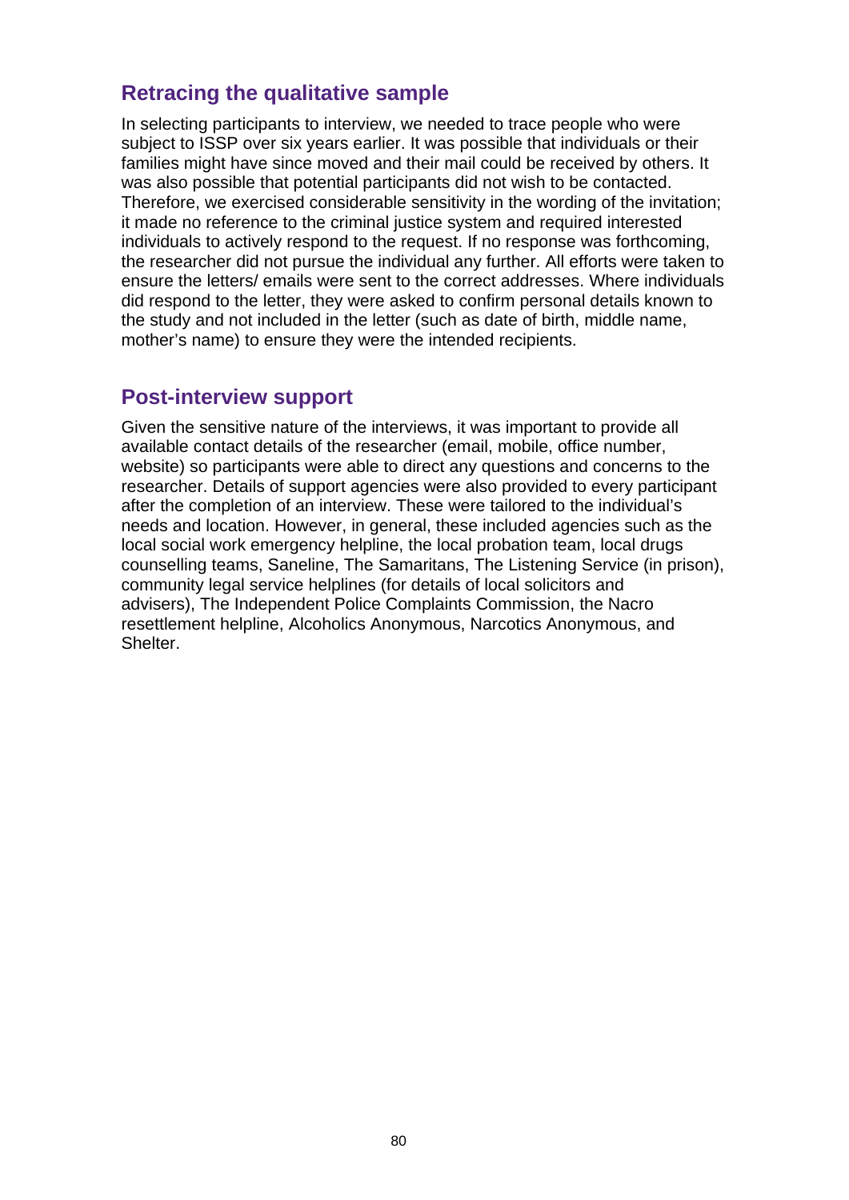## Retracing the qualitative sample

In selecting participants to interview, we needed to trace people who were subject to ISSP over six years earlier. It was possible that individuals or their families might have since moved and their mail could be received by others. It was also possible that potential participants did not wish to be contacted. Therefore, we exercised considerable sensitivity in the wording of the invitation; it made no reference to the criminal justice system and required interested individuals to actively respond to the request. If no response was forthcoming, the researcher did not pursue the individual any further. All efforts were taken to ensure the letters/ emails were sent to the correct addresses. Where individuals did respond to the letter, they were asked to confirm personal details known to the study and not included in the letter (such as date of birth, middle name, mother's name) to ensure they were the intended recipients.

## Post-interview support

Given the sensitive nature of the interviews, it was important to provide all available contact details of the researcher (email, mobile, office number, website) so participants were able to direct any questions and concerns to the researcher. Details of support agencies were also provided to every participant after the completion of an interview. These were tailored to the individual's needs and location. However, in general, these included agencies such as the local social work emergency helpline, the local probation team, local drugs counselling teams, Saneline, The Samaritans, The Listening Service (in prison), community legal service helplines (for details of local solicitors and advisers), The Independent Police Complaints Commission, the Nacro resettlement helpline, Alcoholics Anonymous, Narcotics Anonymous, and Shelter.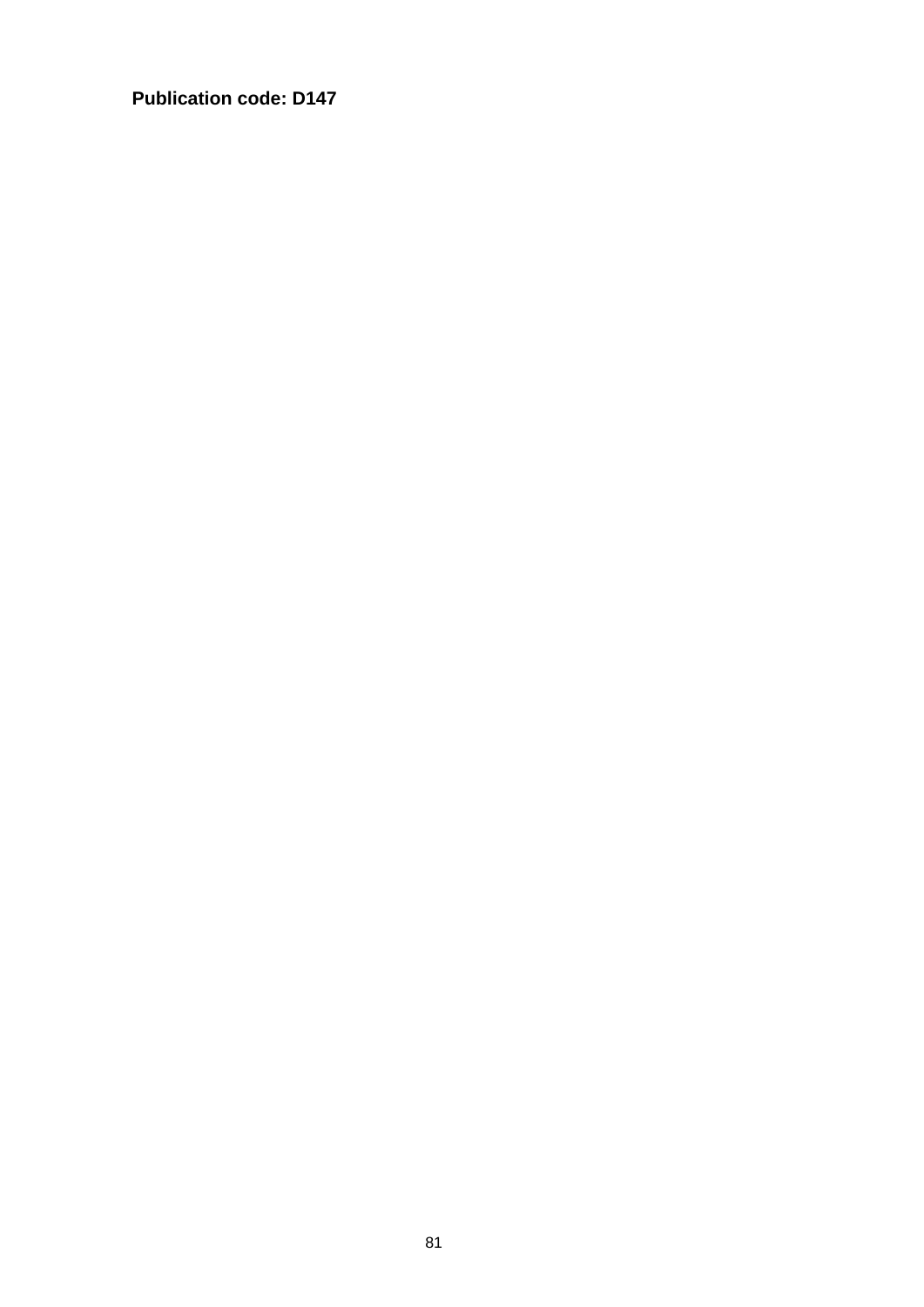**Publication code: D147**